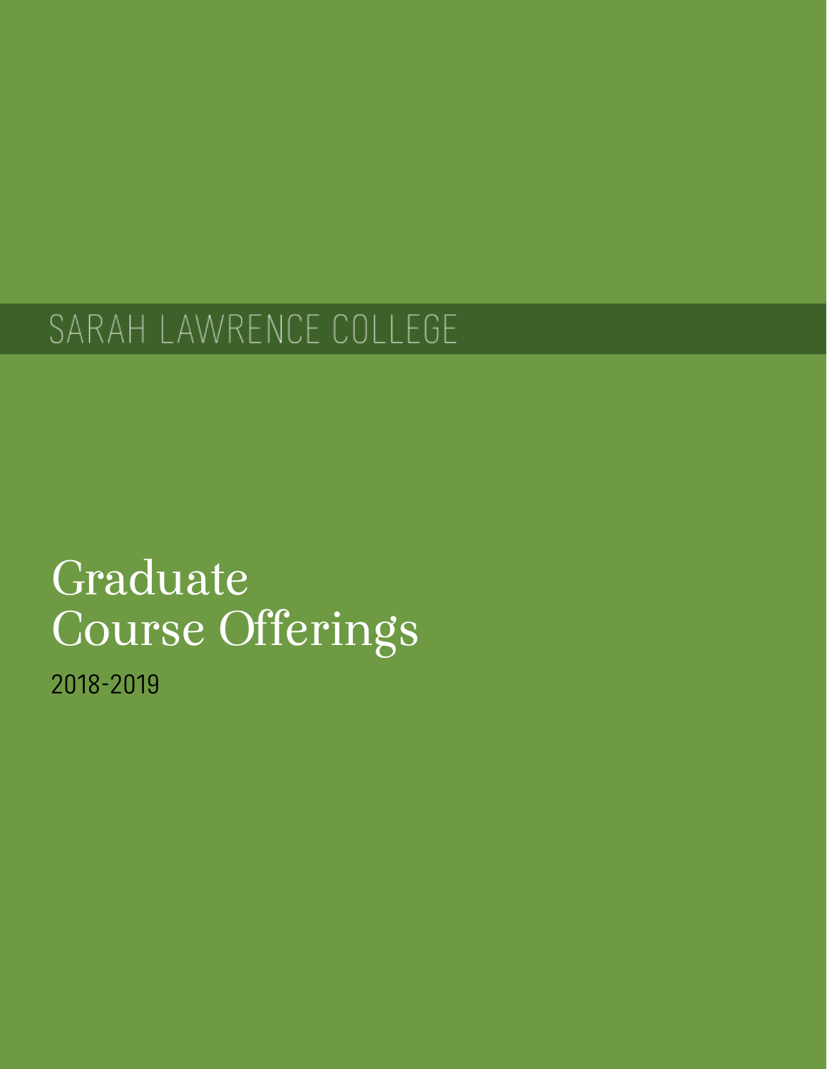SARAH LAWRENCE COLLEGE

# Graduate Course Offerings

2018-2019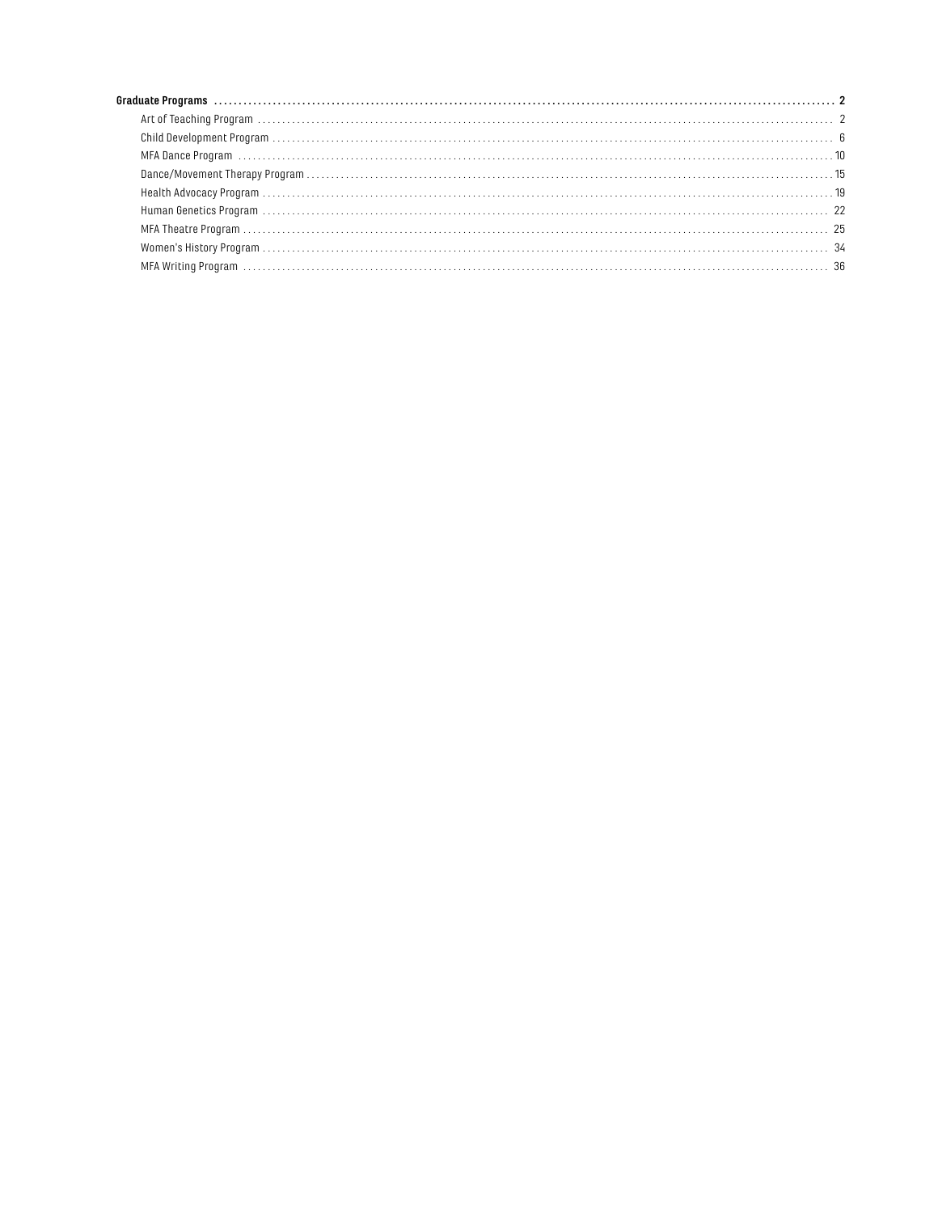**Graduate Programs** .......... **2**

- Art of Teaching Program .......... 2
- Child Development Program .......... 6
- MFA Dance Program .......... 10
- Dance/Movement Therapy Program .......... 15
- Health Advocacy Program .......... 19
- Human Genetics Program .......... 22
- MFA Theatre Program .......... 25
- Women's History Program .......... 34
- MFA Writing Program .......... 36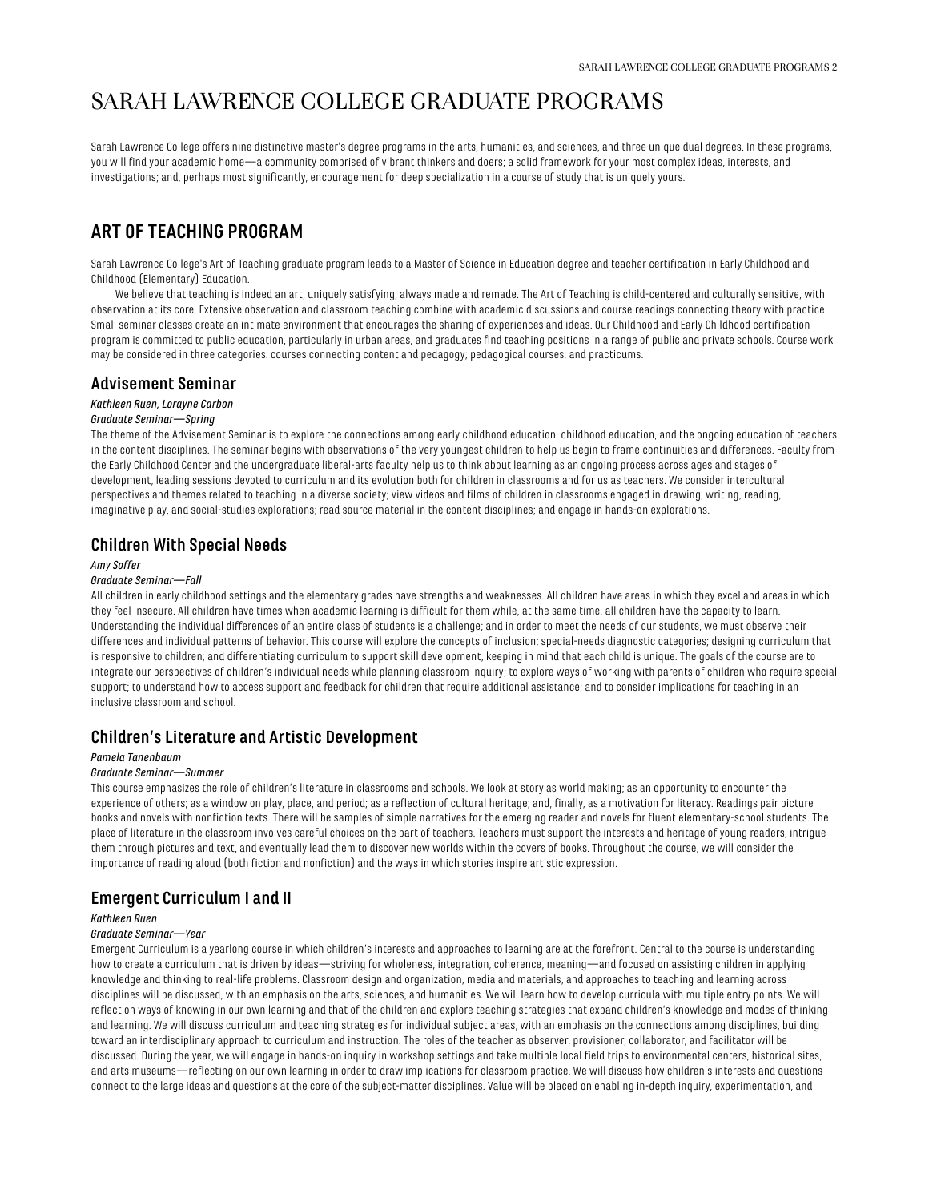# SARAH LAWRENCE COLLEGE GRADUATE PROGRAMS

Sarah Lawrence College offers nine distinctive master's degree programs in the arts, humanities, and sciences, and three unique dual degrees. In these programs, you will find your academic home—a community comprised of vibrant thinkers and doers; a solid framework for your most complex ideas, interests, and investigations; and, perhaps most significantly, encouragement for deep specialization in a course of study that is uniquely yours.

## ART OF TEACHING PROGRAM

Sarah Lawrence College's Art of Teaching graduate program leads to a Master of Science in Education degree and teacher certification in Early Childhood and Childhood (Elementary) Education.

We believe that teaching is indeed an art, uniquely satisfying, always made and remade. The Art of Teaching is child-centered and culturally sensitive, with observation at its core. Extensive observation and classroom teaching combine with academic discussions and course readings connecting theory with practice. Small seminar classes create an intimate environment that encourages the sharing of experiences and ideas. Our Childhood and Early Childhood certification program is committed to public education, particularly in urban areas, and graduates find teaching positions in a range of public and private schools. Course work may be considered in three categories: courses connecting content and pedagogy; pedagogical courses; and practicums.

### Advisement Seminar

*Kathleen Ruen, Lorayne Carbon*

*Graduate Seminar—Spring*

The theme of the Advisement Seminar is to explore the connections among early childhood education, childhood education, and the ongoing education of teachers in the content disciplines. The seminar begins with observations of the very youngest children to help us begin to frame continuities and differences. Faculty from the Early Childhood Center and the undergraduate liberal-arts faculty help us to think about learning as an ongoing process across ages and stages of development, leading sessions devoted to curriculum and its evolution both for children in classrooms and for us as teachers. We consider intercultural perspectives and themes related to teaching in a diverse society; view videos and films of children in classrooms engaged in drawing, writing, reading, imaginative play, and social-studies explorations; read source material in the content disciplines; and engage in hands-on explorations.

### Children With Special Needs

*Amy Soffer*

*Graduate Seminar—Fall*

All children in early childhood settings and the elementary grades have strengths and weaknesses. All children have areas in which they excel and areas in which they feel insecure. All children have times when academic learning is difficult for them while, at the same time, all children have the capacity to learn. Understanding the individual differences of an entire class of students is a challenge; and in order to meet the needs of our students, we must observe their differences and individual patterns of behavior. This course will explore the concepts of inclusion; special-needs diagnostic categories; designing curriculum that is responsive to children; and differentiating curriculum to support skill development, keeping in mind that each child is unique. The goals of the course are to integrate our perspectives of children's individual needs while planning classroom inquiry; to explore ways of working with parents of children who require special support; to understand how to access support and feedback for children that require additional assistance; and to consider implications for teaching in an inclusive classroom and school.

### Children's Literature and Artistic Development

*Pamela Tanenbaum*

*Graduate Seminar—Summer*

This course emphasizes the role of children's literature in classrooms and schools. We look at story as world making; as an opportunity to encounter the experience of others; as a window on play, place, and period; as a reflection of cultural heritage; and, finally, as a motivation for literacy. Readings pair picture books and novels with nonfiction texts. There will be samples of simple narratives for the emerging reader and novels for fluent elementary-school students. The place of literature in the classroom involves careful choices on the part of teachers. Teachers must support the interests and heritage of young readers, intrigue them through pictures and text, and eventually lead them to discover new worlds within the covers of books. Throughout the course, we will consider the importance of reading aloud (both fiction and nonfiction) and the ways in which stories inspire artistic expression.

### Emergent Curriculum I and II

*Kathleen Ruen*

*Graduate Seminar—Year*

Emergent Curriculum is a yearlong course in which children's interests and approaches to learning are at the forefront. Central to the course is understanding how to create a curriculum that is driven by ideas—striving for wholeness, integration, coherence, meaning—and focused on assisting children in applying knowledge and thinking to real-life problems. Classroom design and organization, media and materials, and approaches to teaching and learning across disciplines will be discussed, with an emphasis on the arts, sciences, and humanities. We will learn how to develop curricula with multiple entry points. We will reflect on ways of knowing in our own learning and that of the children and explore teaching strategies that expand children's knowledge and modes of thinking and learning. We will discuss curriculum and teaching strategies for individual subject areas, with an emphasis on the connections among disciplines, building toward an interdisciplinary approach to curriculum and instruction. The roles of the teacher as observer, provisioner, collaborator, and facilitator will be discussed. During the year, we will engage in hands-on inquiry in workshop settings and take multiple local field trips to environmental centers, historical sites, and arts museums—reflecting on our own learning in order to draw implications for classroom practice. We will discuss how children's interests and questions connect to the large ideas and questions at the core of the subject-matter disciplines. Value will be placed on enabling in-depth inquiry, experimentation, and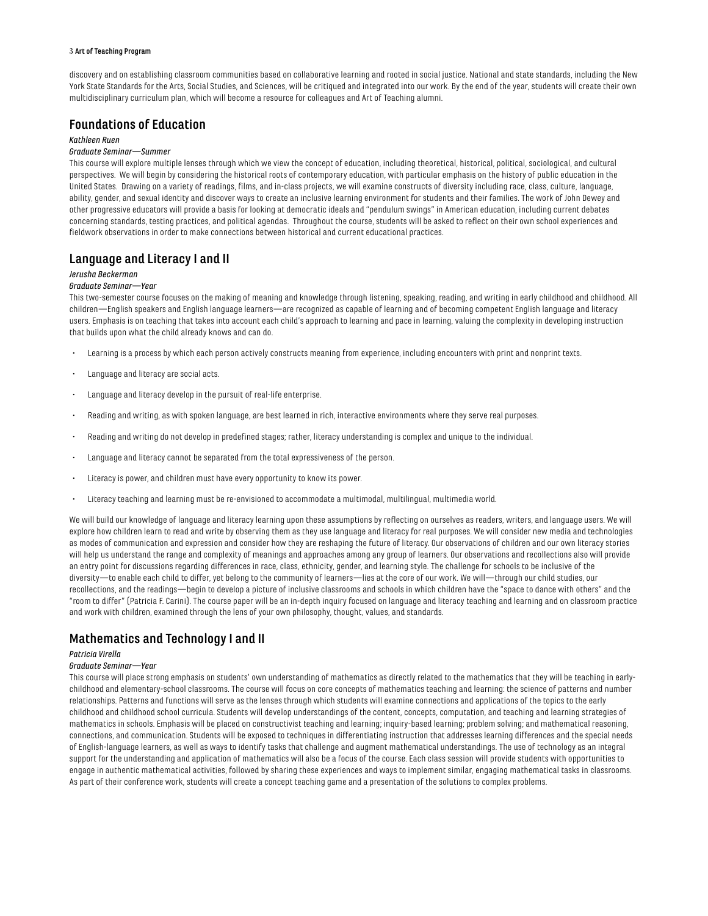discovery and on establishing classroom communities based on collaborative learning and rooted in social justice. National and state standards, including the New York State Standards for the Arts, Social Studies, and Sciences, will be critiqued and integrated into our work. By the end of the year, students will create their own multidisciplinary curriculum plan, which will become a resource for colleagues and Art of Teaching alumni.

## Foundations of Education

*Kathleen Ruen*

*Graduate Seminar—Summer*

This course will explore multiple lenses through which we view the concept of education, including theoretical, historical, political, sociological, and cultural perspectives. We will begin by considering the historical roots of contemporary education, with particular emphasis on the history of public education in the United States. Drawing on a variety of readings, films, and in-class projects, we will examine constructs of diversity including race, class, culture, language, ability, gender, and sexual identity and discover ways to create an inclusive learning environment for students and their families. The work of John Dewey and other progressive educators will provide a basis for looking at democratic ideals and "pendulum swings" in American education, including current debates concerning standards, testing practices, and political agendas. Throughout the course, students will be asked to reflect on their own school experiences and fieldwork observations in order to make connections between historical and current educational practices.

## Language and Literacy I and II

*Jerusha Beckerman*

*Graduate Seminar—Year*

This two-semester course focuses on the making of meaning and knowledge through listening, speaking, reading, and writing in early childhood and childhood. All children—English speakers and English language learners—are recognized as capable of learning and of becoming competent English language and literacy users. Emphasis is on teaching that takes into account each child's approach to learning and pace in learning, valuing the complexity in developing instruction that builds upon what the child already knows and can do.

- Learning is a process by which each person actively constructs meaning from experience, including encounters with print and nonprint texts.
- Language and literacy are social acts.
- Language and literacy develop in the pursuit of real-life enterprise.
- Reading and writing, as with spoken language, are best learned in rich, interactive environments where they serve real purposes.
- Reading and writing do not develop in predefined stages; rather, literacy understanding is complex and unique to the individual.
- Language and literacy cannot be separated from the total expressiveness of the person.
- Literacy is power, and children must have every opportunity to know its power.
- Literacy teaching and learning must be re-envisioned to accommodate a multimodal, multilingual, multimedia world.

We will build our knowledge of language and literacy learning upon these assumptions by reflecting on ourselves as readers, writers, and language users. We will explore how children learn to read and write by observing them as they use language and literacy for real purposes. We will consider new media and technologies as modes of communication and expression and consider how they are reshaping the future of literacy. Our observations of children and our own literacy stories will help us understand the range and complexity of meanings and approaches among any group of learners. Our observations and recollections also will provide an entry point for discussions regarding differences in race, class, ethnicity, gender, and learning style. The challenge for schools to be inclusive of the diversity—to enable each child to differ, yet belong to the community of learners—lies at the core of our work. We will—through our child studies, our recollections, and the readings—begin to develop a picture of inclusive classrooms and schools in which children have the "space to dance with others" and the "room to differ" (Patricia F. Carini). The course paper will be an in-depth inquiry focused on language and literacy teaching and learning and on classroom practice and work with children, examined through the lens of your own philosophy, thought, values, and standards.

## Mathematics and Technology I and II

*Patricia Virella*

*Graduate Seminar—Year*

This course will place strong emphasis on students' own understanding of mathematics as directly related to the mathematics that they will be teaching in early-childhood and elementary-school classrooms. The course will focus on core concepts of mathematics teaching and learning: the science of patterns and number relationships. Patterns and functions will serve as the lenses through which students will examine connections and applications of the topics to the early childhood and childhood school curricula. Students will develop understandings of the content, concepts, computation, and teaching and learning strategies of mathematics in schools. Emphasis will be placed on constructivist teaching and learning; inquiry-based learning; problem solving; and mathematical reasoning, connections, and communication. Students will be exposed to techniques in differentiating instruction that addresses learning differences and the special needs of English-language learners, as well as ways to identify tasks that challenge and augment mathematical understandings. The use of technology as an integral support for the understanding and application of mathematics will also be a focus of the course. Each class session will provide students with opportunities to engage in authentic mathematical activities, followed by sharing these experiences and ways to implement similar, engaging mathematical tasks in classrooms. As part of their conference work, students will create a concept teaching game and a presentation of the solutions to complex problems.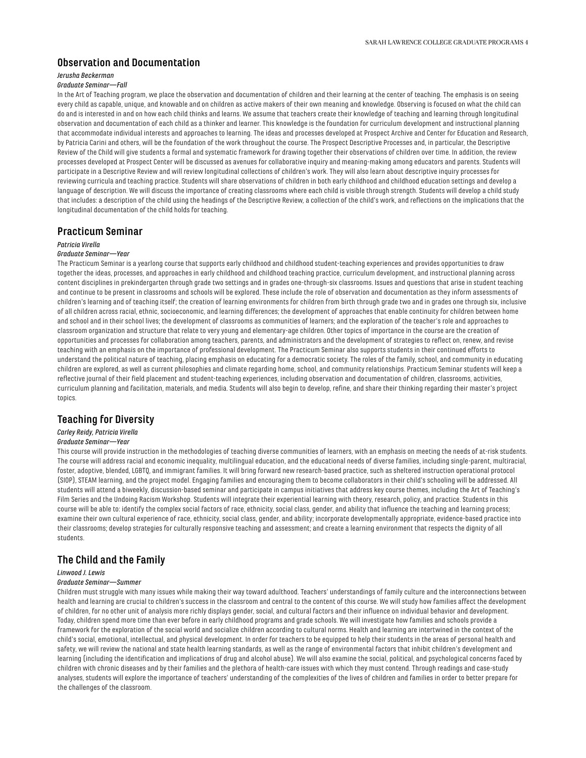## Observation and Documentation

*Jerusha Beckerman*

*Graduate Seminar—Fall*

In the Art of Teaching program, we place the observation and documentation of children and their learning at the center of teaching. The emphasis is on seeing every child as capable, unique, and knowable and on children as active makers of their own meaning and knowledge. Observing is focused on what the child can do and is interested in and on how each child thinks and learns. We assume that teachers create their knowledge of teaching and learning through longitudinal observation and documentation of each child as a thinker and learner. This knowledge is the foundation for curriculum development and instructional planning that accommodate individual interests and approaches to learning. The ideas and processes developed at Prospect Archive and Center for Education and Research, by Patricia Carini and others, will be the foundation of the work throughout the course. The Prospect Descriptive Processes and, in particular, the Descriptive Review of the Child will give students a formal and systematic framework for drawing together their observations of children over time. In addition, the review processes developed at Prospect Center will be discussed as avenues for collaborative inquiry and meaning-making among educators and parents. Students will participate in a Descriptive Review and will review longitudinal collections of children's work. They will also learn about descriptive inquiry processes for reviewing curricula and teaching practice. Students will share observations of children in both early childhood and childhood education settings and develop a language of description. We will discuss the importance of creating classrooms where each child is visible through strength. Students will develop a child study that includes: a description of the child using the headings of the Descriptive Review, a collection of the child's work, and reflections on the implications that the longitudinal documentation of the child holds for teaching.

## Practicum Seminar

*Patricia Virella*

*Graduate Seminar—Year*

The Practicum Seminar is a yearlong course that supports early childhood and childhood student-teaching experiences and provides opportunities to draw together the ideas, processes, and approaches in early childhood and childhood teaching practice, curriculum development, and instructional planning across content disciplines in prekindergarten through grade two settings and in grades one-through-six classrooms. Issues and questions that arise in student teaching and continue to be present in classrooms and schools will be explored. These include the role of observation and documentation as they inform assessments of children's learning and of teaching itself; the creation of learning environments for children from birth through grade two and in grades one through six, inclusive of all children across racial, ethnic, socioeconomic, and learning differences; the development of approaches that enable continuity for children between home and school and in their school lives; the development of classrooms as communities of learners; and the exploration of the teacher's role and approaches to classroom organization and structure that relate to very young and elementary-age children. Other topics of importance in the course are the creation of opportunities and processes for collaboration among teachers, parents, and administrators and the development of strategies to reflect on, renew, and revise teaching with an emphasis on the importance of professional development. The Practicum Seminar also supports students in their continued efforts to understand the political nature of teaching, placing emphasis on educating for a democratic society. The roles of the family, school, and community in educating children are explored, as well as current philosophies and climate regarding home, school, and community relationships. Practicum Seminar students will keep a reflective journal of their field placement and student-teaching experiences, including observation and documentation of children, classrooms, activities, curriculum planning and facilitation, materials, and media. Students will also begin to develop, refine, and share their thinking regarding their master's project topics.

## Teaching for Diversity

*Carley Reidy, Patricia Virella*

*Graduate Seminar—Year*

This course will provide instruction in the methodologies of teaching diverse communities of learners, with an emphasis on meeting the needs of at-risk students. The course will address racial and economic inequality, multilingual education, and the educational needs of diverse families, including single-parent, multiracial, foster, adoptive, blended, LGBTQ, and immigrant families. It will bring forward new research-based practice, such as sheltered instruction operational protocol (SIOP), STEAM learning, and the project model. Engaging families and encouraging them to become collaborators in their child's schooling will be addressed. All students will attend a biweekly, discussion-based seminar and participate in campus initiatives that address key course themes, including the Art of Teaching's Film Series and the Undoing Racism Workshop. Students will integrate their experiential learning with theory, research, policy, and practice. Students in this course will be able to: identify the complex social factors of race, ethnicity, social class, gender, and ability that influence the teaching and learning process; examine their own cultural experience of race, ethnicity, social class, gender, and ability; incorporate developmentally appropriate, evidence-based practice into their classrooms; develop strategies for culturally responsive teaching and assessment; and create a learning environment that respects the dignity of all students.

## The Child and the Family

*Linwood J. Lewis*

*Graduate Seminar—Summer*

Children must struggle with many issues while making their way toward adulthood. Teachers' understandings of family culture and the interconnections between health and learning are crucial to children's success in the classroom and central to the content of this course. We will study how families affect the development of children, for no other unit of analysis more richly displays gender, social, and cultural factors and their influence on individual behavior and development. Today, children spend more time than ever before in early childhood programs and grade schools. We will investigate how families and schools provide a framework for the exploration of the social world and socialize children according to cultural norms. Health and learning are intertwined in the context of the child's social, emotional, intellectual, and physical development. In order for teachers to be equipped to help their students in the areas of personal health and safety, we will review the national and state health learning standards, as well as the range of environmental factors that inhibit children's development and learning (including the identification and implications of drug and alcohol abuse). We will also examine the social, political, and psychological concerns faced by children with chronic diseases and by their families and the plethora of health-care issues with which they must contend. Through readings and case-study analyses, students will explore the importance of teachers' understanding of the complexities of the lives of children and families in order to better prepare for the challenges of the classroom.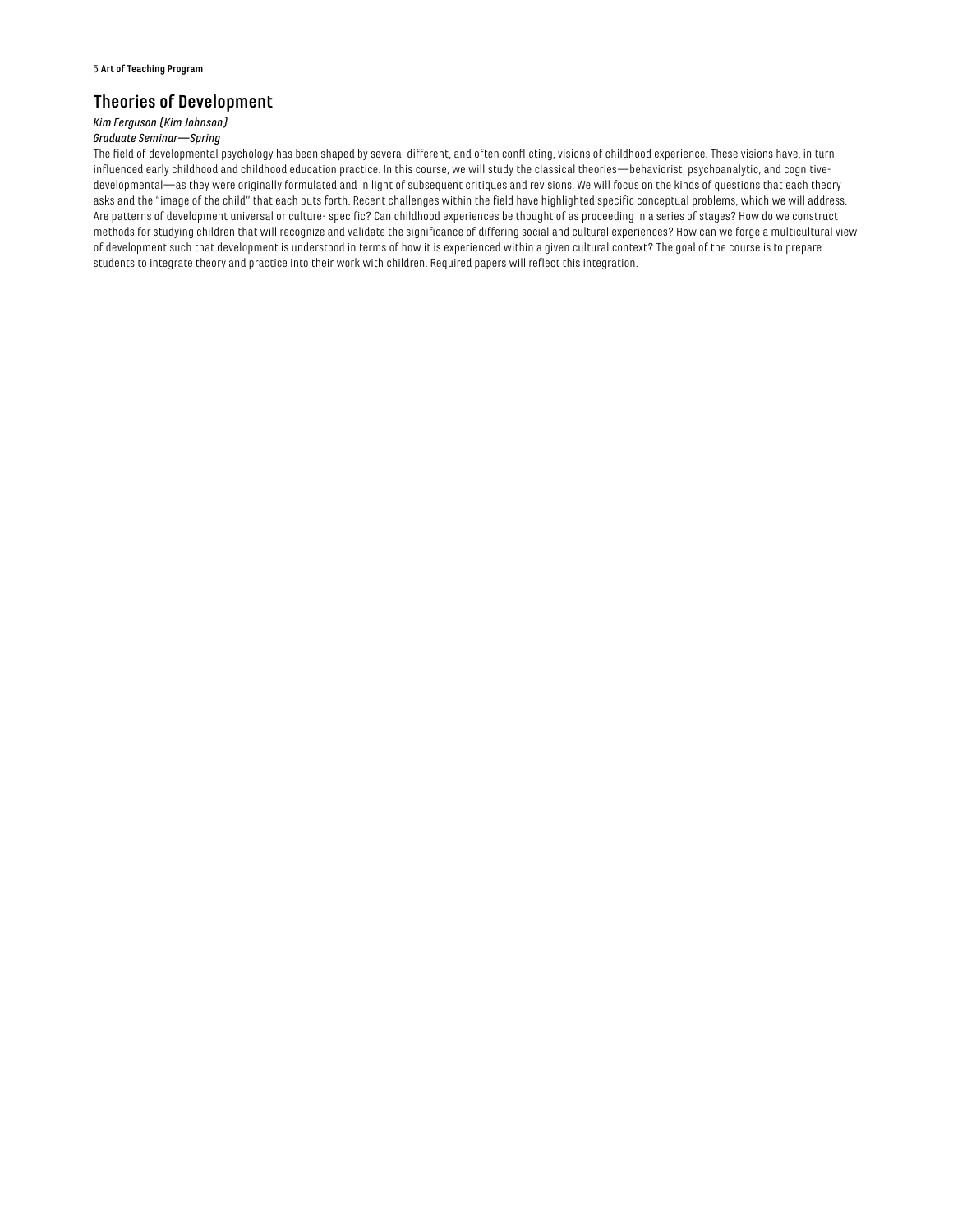## Theories of Development

*Kim Ferguson (Kim Johnson)*
*Graduate Seminar—Spring*

The field of developmental psychology has been shaped by several different, and often conflicting, visions of childhood experience. These visions have, in turn, influenced early childhood and childhood education practice. In this course, we will study the classical theories—behaviorist, psychoanalytic, and cognitive-developmental—as they were originally formulated and in light of subsequent critiques and revisions. We will focus on the kinds of questions that each theory asks and the "image of the child" that each puts forth. Recent challenges within the field have highlighted specific conceptual problems, which we will address. Are patterns of development universal or culture- specific? Can childhood experiences be thought of as proceeding in a series of stages? How do we construct methods for studying children that will recognize and validate the significance of differing social and cultural experiences? How can we forge a multicultural view of development such that development is understood in terms of how it is experienced within a given cultural context? The goal of the course is to prepare students to integrate theory and practice into their work with children. Required papers will reflect this integration.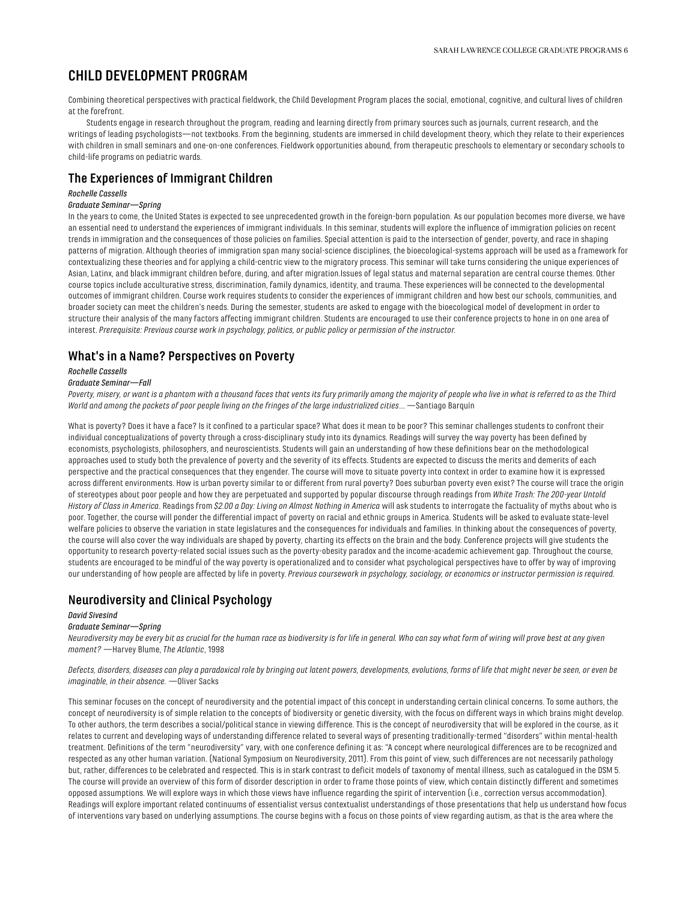# CHILD DEVELOPMENT PROGRAM

Combining theoretical perspectives with practical fieldwork, the Child Development Program places the social, emotional, cognitive, and cultural lives of children at the forefront.

Students engage in research throughout the program, reading and learning directly from primary sources such as journals, current research, and the writings of leading psychologists—not textbooks. From the beginning, students are immersed in child development theory, which they relate to their experiences with children in small seminars and one-on-one conferences. Fieldwork opportunities abound, from therapeutic preschools to elementary or secondary schools to child-life programs on pediatric wards.

## The Experiences of Immigrant Children

*Rochelle Cassells*

*Graduate Seminar—Spring*

In the years to come, the United States is expected to see unprecedented growth in the foreign-born population. As our population becomes more diverse, we have an essential need to understand the experiences of immigrant individuals. In this seminar, students will explore the influence of immigration policies on recent trends in immigration and the consequences of those policies on families. Special attention is paid to the intersection of gender, poverty, and race in shaping patterns of migration. Although theories of immigration span many social-science disciplines, the bioecological-systems approach will be used as a framework for contextualizing these theories and for applying a child-centric view to the migratory process. This seminar will take turns considering the unique experiences of Asian, Latinx, and black immigrant children before, during, and after migration.Issues of legal status and maternal separation are central course themes. Other course topics include acculturative stress, discrimination, family dynamics, identity, and trauma. These experiences will be connected to the developmental outcomes of immigrant children. Course work requires students to consider the experiences of immigrant children and how best our schools, communities, and broader society can meet the children's needs. During the semester, students are asked to engage with the bioecological model of development in order to structure their analysis of the many factors affecting immigrant children. Students are encouraged to use their conference projects to hone in on one area of interest. *Prerequisite: Previous course work in psychology, politics, or public policy or permission of the instructor.*

## What's in a Name? Perspectives on Poverty

*Rochelle Cassells*

*Graduate Seminar—Fall*

*Poverty, misery, or want is a phantom with a thousand faces that vents its fury primarily among the majority of people who live in what is referred to as the Third World and among the pockets of poor people living on the fringes of the large industrialized cities…* —Santiago Barquín

What is poverty? Does it have a face? Is it confined to a particular space? What does it mean to be poor? This seminar challenges students to confront their individual conceptualizations of poverty through a cross-disciplinary study into its dynamics. Readings will survey the way poverty has been defined by economists, psychologists, philosophers, and neuroscientists. Students will gain an understanding of how these definitions bear on the methodological approaches used to study both the prevalence of poverty and the severity of its effects. Students are expected to discuss the merits and demerits of each perspective and the practical consequences that they engender. The course will move to situate poverty into context in order to examine how it is expressed across different environments. How is urban poverty similar to or different from rural poverty? Does suburban poverty even exist? The course will trace the origin of stereotypes about poor people and how they are perpetuated and supported by popular discourse through readings from *White Trash: The 200-year Untold History of Class in America*. Readings from *$2.00 a Day: Living on Almost Nothing in America* will ask students to interrogate the factuality of myths about who is poor. Together, the course will ponder the differential impact of poverty on racial and ethnic groups in America. Students will be asked to evaluate state-level welfare policies to observe the variation in state legislatures and the consequences for individuals and families. In thinking about the consequences of poverty, the course will also cover the way individuals are shaped by poverty, charting its effects on the brain and the body. Conference projects will give students the opportunity to research poverty-related social issues such as the poverty-obesity paradox and the income-academic achievement gap. Throughout the course, students are encouraged to be mindful of the way poverty is operationalized and to consider what psychological perspectives have to offer by way of improving our understanding of how people are affected by life in poverty. *Previous coursework in psychology, sociology, or economics or instructor permission is required.*

## Neurodiversity and Clinical Psychology

*David Sivesind*

*Graduate Seminar—Spring*

*Neurodiversity may be every bit as crucial for the human race as biodiversity is for life in general. Who can say what form of wiring will prove best at any given moment?* —Harvey Blume, *The Atlantic*, 1998

*Defects, disorders, diseases can play a paradoxical role by bringing out latent powers, developments, evolutions, forms of life that might never be seen, or even be imaginable, in their absence.* —Oliver Sacks

This seminar focuses on the concept of neurodiversity and the potential impact of this concept in understanding certain clinical concerns. To some authors, the concept of neurodiversity is of simple relation to the concepts of biodiversity or genetic diversity, with the focus on different ways in which brains might develop. To other authors, the term describes a social/political stance in viewing difference. This is the concept of neurodiversity that will be explored in the course, as it relates to current and developing ways of understanding difference related to several ways of presenting traditionally-termed "disorders" within mental-health treatment. Definitions of the term "neurodiversity" vary, with one conference defining it as: "A concept where neurological differences are to be recognized and respected as any other human variation. (National Symposium on Neurodiversity, 2011). From this point of view, such differences are not necessarily pathology but, rather, differences to be celebrated and respected. This is in stark contrast to deficit models of taxonomy of mental illness, such as catalogued in the DSM 5. The course will provide an overview of this form of disorder description in order to frame those points of view, which contain distinctly different and sometimes opposed assumptions. We will explore ways in which those views have influence regarding the spirit of intervention (i.e., correction versus accommodation). Readings will explore important related continuums of essentialist versus contextualist understandings of those presentations that help us understand how focus of interventions vary based on underlying assumptions. The course begins with a focus on those points of view regarding autism, as that is the area where the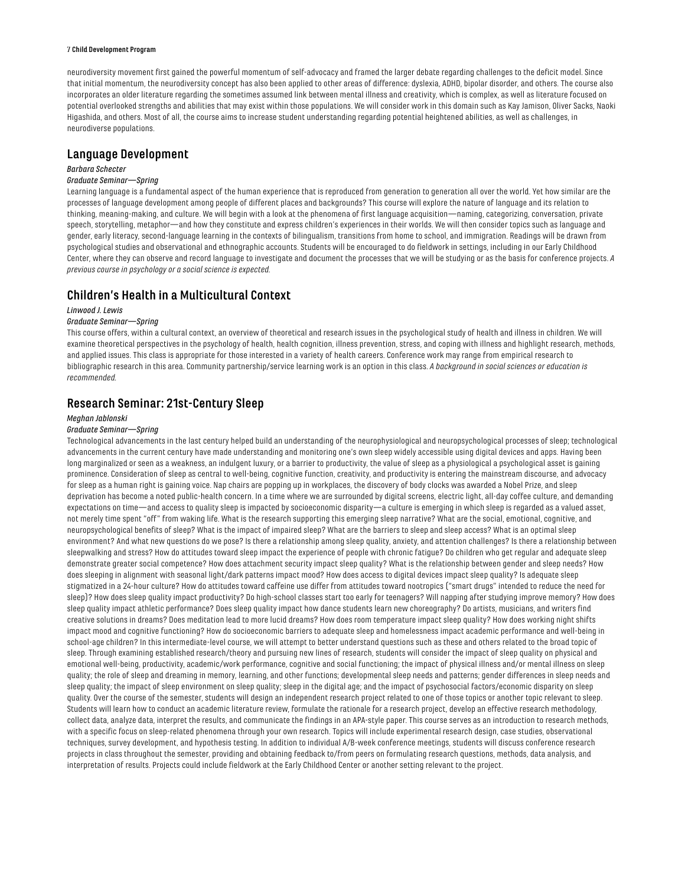neurodiversity movement first gained the powerful momentum of self-advocacy and framed the larger debate regarding challenges to the deficit model. Since that initial momentum, the neurodiversity concept has also been applied to other areas of difference: dyslexia, ADHD, bipolar disorder, and others. The course also incorporates an older literature regarding the sometimes assumed link between mental illness and creativity, which is complex, as well as literature focused on potential overlooked strengths and abilities that may exist within those populations. We will consider work in this domain such as Kay Jamison, Oliver Sacks, Naoki Higashida, and others. Most of all, the course aims to increase student understanding regarding potential heightened abilities, as well as challenges, in neurodiverse populations.

## Language Development

*Barbara Schecter*

*Graduate Seminar—Spring*

Learning language is a fundamental aspect of the human experience that is reproduced from generation to generation all over the world. Yet how similar are the processes of language development among people of different places and backgrounds? This course will explore the nature of language and its relation to thinking, meaning-making, and culture. We will begin with a look at the phenomena of first language acquisition—naming, categorizing, conversation, private speech, storytelling, metaphor—and how they constitute and express children's experiences in their worlds. We will then consider topics such as language and gender, early literacy, second-language learning in the contexts of bilingualism, transitions from home to school, and immigration. Readings will be drawn from psychological studies and observational and ethnographic accounts. Students will be encouraged to do fieldwork in settings, including in our Early Childhood Center, where they can observe and record language to investigate and document the processes that we will be studying or as the basis for conference projects. *A previous course in psychology or a social science is expected.*

## Children's Health in a Multicultural Context

*Linwood J. Lewis*

*Graduate Seminar—Spring*

This course offers, within a cultural context, an overview of theoretical and research issues in the psychological study of health and illness in children. We will examine theoretical perspectives in the psychology of health, health cognition, illness prevention, stress, and coping with illness and highlight research, methods, and applied issues. This class is appropriate for those interested in a variety of health careers. Conference work may range from empirical research to bibliographic research in this area. Community partnership/service learning work is an option in this class. *A background in social sciences or education is recommended.*

## Research Seminar: 21st-Century Sleep

*Meghan Jablonski*

*Graduate Seminar—Spring*

Technological advancements in the last century helped build an understanding of the neurophysiological and neuropsychological processes of sleep; technological advancements in the current century have made understanding and monitoring one's own sleep widely accessible using digital devices and apps. Having been long marginalized or seen as a weakness, an indulgent luxury, or a barrier to productivity, the value of sleep as a physiological a psychological asset is gaining prominence. Consideration of sleep as central to well-being, cognitive function, creativity, and productivity is entering the mainstream discourse, and advocacy for sleep as a human right is gaining voice. Nap chairs are popping up in workplaces, the discovery of body clocks was awarded a Nobel Prize, and sleep deprivation has become a noted public-health concern. In a time where we are surrounded by digital screens, electric light, all-day coffee culture, and demanding expectations on time—and access to quality sleep is impacted by socioeconomic disparity—a culture is emerging in which sleep is regarded as a valued asset, not merely time spent "off" from waking life. What is the research supporting this emerging sleep narrative? What are the social, emotional, cognitive, and neuropsychological benefits of sleep? What is the impact of impaired sleep? What are the barriers to sleep and sleep access? What is an optimal sleep environment? And what new questions do we pose? Is there a relationship among sleep quality, anxiety, and attention challenges? Is there a relationship between sleepwalking and stress? How do attitudes toward sleep impact the experience of people with chronic fatigue? Do children who get regular and adequate sleep demonstrate greater social competence? How does attachment security impact sleep quality? What is the relationship between gender and sleep needs? How does sleeping in alignment with seasonal light/dark patterns impact mood? How does access to digital devices impact sleep quality? Is adequate sleep stigmatized in a 24-hour culture? How do attitudes toward caffeine use differ from attitudes toward nootropics ("smart drugs" intended to reduce the need for sleep)? How does sleep quality impact productivity? Do high-school classes start too early for teenagers? Will napping after studying improve memory? How does sleep quality impact athletic performance? Does sleep quality impact how dance students learn new choreography? Do artists, musicians, and writers find creative solutions in dreams? Does meditation lead to more lucid dreams? How does room temperature impact sleep quality? How does working night shifts impact mood and cognitive functioning? How do socioeconomic barriers to adequate sleep and homelessness impact academic performance and well-being in school-age children? In this intermediate-level course, we will attempt to better understand questions such as these and others related to the broad topic of sleep. Through examining established research/theory and pursuing new lines of research, students will consider the impact of sleep quality on physical and emotional well-being, productivity, academic/work performance, cognitive and social functioning; the impact of physical illness and/or mental illness on sleep quality; the role of sleep and dreaming in memory, learning, and other functions; developmental sleep needs and patterns; gender differences in sleep needs and sleep quality; the impact of sleep environment on sleep quality; sleep in the digital age; and the impact of psychosocial factors/economic disparity on sleep quality. Over the course of the semester, students will design an independent research project related to one of those topics or another topic relevant to sleep. Students will learn how to conduct an academic literature review, formulate the rationale for a research project, develop an effective research methodology, collect data, analyze data, interpret the results, and communicate the findings in an APA-style paper. This course serves as an introduction to research methods, with a specific focus on sleep-related phenomena through your own research. Topics will include experimental research design, case studies, observational techniques, survey development, and hypothesis testing. In addition to individual A/B-week conference meetings, students will discuss conference research projects in class throughout the semester, providing and obtaining feedback to/from peers on formulating research questions, methods, data analysis, and interpretation of results. Projects could include fieldwork at the Early Childhood Center or another setting relevant to the project.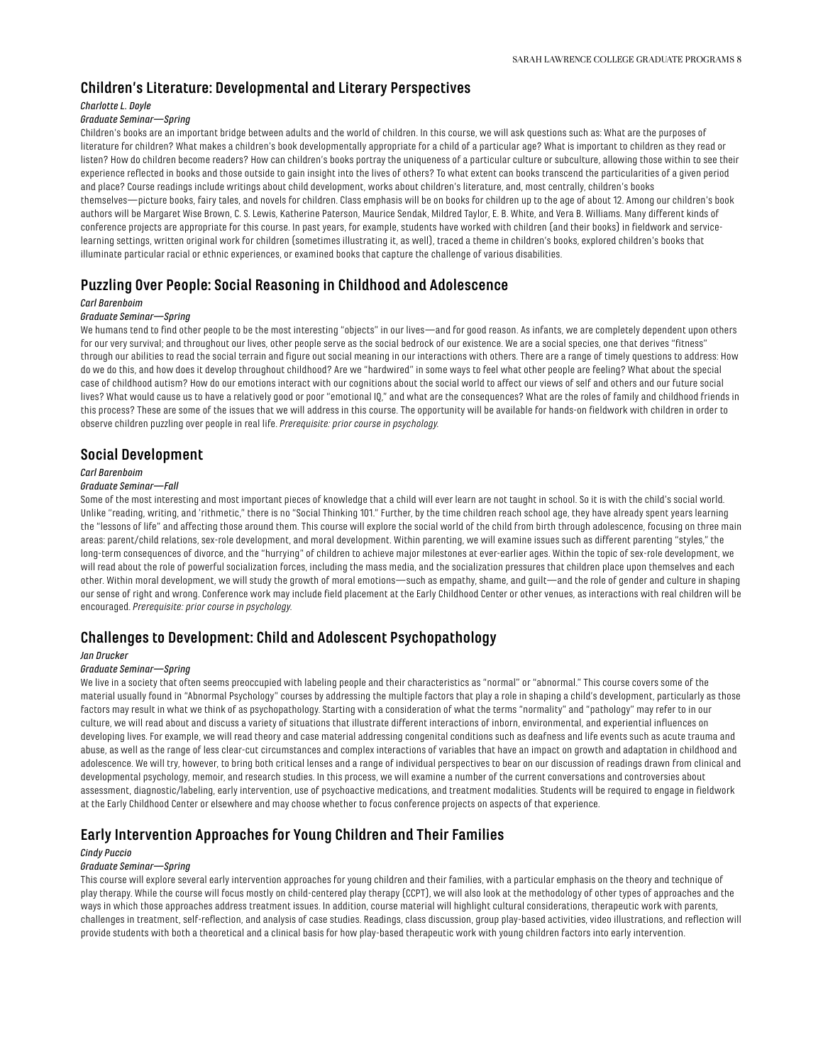## Children's Literature: Developmental and Literary Perspectives

*Charlotte L. Doyle*

*Graduate Seminar—Spring*

Children's books are an important bridge between adults and the world of children. In this course, we will ask questions such as: What are the purposes of literature for children? What makes a children's book developmentally appropriate for a child of a particular age? What is important to children as they read or listen? How do children become readers? How can children's books portray the uniqueness of a particular culture or subculture, allowing those within to see their experience reflected in books and those outside to gain insight into the lives of others? To what extent can books transcend the particularities of a given period and place? Course readings include writings about child development, works about children's literature, and, most centrally, children's books themselves—picture books, fairy tales, and novels for children. Class emphasis will be on books for children up to the age of about 12. Among our children's book authors will be Margaret Wise Brown, C. S. Lewis, Katherine Paterson, Maurice Sendak, Mildred Taylor, E. B. White, and Vera B. Williams. Many different kinds of conference projects are appropriate for this course. In past years, for example, students have worked with children (and their books) in fieldwork and service-learning settings, written original work for children (sometimes illustrating it, as well), traced a theme in children's books, explored children's books that illuminate particular racial or ethnic experiences, or examined books that capture the challenge of various disabilities.

## Puzzling Over People: Social Reasoning in Childhood and Adolescence

*Carl Barenboim*

*Graduate Seminar—Spring*

We humans tend to find other people to be the most interesting "objects" in our lives—and for good reason. As infants, we are completely dependent upon others for our very survival; and throughout our lives, other people serve as the social bedrock of our existence. We are a social species, one that derives "fitness" through our abilities to read the social terrain and figure out social meaning in our interactions with others. There are a range of timely questions to address: How do we do this, and how does it develop throughout childhood? Are we "hardwired" in some ways to feel what other people are feeling? What about the special case of childhood autism? How do our emotions interact with our cognitions about the social world to affect our views of self and others and our future social lives? What would cause us to have a relatively good or poor "emotional IQ," and what are the consequences? What are the roles of family and childhood friends in this process? These are some of the issues that we will address in this course. The opportunity will be available for hands-on fieldwork with children in order to observe children puzzling over people in real life. *Prerequisite: prior course in psychology.*

## Social Development

*Carl Barenboim*

*Graduate Seminar—Fall*

Some of the most interesting and most important pieces of knowledge that a child will ever learn are not taught in school. So it is with the child's social world. Unlike "reading, writing, and 'rithmetic," there is no "Social Thinking 101." Further, by the time children reach school age, they have already spent years learning the "lessons of life" and affecting those around them. This course will explore the social world of the child from birth through adolescence, focusing on three main areas: parent/child relations, sex-role development, and moral development. Within parenting, we will examine issues such as different parenting "styles," the long-term consequences of divorce, and the "hurrying" of children to achieve major milestones at ever-earlier ages. Within the topic of sex-role development, we will read about the role of powerful socialization forces, including the mass media, and the socialization pressures that children place upon themselves and each other. Within moral development, we will study the growth of moral emotions—such as empathy, shame, and guilt—and the role of gender and culture in shaping our sense of right and wrong. Conference work may include field placement at the Early Childhood Center or other venues, as interactions with real children will be encouraged. *Prerequisite: prior course in psychology.*

## Challenges to Development: Child and Adolescent Psychopathology

*Jan Drucker*

*Graduate Seminar—Spring*

We live in a society that often seems preoccupied with labeling people and their characteristics as "normal" or "abnormal." This course covers some of the material usually found in "Abnormal Psychology" courses by addressing the multiple factors that play a role in shaping a child's development, particularly as those factors may result in what we think of as psychopathology. Starting with a consideration of what the terms "normality" and "pathology" may refer to in our culture, we will read about and discuss a variety of situations that illustrate different interactions of inborn, environmental, and experiential influences on developing lives. For example, we will read theory and case material addressing congenital conditions such as deafness and life events such as acute trauma and abuse, as well as the range of less clear-cut circumstances and complex interactions of variables that have an impact on growth and adaptation in childhood and adolescence. We will try, however, to bring both critical lenses and a range of individual perspectives to bear on our discussion of readings drawn from clinical and developmental psychology, memoir, and research studies. In this process, we will examine a number of the current conversations and controversies about assessment, diagnostic/labeling, early intervention, use of psychoactive medications, and treatment modalities. Students will be required to engage in fieldwork at the Early Childhood Center or elsewhere and may choose whether to focus conference projects on aspects of that experience.

## Early Intervention Approaches for Young Children and Their Families

*Cindy Puccio*

*Graduate Seminar—Spring*

This course will explore several early intervention approaches for young children and their families, with a particular emphasis on the theory and technique of play therapy. While the course will focus mostly on child-centered play therapy (CCPT), we will also look at the methodology of other types of approaches and the ways in which those approaches address treatment issues. In addition, course material will highlight cultural considerations, therapeutic work with parents, challenges in treatment, self-reflection, and analysis of case studies. Readings, class discussion, group play-based activities, video illustrations, and reflection will provide students with both a theoretical and a clinical basis for how play-based therapeutic work with young children factors into early intervention.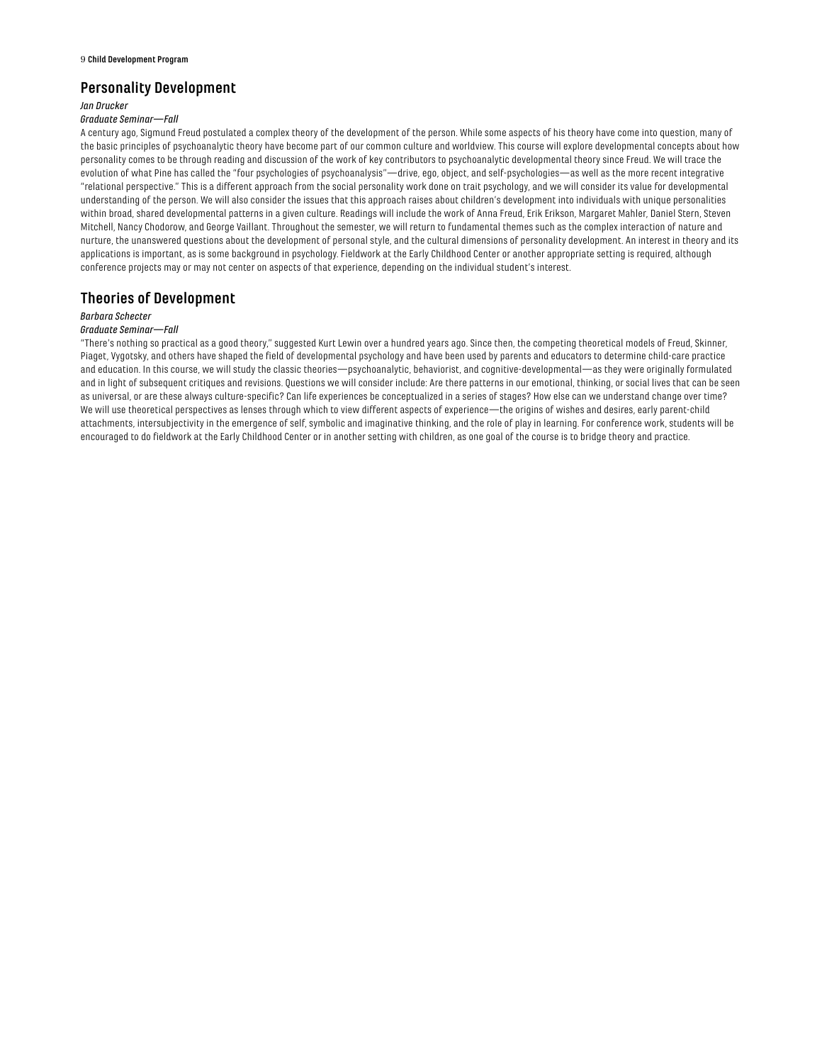## Personality Development

*Jan Drucker*

*Graduate Seminar—Fall*

A century ago, Sigmund Freud postulated a complex theory of the development of the person. While some aspects of his theory have come into question, many of the basic principles of psychoanalytic theory have become part of our common culture and worldview. This course will explore developmental concepts about how personality comes to be through reading and discussion of the work of key contributors to psychoanalytic developmental theory since Freud. We will trace the evolution of what Pine has called the "four psychologies of psychoanalysis"—drive, ego, object, and self-psychologies—as well as the more recent integrative "relational perspective." This is a different approach from the social personality work done on trait psychology, and we will consider its value for developmental understanding of the person. We will also consider the issues that this approach raises about children's development into individuals with unique personalities within broad, shared developmental patterns in a given culture. Readings will include the work of Anna Freud, Erik Erikson, Margaret Mahler, Daniel Stern, Steven Mitchell, Nancy Chodorow, and George Vaillant. Throughout the semester, we will return to fundamental themes such as the complex interaction of nature and nurture, the unanswered questions about the development of personal style, and the cultural dimensions of personality development. An interest in theory and its applications is important, as is some background in psychology. Fieldwork at the Early Childhood Center or another appropriate setting is required, although conference projects may or may not center on aspects of that experience, depending on the individual student's interest.

## Theories of Development

*Barbara Schecter*

*Graduate Seminar—Fall*

"There's nothing so practical as a good theory," suggested Kurt Lewin over a hundred years ago. Since then, the competing theoretical models of Freud, Skinner, Piaget, Vygotsky, and others have shaped the field of developmental psychology and have been used by parents and educators to determine child-care practice and education. In this course, we will study the classic theories—psychoanalytic, behaviorist, and cognitive-developmental—as they were originally formulated and in light of subsequent critiques and revisions. Questions we will consider include: Are there patterns in our emotional, thinking, or social lives that can be seen as universal, or are these always culture-specific? Can life experiences be conceptualized in a series of stages? How else can we understand change over time? We will use theoretical perspectives as lenses through which to view different aspects of experience—the origins of wishes and desires, early parent-child attachments, intersubjectivity in the emergence of self, symbolic and imaginative thinking, and the role of play in learning. For conference work, students will be encouraged to do fieldwork at the Early Childhood Center or in another setting with children, as one goal of the course is to bridge theory and practice.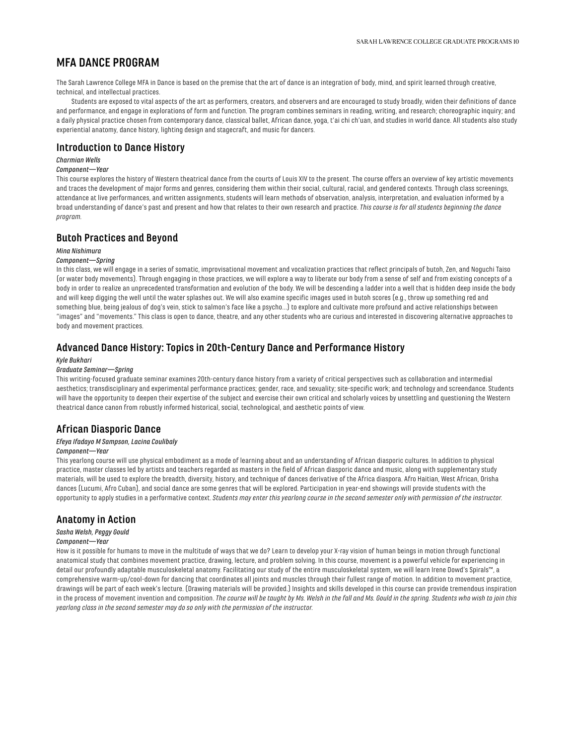# MFA DANCE PROGRAM

The Sarah Lawrence College MFA in Dance is based on the premise that the art of dance is an integration of body, mind, and spirit learned through creative, technical, and intellectual practices.

Students are exposed to vital aspects of the art as performers, creators, and observers and are encouraged to study broadly, widen their definitions of dance and performance, and engage in explorations of form and function. The program combines seminars in reading, writing, and research; choreographic inquiry; and a daily physical practice chosen from contemporary dance, classical ballet, African dance, yoga, t'ai chi ch'uan, and studies in world dance. All students also study experiential anatomy, dance history, lighting design and stagecraft, and music for dancers.

## Introduction to Dance History

*Charmian Wells*

*Component—Year*

This course explores the history of Western theatrical dance from the courts of Louis XIV to the present. The course offers an overview of key artistic movements and traces the development of major forms and genres, considering them within their social, cultural, racial, and gendered contexts. Through class screenings, attendance at live performances, and written assignments, students will learn methods of observation, analysis, interpretation, and evaluation informed by a broad understanding of dance's past and present and how that relates to their own research and practice. *This course is for all students beginning the dance program.*

## Butoh Practices and Beyond

*Mina Nishimura*

*Component—Spring*

In this class, we will engage in a series of somatic, improvisational movement and vocalization practices that reflect principals of butoh, Zen, and Noguchi Taiso (or water body movements). Through engaging in those practices, we will explore a way to liberate our body from a sense of self and from existing concepts of a body in order to realize an unprecedented transformation and evolution of the body. We will be descending a ladder into a well that is hidden deep inside the body and will keep digging the well until the water splashes out. We will also examine specific images used in butoh scores (e.g., throw up something red and something blue, being jealous of dog's vein, stick to salmon's face like a psycho...) to explore and cultivate more profound and active relationships between "images" and "movements." This class is open to dance, theatre, and any other students who are curious and interested in discovering alternative approaches to body and movement practices.

## Advanced Dance History: Topics in 20th-Century Dance and Performance History

*Kyle Bukhari*

*Graduate Seminar—Spring*

This writing-focused graduate seminar examines 20th-century dance history from a variety of critical perspectives such as collaboration and intermedial aesthetics; transdisciplinary and experimental performance practices; gender, race, and sexuality; site-specific work; and technology and screendance. Students will have the opportunity to deepen their expertise of the subject and exercise their own critical and scholarly voices by unsettling and questioning the Western theatrical dance canon from robustly informed historical, social, technological, and aesthetic points of view.

## African Diasporic Dance

*Efeya Ifadayo M Sampson, Lacina Coulibaly*

*Component—Year*

This yearlong course will use physical embodiment as a mode of learning about and an understanding of African diasporic cultures. In addition to physical practice, master classes led by artists and teachers regarded as masters in the field of African diasporic dance and music, along with supplementary study materials, will be used to explore the breadth, diversity, history, and technique of dances derivative of the Africa diaspora. Afro Haitian, West African, Orisha dances (Lucumi, Afro Cuban), and social dance are some genres that will be explored. Participation in year-end showings will provide students with the opportunity to apply studies in a performative context. *Students may enter this yearlong course in the second semester only with permission of the instructor.*

## Anatomy in Action

*Sasha Welsh, Peggy Gould*

*Component—Year*

How is it possible for humans to move in the multitude of ways that we do? Learn to develop your X-ray vision of human beings in motion through functional anatomical study that combines movement practice, drawing, lecture, and problem solving. In this course, movement is a powerful vehicle for experiencing in detail our profoundly adaptable musculoskeletal anatomy. Facilitating our study of the entire musculoskeletal system, we will learn Irene Dowd's Spirals™, a comprehensive warm-up/cool-down for dancing that coordinates all joints and muscles through their fullest range of motion. In addition to movement practice, drawings will be part of each week's lecture. (Drawing materials will be provided.) Insights and skills developed in this course can provide tremendous inspiration in the process of movement invention and composition. *The course will be taught by Ms. Welsh in the fall and Ms. Gould in the spring. Students who wish to join this yearlong class in the second semester may do so only with the permission of the instructor.*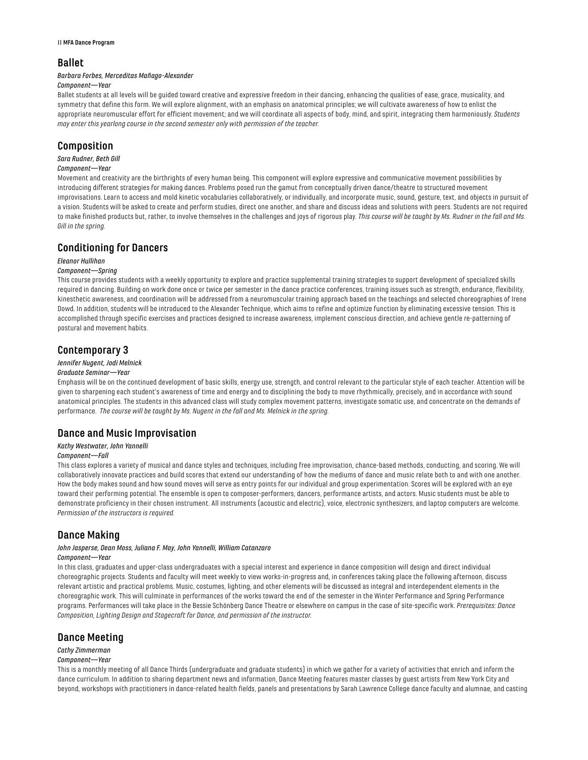## Ballet

*Barbara Forbes, Merceditas Mañago-Alexander*

*Component—Year*

Ballet students at all levels will be guided toward creative and expressive freedom in their dancing, enhancing the qualities of ease, grace, musicality, and symmetry that define this form. We will explore alignment, with an emphasis on anatomical principles; we will cultivate awareness of how to enlist the appropriate neuromuscular effort for efficient movement; and we will coordinate all aspects of body, mind, and spirit, integrating them harmoniously. *Students may enter this yearlong course in the second semester only with permission of the teacher.*

## Composition

*Sara Rudner, Beth Gill*

*Component—Year*

Movement and creativity are the birthrights of every human being. This component will explore expressive and communicative movement possibilities by introducing different strategies for making dances. Problems posed run the gamut from conceptually driven dance/theatre to structured movement improvisations. Learn to access and mold kinetic vocabularies collaboratively, or individually, and incorporate music, sound, gesture, text, and objects in pursuit of a vision. Students will be asked to create and perform studies, direct one another, and share and discuss ideas and solutions with peers. Students are not required to make finished products but, rather, to involve themselves in the challenges and joys of rigorous play. *This course will be taught by Ms. Rudner in the fall and Ms. Gill in the spring.*

## Conditioning for Dancers

*Eleanor Hullihan*

*Component—Spring*

This course provides students with a weekly opportunity to explore and practice supplemental training strategies to support development of specialized skills required in dancing. Building on work done once or twice per semester in the dance practice conferences, training issues such as strength, endurance, flexibility, kinesthetic awareness, and coordination will be addressed from a neuromuscular training approach based on the teachings and selected choreographies of Irene Dowd. In addition, students will be introduced to the Alexander Technique, which aims to refine and optimize function by eliminating excessive tension. This is accomplished through specific exercises and practices designed to increase awareness, implement conscious direction, and achieve gentle re-patterning of postural and movement habits.

## Contemporary 3

*Jennifer Nugent, Jodi Melnick*

*Graduate Seminar—Year*

Emphasis will be on the continued development of basic skills, energy use, strength, and control relevant to the particular style of each teacher. Attention will be given to sharpening each student's awareness of time and energy and to disciplining the body to move rhythmically, precisely, and in accordance with sound anatomical principles. The students in this advanced class will study complex movement patterns, investigate somatic use, and concentrate on the demands of performance. *The course will be taught by Ms. Nugent in the fall and Ms. Melnick in the spring.*

## Dance and Music Improvisation

*Kathy Westwater, John Yannelli*

*Component—Fall*

This class explores a variety of musical and dance styles and techniques, including free improvisation, chance-based methods, conducting, and scoring. We will collaboratively innovate practices and build scores that extend our understanding of how the mediums of dance and music relate both to and with one another. How the body makes sound and how sound moves will serve as entry points for our individual and group experimentation. Scores will be explored with an eye toward their performing potential. The ensemble is open to composer-performers, dancers, performance artists, and actors. Music students must be able to demonstrate proficiency in their chosen instrument. All instruments (acoustic and electric), voice, electronic synthesizers, and laptop computers are welcome. *Permission of the instructors is required.*

## Dance Making

*John Jasperse, Dean Moss, Juliana F. May, John Yannelli, William Catanzaro*

*Component—Year*

In this class, graduates and upper-class undergraduates with a special interest and experience in dance composition will design and direct individual choreographic projects. Students and faculty will meet weekly to view works-in-progress and, in conferences taking place the following afternoon, discuss relevant artistic and practical problems. Music, costumes, lighting, and other elements will be discussed as integral and interdependent elements in the choreographic work. This will culminate in performances of the works toward the end of the semester in the Winter Performance and Spring Performance programs. Performances will take place in the Bessie Schönberg Dance Theatre or elsewhere on campus in the case of site-specific work. *Prerequisites: Dance Composition, Lighting Design and Stagecraft for Dance, and permission of the instructor.*

## Dance Meeting

*Cathy Zimmerman*

*Component—Year*

This is a monthly meeting of all Dance Thirds (undergraduate and graduate students) in which we gather for a variety of activities that enrich and inform the dance curriculum. In addition to sharing department news and information, Dance Meeting features master classes by guest artists from New York City and beyond, workshops with practitioners in dance-related health fields, panels and presentations by Sarah Lawrence College dance faculty and alumnae, and casting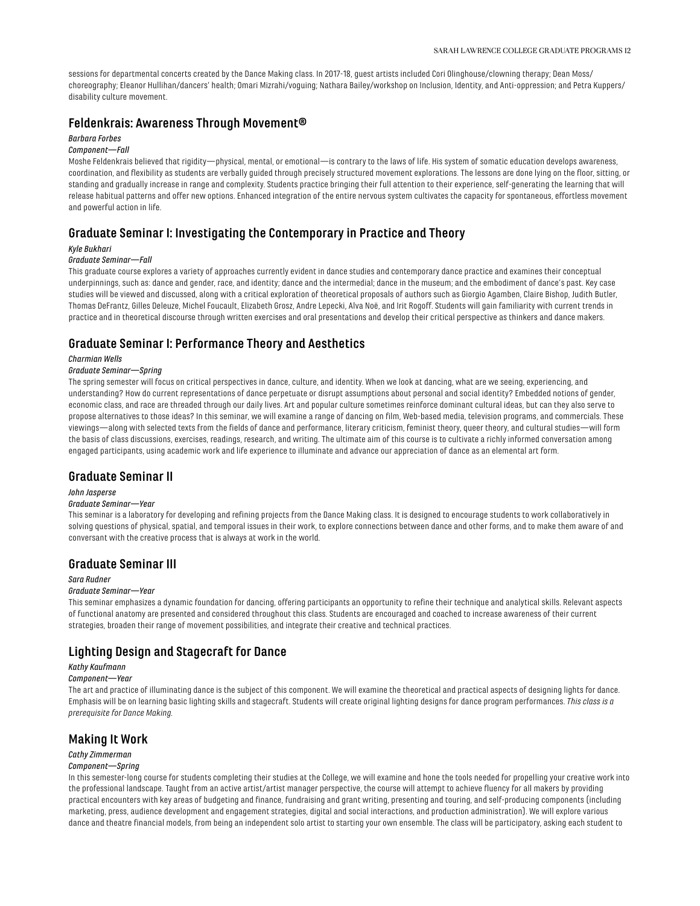sessions for departmental concerts created by the Dance Making class. In 2017-18, guest artists included Cori Olinghouse/clowning therapy; Dean Moss/choreography; Eleanor Hullihan/dancers' health; Omari Mizrahi/voguing; Nathara Bailey/workshop on Inclusion, Identity, and Anti-oppression; and Petra Kuppers/disability culture movement.

## Feldenkrais: Awareness Through Movement®

*Barbara Forbes*

*Component—Fall*

Moshe Feldenkrais believed that rigidity—physical, mental, or emotional—is contrary to the laws of life. His system of somatic education develops awareness, coordination, and flexibility as students are verbally guided through precisely structured movement explorations. The lessons are done lying on the floor, sitting, or standing and gradually increase in range and complexity. Students practice bringing their full attention to their experience, self-generating the learning that will release habitual patterns and offer new options. Enhanced integration of the entire nervous system cultivates the capacity for spontaneous, effortless movement and powerful action in life.

## Graduate Seminar I: Investigating the Contemporary in Practice and Theory

*Kyle Bukhari*

*Graduate Seminar—Fall*

This graduate course explores a variety of approaches currently evident in dance studies and contemporary dance practice and examines their conceptual underpinnings, such as: dance and gender, race, and identity; dance and the intermedial; dance in the museum; and the embodiment of dance's past. Key case studies will be viewed and discussed, along with a critical exploration of theoretical proposals of authors such as Giorgio Agamben, Claire Bishop, Judith Butler, Thomas DeFrantz, Gilles Deleuze, Michel Foucault, Elizabeth Grosz, Andre Lepecki, Alva Noë, and Irit Rogoff. Students will gain familiarity with current trends in practice and in theoretical discourse through written exercises and oral presentations and develop their critical perspective as thinkers and dance makers.

## Graduate Seminar I: Performance Theory and Aesthetics

*Charmian Wells*

*Graduate Seminar—Spring*

The spring semester will focus on critical perspectives in dance, culture, and identity. When we look at dancing, what are we seeing, experiencing, and understanding? How do current representations of dance perpetuate or disrupt assumptions about personal and social identity? Embedded notions of gender, economic class, and race are threaded through our daily lives. Art and popular culture sometimes reinforce dominant cultural ideas, but can they also serve to propose alternatives to those ideas? In this seminar, we will examine a range of dancing on film, Web-based media, television programs, and commercials. These viewings—along with selected texts from the fields of dance and performance, literary criticism, feminist theory, queer theory, and cultural studies—will form the basis of class discussions, exercises, readings, research, and writing. The ultimate aim of this course is to cultivate a richly informed conversation among engaged participants, using academic work and life experience to illuminate and advance our appreciation of dance as an elemental art form.

## Graduate Seminar II

*John Jasperse*

*Graduate Seminar—Year*

This seminar is a laboratory for developing and refining projects from the Dance Making class. It is designed to encourage students to work collaboratively in solving questions of physical, spatial, and temporal issues in their work, to explore connections between dance and other forms, and to make them aware of and conversant with the creative process that is always at work in the world.

## Graduate Seminar III

*Sara Rudner*

*Graduate Seminar—Year*

This seminar emphasizes a dynamic foundation for dancing, offering participants an opportunity to refine their technique and analytical skills. Relevant aspects of functional anatomy are presented and considered throughout this class. Students are encouraged and coached to increase awareness of their current strategies, broaden their range of movement possibilities, and integrate their creative and technical practices.

## Lighting Design and Stagecraft for Dance

*Kathy Kaufmann*

*Component—Year*

The art and practice of illuminating dance is the subject of this component. We will examine the theoretical and practical aspects of designing lights for dance. Emphasis will be on learning basic lighting skills and stagecraft. Students will create original lighting designs for dance program performances. *This class is a prerequisite for Dance Making.*

## Making It Work

*Cathy Zimmerman*

*Component—Spring*

In this semester-long course for students completing their studies at the College, we will examine and hone the tools needed for propelling your creative work into the professional landscape. Taught from an active artist/artist manager perspective, the course will attempt to achieve fluency for all makers by providing practical encounters with key areas of budgeting and finance, fundraising and grant writing, presenting and touring, and self-producing components (including marketing, press, audience development and engagement strategies, digital and social interactions, and production administration). We will explore various dance and theatre financial models, from being an independent solo artist to starting your own ensemble. The class will be participatory, asking each student to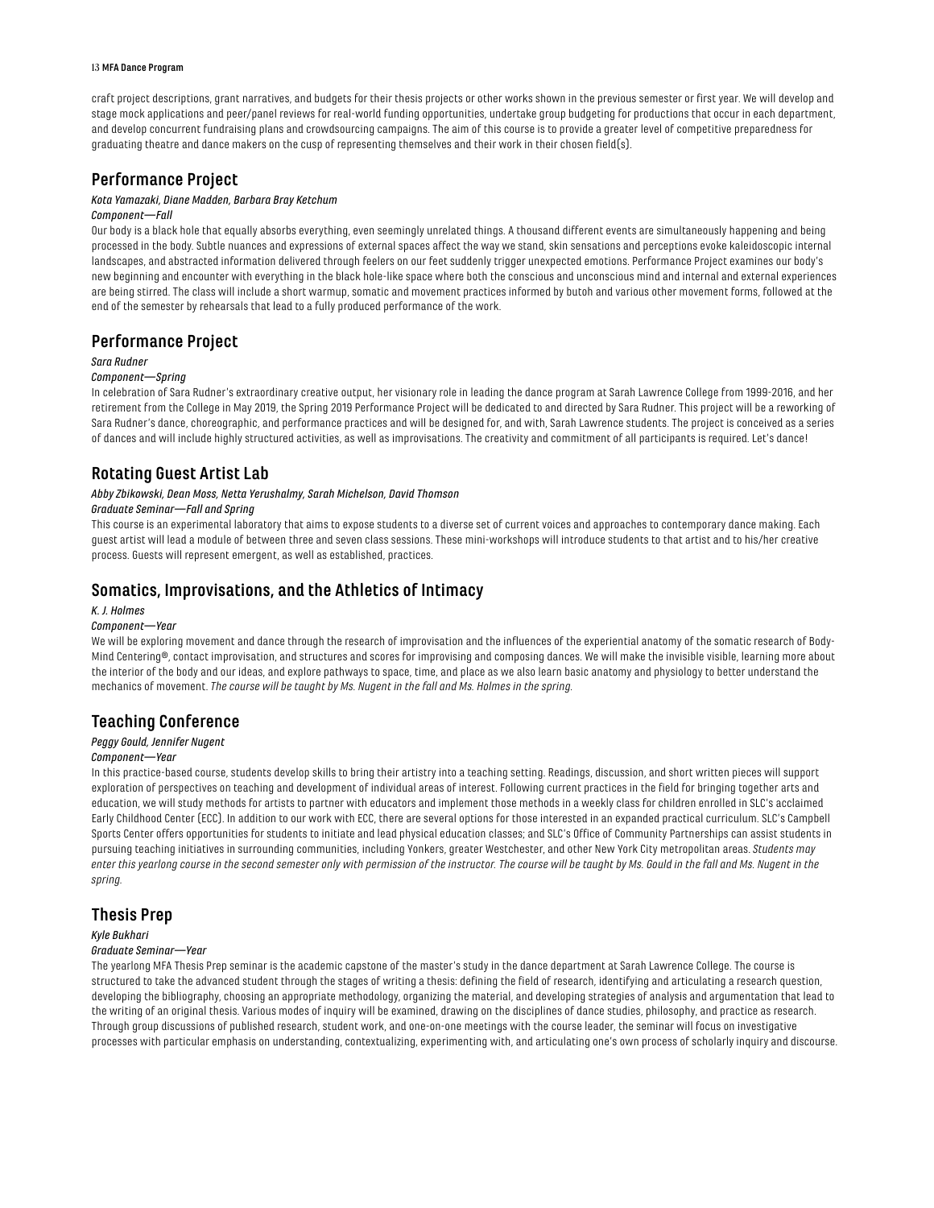craft project descriptions, grant narratives, and budgets for their thesis projects or other works shown in the previous semester or first year. We will develop and stage mock applications and peer/panel reviews for real-world funding opportunities, undertake group budgeting for productions that occur in each department, and develop concurrent fundraising plans and crowdsourcing campaigns. The aim of this course is to provide a greater level of competitive preparedness for graduating theatre and dance makers on the cusp of representing themselves and their work in their chosen field(s).

## Performance Project

*Kota Yamazaki, Diane Madden, Barbara Bray Ketchum*

*Component—Fall*

Our body is a black hole that equally absorbs everything, even seemingly unrelated things. A thousand different events are simultaneously happening and being processed in the body. Subtle nuances and expressions of external spaces affect the way we stand, skin sensations and perceptions evoke kaleidoscopic internal landscapes, and abstracted information delivered through feelers on our feet suddenly trigger unexpected emotions. Performance Project examines our body's new beginning and encounter with everything in the black hole-like space where both the conscious and unconscious mind and internal and external experiences are being stirred. The class will include a short warmup, somatic and movement practices informed by butoh and various other movement forms, followed at the end of the semester by rehearsals that lead to a fully produced performance of the work.

## Performance Project

*Sara Rudner*

*Component—Spring*

In celebration of Sara Rudner's extraordinary creative output, her visionary role in leading the dance program at Sarah Lawrence College from 1999-2016, and her retirement from the College in May 2019, the Spring 2019 Performance Project will be dedicated to and directed by Sara Rudner. This project will be a reworking of Sara Rudner's dance, choreographic, and performance practices and will be designed for, and with, Sarah Lawrence students. The project is conceived as a series of dances and will include highly structured activities, as well as improvisations. The creativity and commitment of all participants is required. Let's dance!

## Rotating Guest Artist Lab

*Abby Zbikowski, Dean Moss, Netta Yerushalmy, Sarah Michelson, David Thomson*

*Graduate Seminar—Fall and Spring*

This course is an experimental laboratory that aims to expose students to a diverse set of current voices and approaches to contemporary dance making. Each guest artist will lead a module of between three and seven class sessions. These mini-workshops will introduce students to that artist and to his/her creative process. Guests will represent emergent, as well as established, practices.

## Somatics, Improvisations, and the Athletics of Intimacy

*K. J. Holmes*

*Component—Year*

We will be exploring movement and dance through the research of improvisation and the influences of the experiential anatomy of the somatic research of Body-Mind Centering®, contact improvisation, and structures and scores for improvising and composing dances. We will make the invisible visible, learning more about the interior of the body and our ideas, and explore pathways to space, time, and place as we also learn basic anatomy and physiology to better understand the mechanics of movement. *The course will be taught by Ms. Nugent in the fall and Ms. Holmes in the spring.*

## Teaching Conference

*Peggy Gould, Jennifer Nugent*

*Component—Year*

In this practice-based course, students develop skills to bring their artistry into a teaching setting. Readings, discussion, and short written pieces will support exploration of perspectives on teaching and development of individual areas of interest. Following current practices in the field for bringing together arts and education, we will study methods for artists to partner with educators and implement those methods in a weekly class for children enrolled in SLC's acclaimed Early Childhood Center (ECC). In addition to our work with ECC, there are several options for those interested in an expanded practical curriculum. SLC's Campbell Sports Center offers opportunities for students to initiate and lead physical education classes; and SLC's Office of Community Partnerships can assist students in pursuing teaching initiatives in surrounding communities, including Yonkers, greater Westchester, and other New York City metropolitan areas. *Students may enter this yearlong course in the second semester only with permission of the instructor. The course will be taught by Ms. Gould in the fall and Ms. Nugent in the spring.*

## Thesis Prep

*Kyle Bukhari*

*Graduate Seminar—Year*

The yearlong MFA Thesis Prep seminar is the academic capstone of the master's study in the dance department at Sarah Lawrence College. The course is structured to take the advanced student through the stages of writing a thesis: defining the field of research, identifying and articulating a research question, developing the bibliography, choosing an appropriate methodology, organizing the material, and developing strategies of analysis and argumentation that lead to the writing of an original thesis. Various modes of inquiry will be examined, drawing on the disciplines of dance studies, philosophy, and practice as research. Through group discussions of published research, student work, and one-on-one meetings with the course leader, the seminar will focus on investigative processes with particular emphasis on understanding, contextualizing, experimenting with, and articulating one's own process of scholarly inquiry and discourse.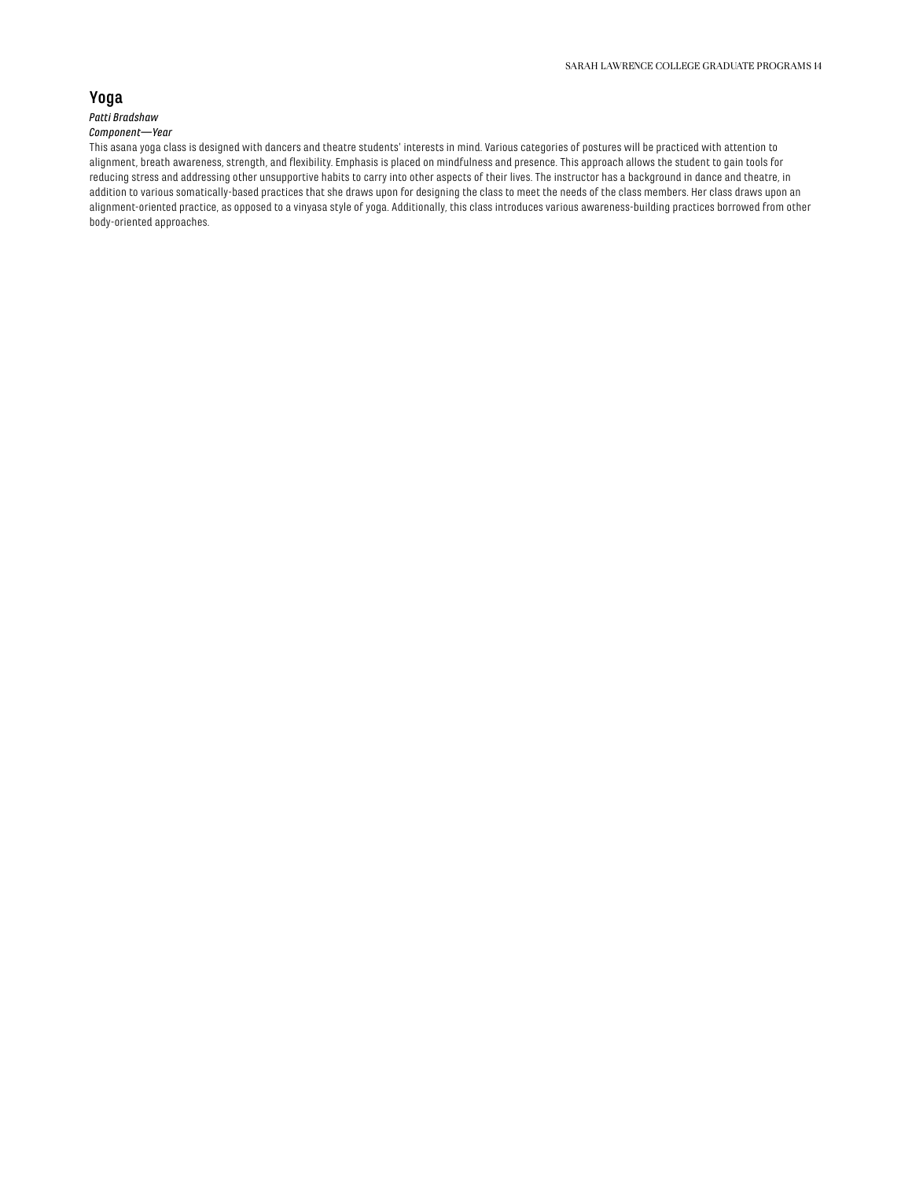## Yoga

*Patti Bradshaw*

*Component—Year*

This asana yoga class is designed with dancers and theatre students' interests in mind. Various categories of postures will be practiced with attention to alignment, breath awareness, strength, and flexibility. Emphasis is placed on mindfulness and presence. This approach allows the student to gain tools for reducing stress and addressing other unsupportive habits to carry into other aspects of their lives. The instructor has a background in dance and theatre, in addition to various somatically-based practices that she draws upon for designing the class to meet the needs of the class members. Her class draws upon an alignment-oriented practice, as opposed to a vinyasa style of yoga. Additionally, this class introduces various awareness-building practices borrowed from other body-oriented approaches.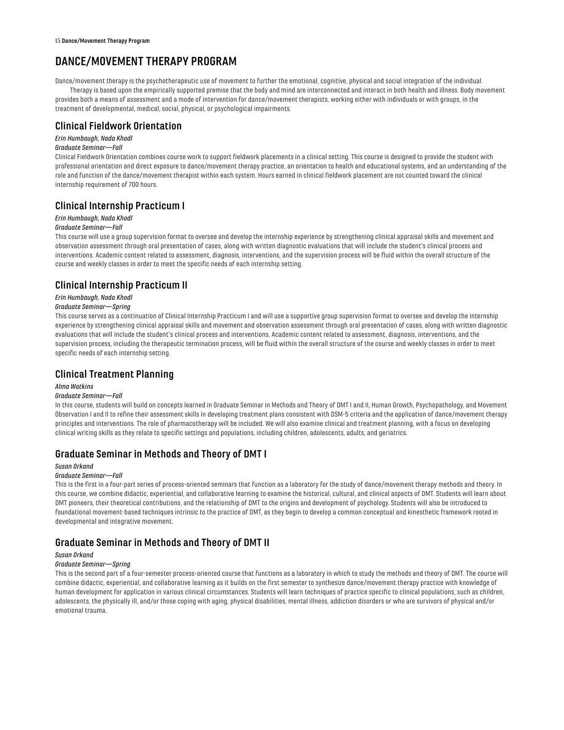# DANCE/MOVEMENT THERAPY PROGRAM

Dance/movement therapy is the psychotherapeutic use of movement to further the emotional, cognitive, physical and social integration of the individual.

Therapy is based upon the empirically supported premise that the body and mind are interconnected and interact in both health and illness. Body movement provides both a means of assessment and a mode of intervention for dance/movement therapists, working either with individuals or with groups, in the treatment of developmental, medical, social, physical, or psychological impairments.

## Clinical Fieldwork Orientation

*Erin Humbaugh, Nada Khodl*

*Graduate Seminar—Fall*

Clinical Fieldwork Orientation combines course work to support fieldwork placements in a clinical setting. This course is designed to provide the student with professional orientation and direct exposure to dance/movement therapy practice, an orientation to health and educational systems, and an understanding of the role and function of the dance/movement therapist within each system. Hours earned in clinical fieldwork placement are not counted toward the clinical internship requirement of 700 hours.

## Clinical Internship Practicum I

*Erin Humbaugh, Nada Khodl*

*Graduate Seminar—Fall*

This course will use a group supervision format to oversee and develop the internship experience by strengthening clinical appraisal skills and movement and observation assessment through oral presentation of cases, along with written diagnostic evaluations that will include the student's clinical process and interventions. Academic content related to assessment, diagnosis, interventions, and the supervision process will be fluid within the overall structure of the course and weekly classes in order to meet the specific needs of each internship setting.

## Clinical Internship Practicum II

*Erin Humbaugh, Nada Khodl*

*Graduate Seminar—Spring*

This course serves as a continuation of Clinical Internship Practicum I and will use a supportive group supervision format to oversee and develop the internship experience by strengthening clinical appraisal skills and movement and observation assessment through oral presentation of cases, along with written diagnostic evaluations that will include the student's clinical process and interventions. Academic content related to assessment, diagnosis, interventions, and the supervision process, including the therapeutic termination process, will be fluid within the overall structure of the course and weekly classes in order to meet specific needs of each internship setting.

## Clinical Treatment Planning

*Alma Watkins*

*Graduate Seminar—Fall*

In this course, students will build on concepts learned in Graduate Seminar in Methods and Theory of DMT I and II, Human Growth, Psychopathology, and Movement Observation I and II to refine their assessment skills in developing treatment plans consistent with DSM-5 criteria and the application of dance/movement therapy principles and interventions. The role of pharmacotherapy will be included. We will also examine clinical and treatment planning, with a focus on developing clinical writing skills as they relate to specific settings and populations, including children, adolescents, adults, and geriatrics.

## Graduate Seminar in Methods and Theory of DMT I

*Susan Orkand*

*Graduate Seminar—Fall*

This is the first in a four-part series of process-oriented seminars that function as a laboratory for the study of dance/movement therapy methods and theory. In this course, we combine didactic, experiential, and collaborative learning to examine the historical, cultural, and clinical aspects of DMT. Students will learn about DMT pioneers, their theoretical contributions, and the relationship of DMT to the origins and development of psychology. Students will also be introduced to foundational movement-based techniques intrinsic to the practice of DMT, as they begin to develop a common conceptual and kinesthetic framework rooted in developmental and integrative movement.

## Graduate Seminar in Methods and Theory of DMT II

*Susan Orkand*

*Graduate Seminar—Spring*

This is the second part of a four-semester process-oriented course that functions as a laboratory in which to study the methods and theory of DMT. The course will combine didactic, experiential, and collaborative learning as it builds on the first semester to synthesize dance/movement therapy practice with knowledge of human development for application in various clinical circumstances. Students will learn techniques of practice specific to clinical populations, such as children, adolescents, the physically ill, and/or those coping with aging, physical disabilities, mental illness, addiction disorders or who are survivors of physical and/or emotional trauma.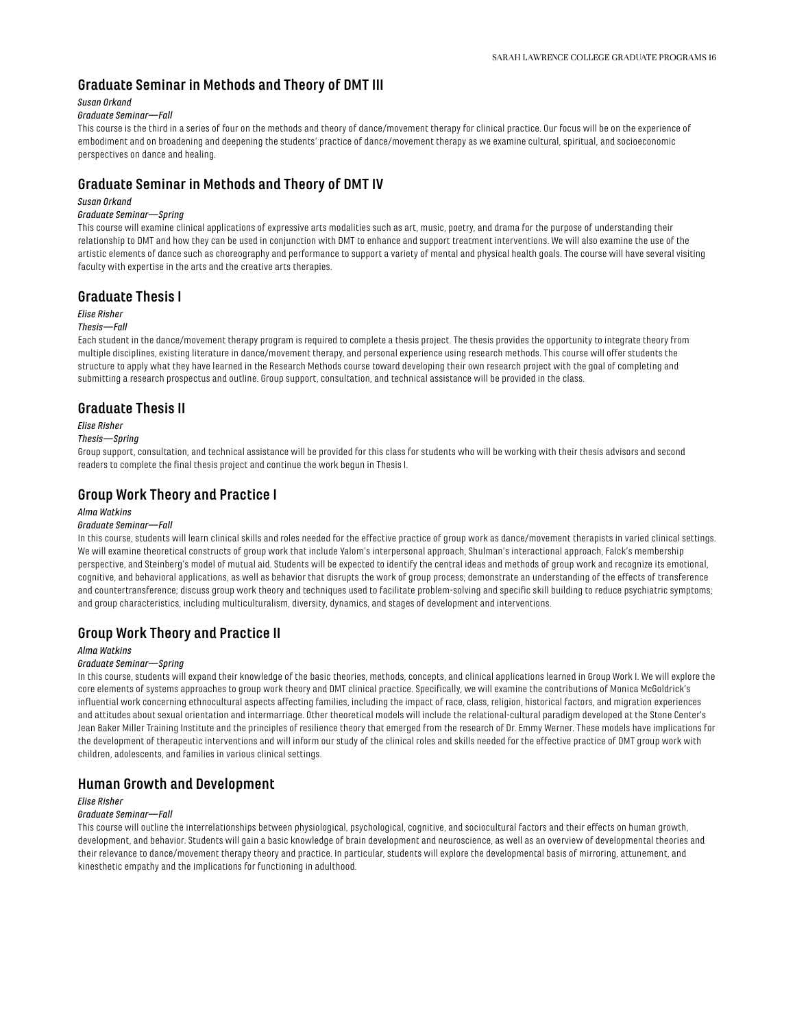## Graduate Seminar in Methods and Theory of DMT III

*Susan Orkand*

*Graduate Seminar—Fall*

This course is the third in a series of four on the methods and theory of dance/movement therapy for clinical practice. Our focus will be on the experience of embodiment and on broadening and deepening the students' practice of dance/movement therapy as we examine cultural, spiritual, and socioeconomic perspectives on dance and healing.

## Graduate Seminar in Methods and Theory of DMT IV

*Susan Orkand*

*Graduate Seminar—Spring*

This course will examine clinical applications of expressive arts modalities such as art, music, poetry, and drama for the purpose of understanding their relationship to DMT and how they can be used in conjunction with DMT to enhance and support treatment interventions. We will also examine the use of the artistic elements of dance such as choreography and performance to support a variety of mental and physical health goals. The course will have several visiting faculty with expertise in the arts and the creative arts therapies.

## Graduate Thesis I

*Elise Risher*

*Thesis—Fall*

Each student in the dance/movement therapy program is required to complete a thesis project. The thesis provides the opportunity to integrate theory from multiple disciplines, existing literature in dance/movement therapy, and personal experience using research methods. This course will offer students the structure to apply what they have learned in the Research Methods course toward developing their own research project with the goal of completing and submitting a research prospectus and outline. Group support, consultation, and technical assistance will be provided in the class.

## Graduate Thesis II

*Elise Risher*

*Thesis—Spring*

Group support, consultation, and technical assistance will be provided for this class for students who will be working with their thesis advisors and second readers to complete the final thesis project and continue the work begun in Thesis I.

## Group Work Theory and Practice I

*Alma Watkins*

*Graduate Seminar—Fall*

In this course, students will learn clinical skills and roles needed for the effective practice of group work as dance/movement therapists in varied clinical settings. We will examine theoretical constructs of group work that include Yalom's interpersonal approach, Shulman's interactional approach, Falck's membership perspective, and Steinberg's model of mutual aid. Students will be expected to identify the central ideas and methods of group work and recognize its emotional, cognitive, and behavioral applications, as well as behavior that disrupts the work of group process; demonstrate an understanding of the effects of transference and countertransference; discuss group work theory and techniques used to facilitate problem-solving and specific skill building to reduce psychiatric symptoms; and group characteristics, including multiculturalism, diversity, dynamics, and stages of development and interventions.

## Group Work Theory and Practice II

*Alma Watkins*

*Graduate Seminar—Spring*

In this course, students will expand their knowledge of the basic theories, methods, concepts, and clinical applications learned in Group Work I. We will explore the core elements of systems approaches to group work theory and DMT clinical practice. Specifically, we will examine the contributions of Monica McGoldrick's influential work concerning ethnocultural aspects affecting families, including the impact of race, class, religion, historical factors, and migration experiences and attitudes about sexual orientation and intermarriage. Other theoretical models will include the relational-cultural paradigm developed at the Stone Center's Jean Baker Miller Training Institute and the principles of resilience theory that emerged from the research of Dr. Emmy Werner. These models have implications for the development of therapeutic interventions and will inform our study of the clinical roles and skills needed for the effective practice of DMT group work with children, adolescents, and families in various clinical settings.

## Human Growth and Development

*Elise Risher*

*Graduate Seminar—Fall*

This course will outline the interrelationships between physiological, psychological, cognitive, and sociocultural factors and their effects on human growth, development, and behavior. Students will gain a basic knowledge of brain development and neuroscience, as well as an overview of developmental theories and their relevance to dance/movement therapy theory and practice. In particular, students will explore the developmental basis of mirroring, attunement, and kinesthetic empathy and the implications for functioning in adulthood.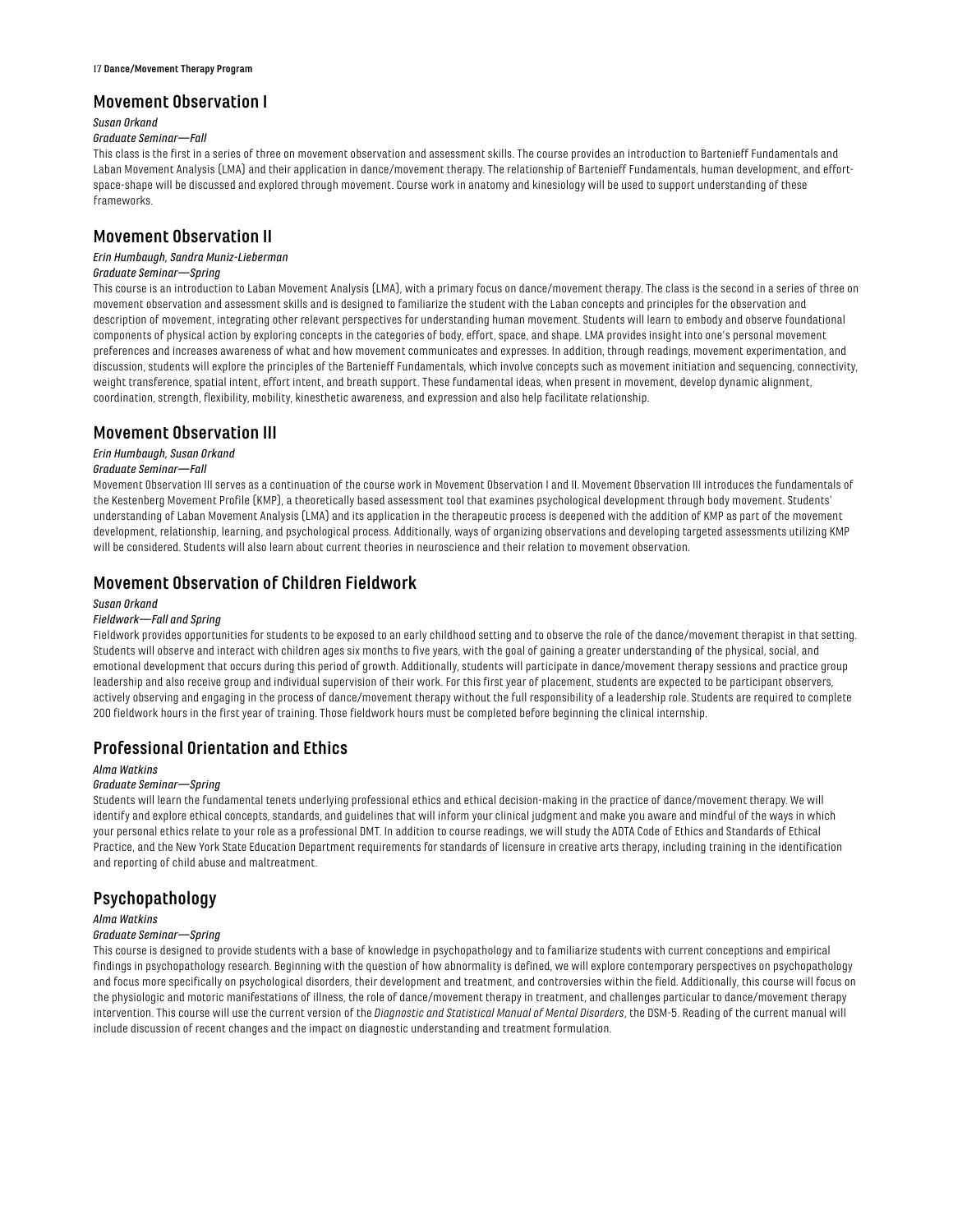## Movement Observation I

*Susan Orkand*

*Graduate Seminar—Fall*

This class is the first in a series of three on movement observation and assessment skills. The course provides an introduction to Bartenieff Fundamentals and Laban Movement Analysis (LMA) and their application in dance/movement therapy. The relationship of Bartenieff Fundamentals, human development, and effort-space-shape will be discussed and explored through movement. Course work in anatomy and kinesiology will be used to support understanding of these frameworks.

## Movement Observation II

*Erin Humbaugh, Sandra Muniz-Lieberman*

*Graduate Seminar—Spring*

This course is an introduction to Laban Movement Analysis (LMA), with a primary focus on dance/movement therapy. The class is the second in a series of three on movement observation and assessment skills and is designed to familiarize the student with the Laban concepts and principles for the observation and description of movement, integrating other relevant perspectives for understanding human movement. Students will learn to embody and observe foundational components of physical action by exploring concepts in the categories of body, effort, space, and shape. LMA provides insight into one's personal movement preferences and increases awareness of what and how movement communicates and expresses. In addition, through readings, movement experimentation, and discussion, students will explore the principles of the Bartenieff Fundamentals, which involve concepts such as movement initiation and sequencing, connectivity, weight transference, spatial intent, effort intent, and breath support. These fundamental ideas, when present in movement, develop dynamic alignment, coordination, strength, flexibility, mobility, kinesthetic awareness, and expression and also help facilitate relationship.

## Movement Observation III

*Erin Humbaugh, Susan Orkand*

*Graduate Seminar—Fall*

Movement Observation III serves as a continuation of the course work in Movement Observation I and II. Movement Observation III introduces the fundamentals of the Kestenberg Movement Profile (KMP), a theoretically based assessment tool that examines psychological development through body movement. Students' understanding of Laban Movement Analysis (LMA) and its application in the therapeutic process is deepened with the addition of KMP as part of the movement development, relationship, learning, and psychological process. Additionally, ways of organizing observations and developing targeted assessments utilizing KMP will be considered. Students will also learn about current theories in neuroscience and their relation to movement observation.

## Movement Observation of Children Fieldwork

*Susan Orkand*

*Fieldwork—Fall and Spring*

Fieldwork provides opportunities for students to be exposed to an early childhood setting and to observe the role of the dance/movement therapist in that setting. Students will observe and interact with children ages six months to five years, with the goal of gaining a greater understanding of the physical, social, and emotional development that occurs during this period of growth. Additionally, students will participate in dance/movement therapy sessions and practice group leadership and also receive group and individual supervision of their work. For this first year of placement, students are expected to be participant observers, actively observing and engaging in the process of dance/movement therapy without the full responsibility of a leadership role. Students are required to complete 200 fieldwork hours in the first year of training. Those fieldwork hours must be completed before beginning the clinical internship.

## Professional Orientation and Ethics

*Alma Watkins*

*Graduate Seminar—Spring*

Students will learn the fundamental tenets underlying professional ethics and ethical decision-making in the practice of dance/movement therapy. We will identify and explore ethical concepts, standards, and guidelines that will inform your clinical judgment and make you aware and mindful of the ways in which your personal ethics relate to your role as a professional DMT. In addition to course readings, we will study the ADTA Code of Ethics and Standards of Ethical Practice, and the New York State Education Department requirements for standards of licensure in creative arts therapy, including training in the identification and reporting of child abuse and maltreatment.

## Psychopathology

*Alma Watkins*

*Graduate Seminar—Spring*

This course is designed to provide students with a base of knowledge in psychopathology and to familiarize students with current conceptions and empirical findings in psychopathology research. Beginning with the question of how abnormality is defined, we will explore contemporary perspectives on psychopathology and focus more specifically on psychological disorders, their development and treatment, and controversies within the field. Additionally, this course will focus on the physiologic and motoric manifestations of illness, the role of dance/movement therapy in treatment, and challenges particular to dance/movement therapy intervention. This course will use the current version of the *Diagnostic and Statistical Manual of Mental Disorders*, the DSM-5. Reading of the current manual will include discussion of recent changes and the impact on diagnostic understanding and treatment formulation.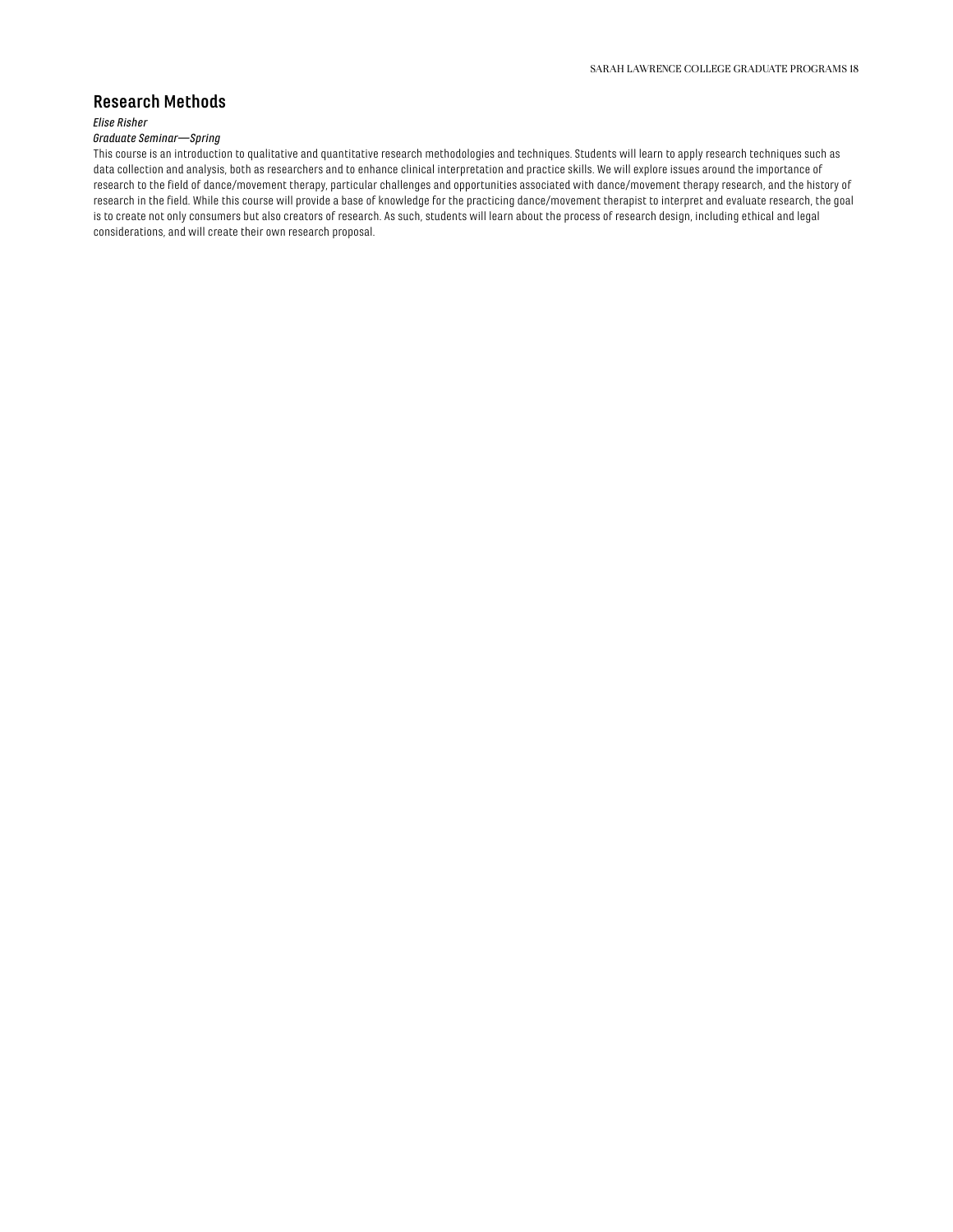## Research Methods

*Elise Risher*

*Graduate Seminar—Spring*

This course is an introduction to qualitative and quantitative research methodologies and techniques. Students will learn to apply research techniques such as data collection and analysis, both as researchers and to enhance clinical interpretation and practice skills. We will explore issues around the importance of research to the field of dance/movement therapy, particular challenges and opportunities associated with dance/movement therapy research, and the history of research in the field. While this course will provide a base of knowledge for the practicing dance/movement therapist to interpret and evaluate research, the goal is to create not only consumers but also creators of research. As such, students will learn about the process of research design, including ethical and legal considerations, and will create their own research proposal.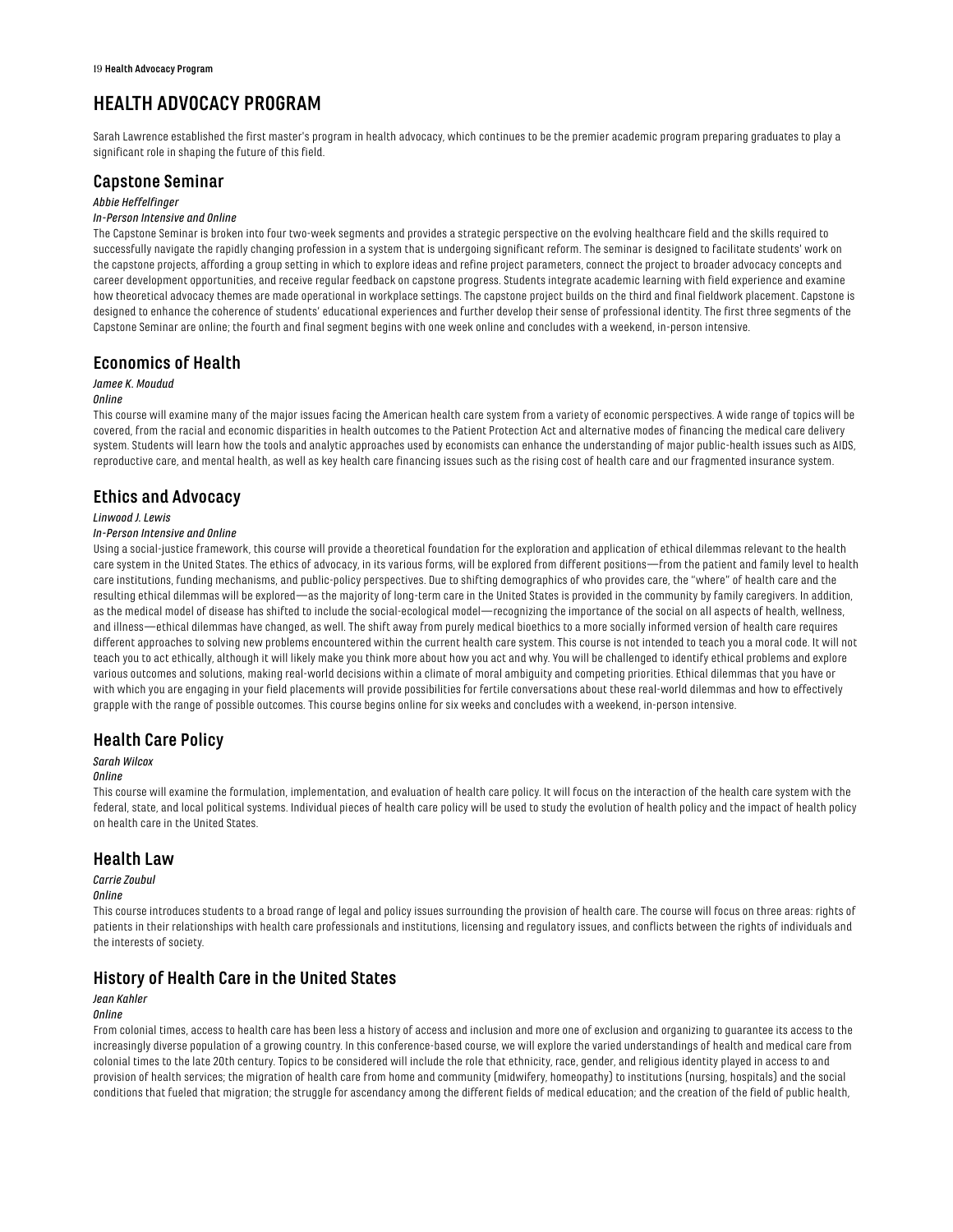# HEALTH ADVOCACY PROGRAM

Sarah Lawrence established the first master's program in health advocacy, which continues to be the premier academic program preparing graduates to play a significant role in shaping the future of this field.

## Capstone Seminar

*Abbie Heffelfinger*

*In-Person Intensive and Online*

The Capstone Seminar is broken into four two-week segments and provides a strategic perspective on the evolving healthcare field and the skills required to successfully navigate the rapidly changing profession in a system that is undergoing significant reform. The seminar is designed to facilitate students' work on the capstone projects, affording a group setting in which to explore ideas and refine project parameters, connect the project to broader advocacy concepts and career development opportunities, and receive regular feedback on capstone progress. Students integrate academic learning with field experience and examine how theoretical advocacy themes are made operational in workplace settings. The capstone project builds on the third and final fieldwork placement. Capstone is designed to enhance the coherence of students' educational experiences and further develop their sense of professional identity. The first three segments of the Capstone Seminar are online; the fourth and final segment begins with one week online and concludes with a weekend, in-person intensive.

## Economics of Health

*Jamee K. Moudud*

*Online*

This course will examine many of the major issues facing the American health care system from a variety of economic perspectives. A wide range of topics will be covered, from the racial and economic disparities in health outcomes to the Patient Protection Act and alternative modes of financing the medical care delivery system. Students will learn how the tools and analytic approaches used by economists can enhance the understanding of major public-health issues such as AIDS, reproductive care, and mental health, as well as key health care financing issues such as the rising cost of health care and our fragmented insurance system.

## Ethics and Advocacy

*Linwood J. Lewis*

*In-Person Intensive and Online*

Using a social-justice framework, this course will provide a theoretical foundation for the exploration and application of ethical dilemmas relevant to the health care system in the United States. The ethics of advocacy, in its various forms, will be explored from different positions—from the patient and family level to health care institutions, funding mechanisms, and public-policy perspectives. Due to shifting demographics of who provides care, the "where" of health care and the resulting ethical dilemmas will be explored—as the majority of long-term care in the United States is provided in the community by family caregivers. In addition, as the medical model of disease has shifted to include the social-ecological model—recognizing the importance of the social on all aspects of health, wellness, and illness—ethical dilemmas have changed, as well. The shift away from purely medical bioethics to a more socially informed version of health care requires different approaches to solving new problems encountered within the current health care system. This course is not intended to teach you a moral code. It will not teach you to act ethically, although it will likely make you think more about how you act and why. You will be challenged to identify ethical problems and explore various outcomes and solutions, making real-world decisions within a climate of moral ambiguity and competing priorities. Ethical dilemmas that you have or with which you are engaging in your field placements will provide possibilities for fertile conversations about these real-world dilemmas and how to effectively grapple with the range of possible outcomes. This course begins online for six weeks and concludes with a weekend, in-person intensive.

## Health Care Policy

*Sarah Wilcox*

*Online*

This course will examine the formulation, implementation, and evaluation of health care policy. It will focus on the interaction of the health care system with the federal, state, and local political systems. Individual pieces of health care policy will be used to study the evolution of health policy and the impact of health policy on health care in the United States.

## Health Law

*Carrie Zoubul*

*Online*

This course introduces students to a broad range of legal and policy issues surrounding the provision of health care. The course will focus on three areas: rights of patients in their relationships with health care professionals and institutions, licensing and regulatory issues, and conflicts between the rights of individuals and the interests of society.

## History of Health Care in the United States

*Jean Kahler*

*Online*

From colonial times, access to health care has been less a history of access and inclusion and more one of exclusion and organizing to guarantee its access to the increasingly diverse population of a growing country. In this conference-based course, we will explore the varied understandings of health and medical care from colonial times to the late 20th century. Topics to be considered will include the role that ethnicity, race, gender, and religious identity played in access to and provision of health services; the migration of health care from home and community (midwifery, homeopathy) to institutions (nursing, hospitals) and the social conditions that fueled that migration; the struggle for ascendancy among the different fields of medical education; and the creation of the field of public health,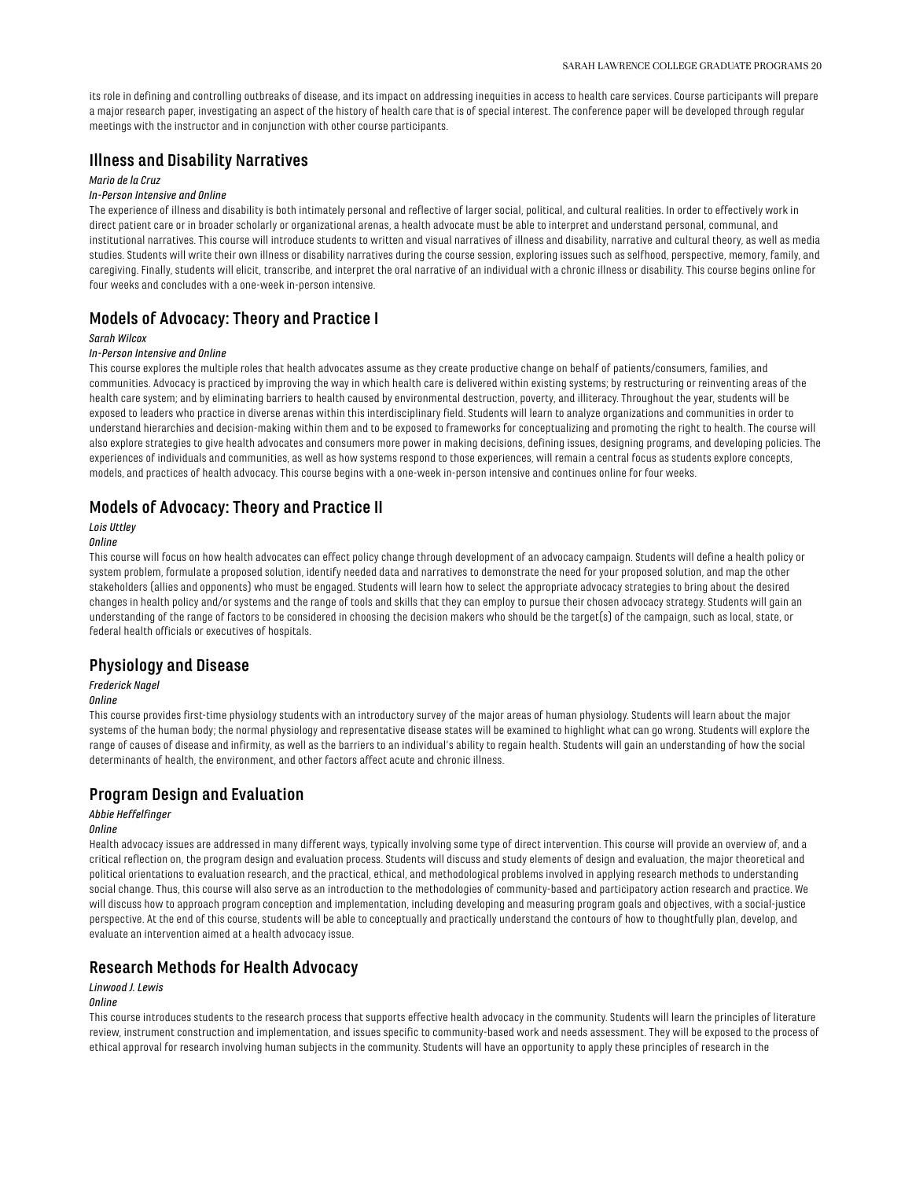its role in defining and controlling outbreaks of disease, and its impact on addressing inequities in access to health care services. Course participants will prepare a major research paper, investigating an aspect of the history of health care that is of special interest. The conference paper will be developed through regular meetings with the instructor and in conjunction with other course participants.

## Illness and Disability Narratives

*Mario de la Cruz*

*In-Person Intensive and Online*

The experience of illness and disability is both intimately personal and reflective of larger social, political, and cultural realities. In order to effectively work in direct patient care or in broader scholarly or organizational arenas, a health advocate must be able to interpret and understand personal, communal, and institutional narratives. This course will introduce students to written and visual narratives of illness and disability, narrative and cultural theory, as well as media studies. Students will write their own illness or disability narratives during the course session, exploring issues such as selfhood, perspective, memory, family, and caregiving. Finally, students will elicit, transcribe, and interpret the oral narrative of an individual with a chronic illness or disability. This course begins online for four weeks and concludes with a one-week in-person intensive.

## Models of Advocacy: Theory and Practice I

*Sarah Wilcox*

*In-Person Intensive and Online*

This course explores the multiple roles that health advocates assume as they create productive change on behalf of patients/consumers, families, and communities. Advocacy is practiced by improving the way in which health care is delivered within existing systems; by restructuring or reinventing areas of the health care system; and by eliminating barriers to health caused by environmental destruction, poverty, and illiteracy. Throughout the year, students will be exposed to leaders who practice in diverse arenas within this interdisciplinary field. Students will learn to analyze organizations and communities in order to understand hierarchies and decision-making within them and to be exposed to frameworks for conceptualizing and promoting the right to health. The course will also explore strategies to give health advocates and consumers more power in making decisions, defining issues, designing programs, and developing policies. The experiences of individuals and communities, as well as how systems respond to those experiences, will remain a central focus as students explore concepts, models, and practices of health advocacy. This course begins with a one-week in-person intensive and continues online for four weeks.

## Models of Advocacy: Theory and Practice II

*Lois Uttley*

*Online*

This course will focus on how health advocates can effect policy change through development of an advocacy campaign. Students will define a health policy or system problem, formulate a proposed solution, identify needed data and narratives to demonstrate the need for your proposed solution, and map the other stakeholders (allies and opponents) who must be engaged. Students will learn how to select the appropriate advocacy strategies to bring about the desired changes in health policy and/or systems and the range of tools and skills that they can employ to pursue their chosen advocacy strategy. Students will gain an understanding of the range of factors to be considered in choosing the decision makers who should be the target(s) of the campaign, such as local, state, or federal health officials or executives of hospitals.

## Physiology and Disease

*Frederick Nagel*

*Online*

This course provides first-time physiology students with an introductory survey of the major areas of human physiology. Students will learn about the major systems of the human body; the normal physiology and representative disease states will be examined to highlight what can go wrong. Students will explore the range of causes of disease and infirmity, as well as the barriers to an individual's ability to regain health. Students will gain an understanding of how the social determinants of health, the environment, and other factors affect acute and chronic illness.

## Program Design and Evaluation

*Abbie Heffelfinger*

*Online*

Health advocacy issues are addressed in many different ways, typically involving some type of direct intervention. This course will provide an overview of, and a critical reflection on, the program design and evaluation process. Students will discuss and study elements of design and evaluation, the major theoretical and political orientations to evaluation research, and the practical, ethical, and methodological problems involved in applying research methods to understanding social change. Thus, this course will also serve as an introduction to the methodologies of community-based and participatory action research and practice. We will discuss how to approach program conception and implementation, including developing and measuring program goals and objectives, with a social-justice perspective. At the end of this course, students will be able to conceptually and practically understand the contours of how to thoughtfully plan, develop, and evaluate an intervention aimed at a health advocacy issue.

## Research Methods for Health Advocacy

*Linwood J. Lewis*

*Online*

This course introduces students to the research process that supports effective health advocacy in the community. Students will learn the principles of literature review, instrument construction and implementation, and issues specific to community-based work and needs assessment. They will be exposed to the process of ethical approval for research involving human subjects in the community. Students will have an opportunity to apply these principles of research in the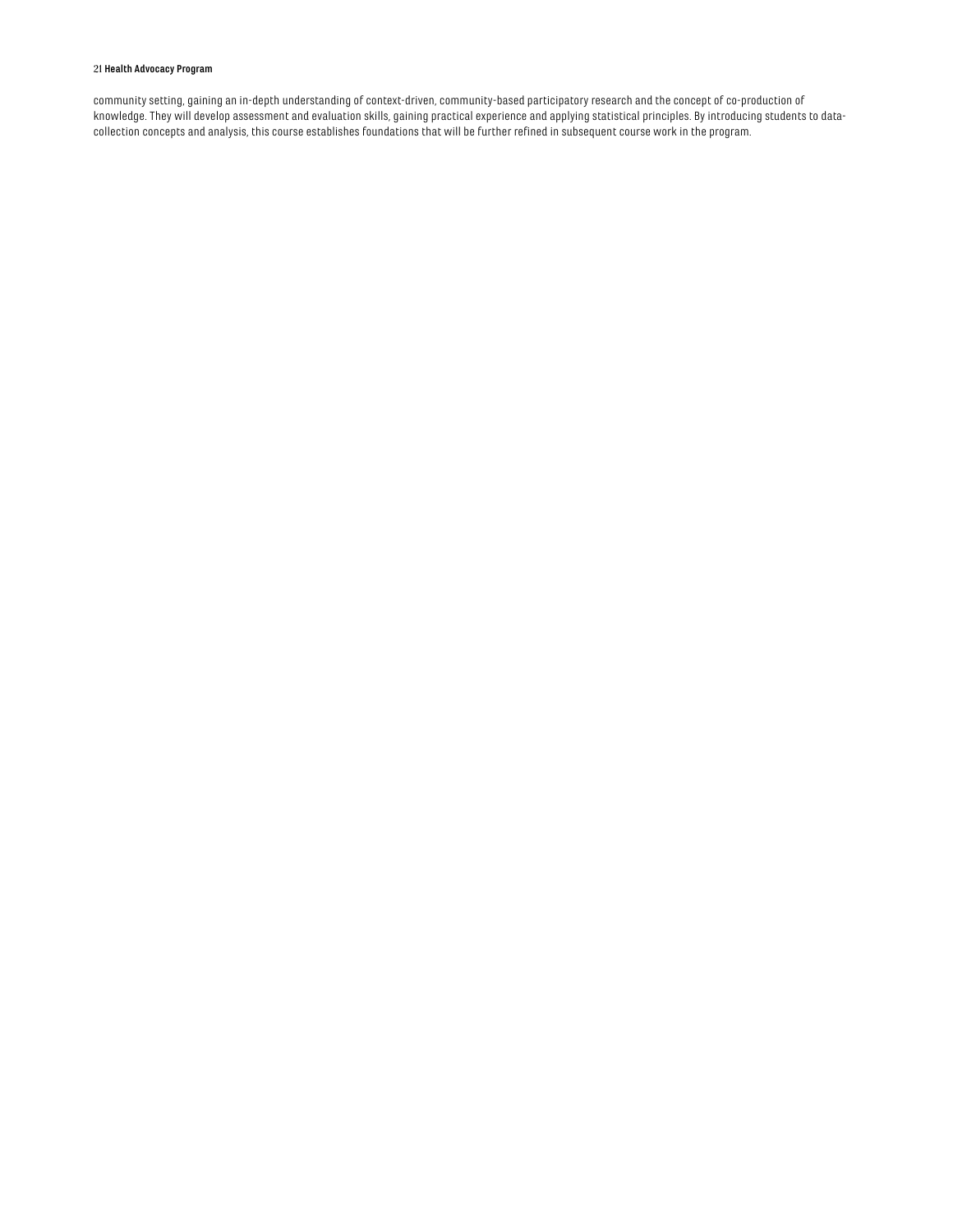community setting, gaining an in-depth understanding of context-driven, community-based participatory research and the concept of co-production of knowledge. They will develop assessment and evaluation skills, gaining practical experience and applying statistical principles. By introducing students to data-collection concepts and analysis, this course establishes foundations that will be further refined in subsequent course work in the program.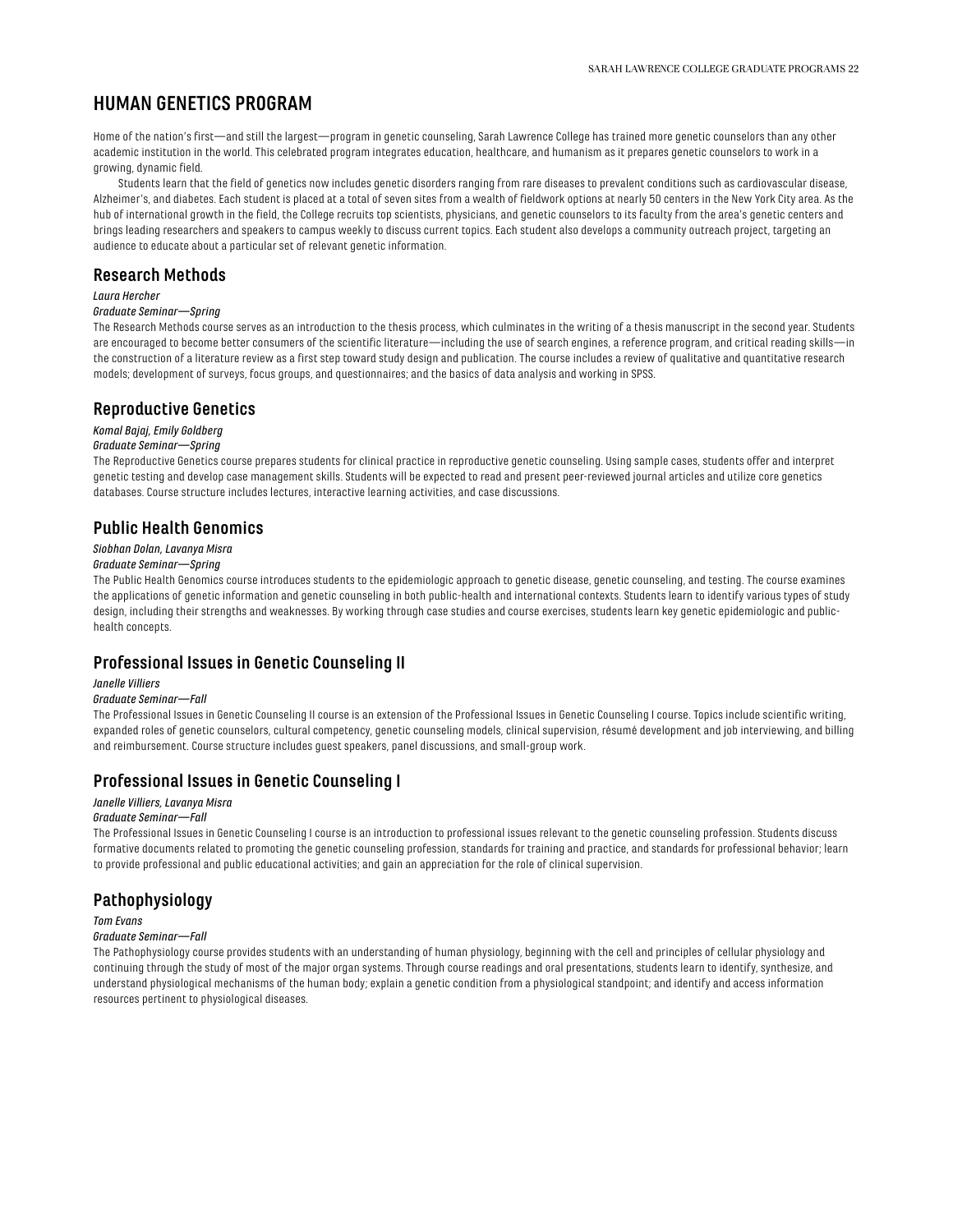# HUMAN GENETICS PROGRAM

Home of the nation's first—and still the largest—program in genetic counseling, Sarah Lawrence College has trained more genetic counselors than any other academic institution in the world. This celebrated program integrates education, healthcare, and humanism as it prepares genetic counselors to work in a growing, dynamic field.

Students learn that the field of genetics now includes genetic disorders ranging from rare diseases to prevalent conditions such as cardiovascular disease, Alzheimer's, and diabetes. Each student is placed at a total of seven sites from a wealth of fieldwork options at nearly 50 centers in the New York City area. As the hub of international growth in the field, the College recruits top scientists, physicians, and genetic counselors to its faculty from the area's genetic centers and brings leading researchers and speakers to campus weekly to discuss current topics. Each student also develops a community outreach project, targeting an audience to educate about a particular set of relevant genetic information.

## Research Methods

*Laura Hercher*

*Graduate Seminar—Spring*

The Research Methods course serves as an introduction to the thesis process, which culminates in the writing of a thesis manuscript in the second year. Students are encouraged to become better consumers of the scientific literature—including the use of search engines, a reference program, and critical reading skills—in the construction of a literature review as a first step toward study design and publication. The course includes a review of qualitative and quantitative research models; development of surveys, focus groups, and questionnaires; and the basics of data analysis and working in SPSS.

## Reproductive Genetics

*Komal Bajaj, Emily Goldberg*

*Graduate Seminar—Spring*

The Reproductive Genetics course prepares students for clinical practice in reproductive genetic counseling. Using sample cases, students offer and interpret genetic testing and develop case management skills. Students will be expected to read and present peer-reviewed journal articles and utilize core genetics databases. Course structure includes lectures, interactive learning activities, and case discussions.

## Public Health Genomics

*Siobhan Dolan, Lavanya Misra*

*Graduate Seminar—Spring*

The Public Health Genomics course introduces students to the epidemiologic approach to genetic disease, genetic counseling, and testing. The course examines the applications of genetic information and genetic counseling in both public-health and international contexts. Students learn to identify various types of study design, including their strengths and weaknesses. By working through case studies and course exercises, students learn key genetic epidemiologic and public-health concepts.

## Professional Issues in Genetic Counseling II

*Janelle Villiers*

*Graduate Seminar—Fall*

The Professional Issues in Genetic Counseling II course is an extension of the Professional Issues in Genetic Counseling I course. Topics include scientific writing, expanded roles of genetic counselors, cultural competency, genetic counseling models, clinical supervision, résumé development and job interviewing, and billing and reimbursement. Course structure includes guest speakers, panel discussions, and small-group work.

## Professional Issues in Genetic Counseling I

*Janelle Villiers, Lavanya Misra*

*Graduate Seminar—Fall*

The Professional Issues in Genetic Counseling I course is an introduction to professional issues relevant to the genetic counseling profession. Students discuss formative documents related to promoting the genetic counseling profession, standards for training and practice, and standards for professional behavior; learn to provide professional and public educational activities; and gain an appreciation for the role of clinical supervision.

## Pathophysiology

*Tom Evans*

*Graduate Seminar—Fall*

The Pathophysiology course provides students with an understanding of human physiology, beginning with the cell and principles of cellular physiology and continuing through the study of most of the major organ systems. Through course readings and oral presentations, students learn to identify, synthesize, and understand physiological mechanisms of the human body; explain a genetic condition from a physiological standpoint; and identify and access information resources pertinent to physiological diseases.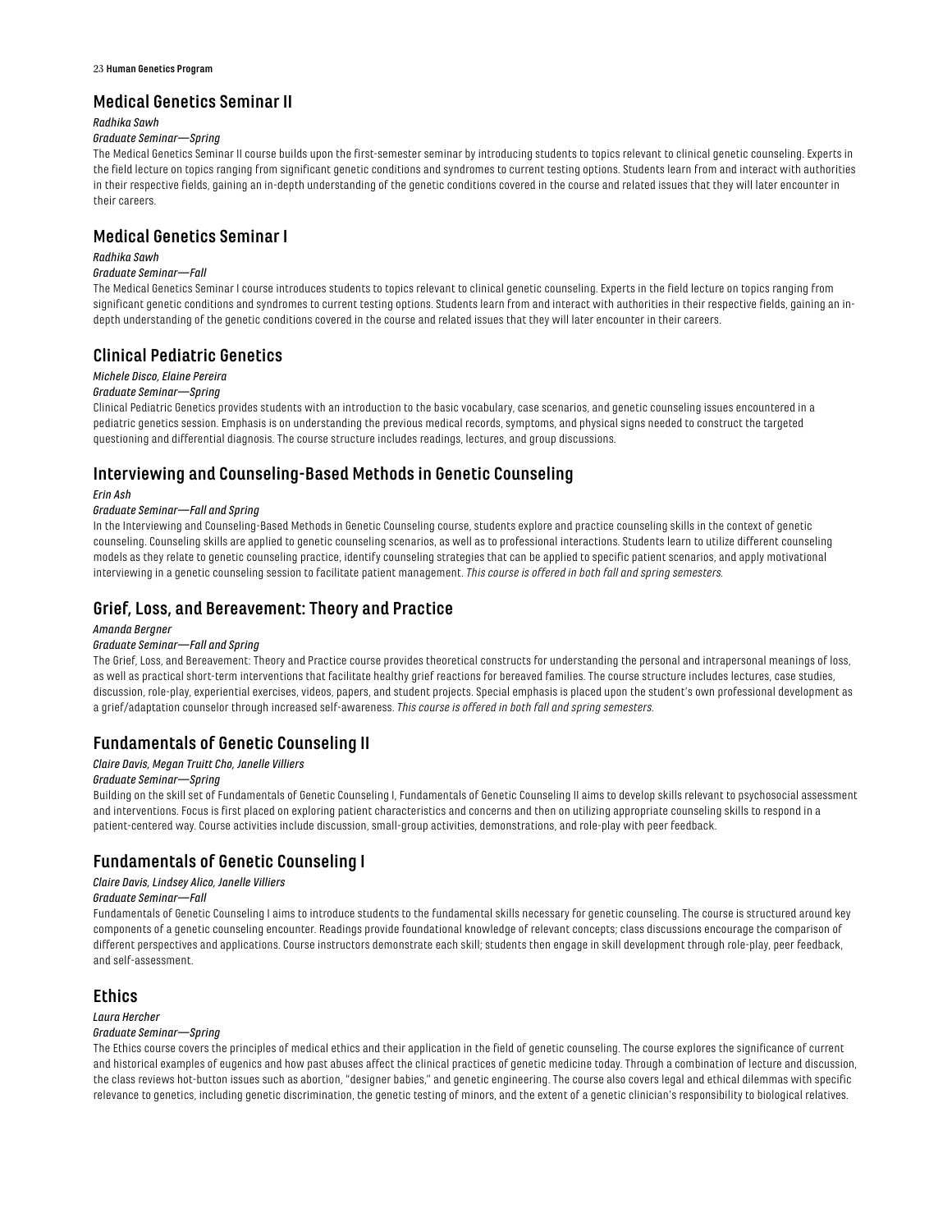## Medical Genetics Seminar II

*Radhika Sawh*

*Graduate Seminar—Spring*

The Medical Genetics Seminar II course builds upon the first-semester seminar by introducing students to topics relevant to clinical genetic counseling. Experts in the field lecture on topics ranging from significant genetic conditions and syndromes to current testing options. Students learn from and interact with authorities in their respective fields, gaining an in-depth understanding of the genetic conditions covered in the course and related issues that they will later encounter in their careers.

## Medical Genetics Seminar I

*Radhika Sawh*

*Graduate Seminar—Fall*

The Medical Genetics Seminar I course introduces students to topics relevant to clinical genetic counseling. Experts in the field lecture on topics ranging from significant genetic conditions and syndromes to current testing options. Students learn from and interact with authorities in their respective fields, gaining an in-depth understanding of the genetic conditions covered in the course and related issues that they will later encounter in their careers.

## Clinical Pediatric Genetics

*Michele Disco, Elaine Pereira*

*Graduate Seminar—Spring*

Clinical Pediatric Genetics provides students with an introduction to the basic vocabulary, case scenarios, and genetic counseling issues encountered in a pediatric genetics session. Emphasis is on understanding the previous medical records, symptoms, and physical signs needed to construct the targeted questioning and differential diagnosis. The course structure includes readings, lectures, and group discussions.

## Interviewing and Counseling-Based Methods in Genetic Counseling

*Erin Ash*

*Graduate Seminar—Fall and Spring*

In the Interviewing and Counseling-Based Methods in Genetic Counseling course, students explore and practice counseling skills in the context of genetic counseling. Counseling skills are applied to genetic counseling scenarios, as well as to professional interactions. Students learn to utilize different counseling models as they relate to genetic counseling practice, identify counseling strategies that can be applied to specific patient scenarios, and apply motivational interviewing in a genetic counseling session to facilitate patient management. *This course is offered in both fall and spring semesters.*

## Grief, Loss, and Bereavement: Theory and Practice

*Amanda Bergner*

*Graduate Seminar—Fall and Spring*

The Grief, Loss, and Bereavement: Theory and Practice course provides theoretical constructs for understanding the personal and intrapersonal meanings of loss, as well as practical short-term interventions that facilitate healthy grief reactions for bereaved families. The course structure includes lectures, case studies, discussion, role-play, experiential exercises, videos, papers, and student projects. Special emphasis is placed upon the student's own professional development as a grief/adaptation counselor through increased self-awareness. *This course is offered in both fall and spring semesters.*

## Fundamentals of Genetic Counseling II

*Claire Davis, Megan Truitt Cho, Janelle Villiers*

*Graduate Seminar—Spring*

Building on the skill set of Fundamentals of Genetic Counseling I, Fundamentals of Genetic Counseling II aims to develop skills relevant to psychosocial assessment and interventions. Focus is first placed on exploring patient characteristics and concerns and then on utilizing appropriate counseling skills to respond in a patient-centered way. Course activities include discussion, small-group activities, demonstrations, and role-play with peer feedback.

## Fundamentals of Genetic Counseling I

*Claire Davis, Lindsey Alico, Janelle Villiers*

*Graduate Seminar—Fall*

Fundamentals of Genetic Counseling I aims to introduce students to the fundamental skills necessary for genetic counseling. The course is structured around key components of a genetic counseling encounter. Readings provide foundational knowledge of relevant concepts; class discussions encourage the comparison of different perspectives and applications. Course instructors demonstrate each skill; students then engage in skill development through role-play, peer feedback, and self-assessment.

## Ethics

*Laura Hercher*

*Graduate Seminar—Spring*

The Ethics course covers the principles of medical ethics and their application in the field of genetic counseling. The course explores the significance of current and historical examples of eugenics and how past abuses affect the clinical practices of genetic medicine today. Through a combination of lecture and discussion, the class reviews hot-button issues such as abortion, "designer babies," and genetic engineering. The course also covers legal and ethical dilemmas with specific relevance to genetics, including genetic discrimination, the genetic testing of minors, and the extent of a genetic clinician's responsibility to biological relatives.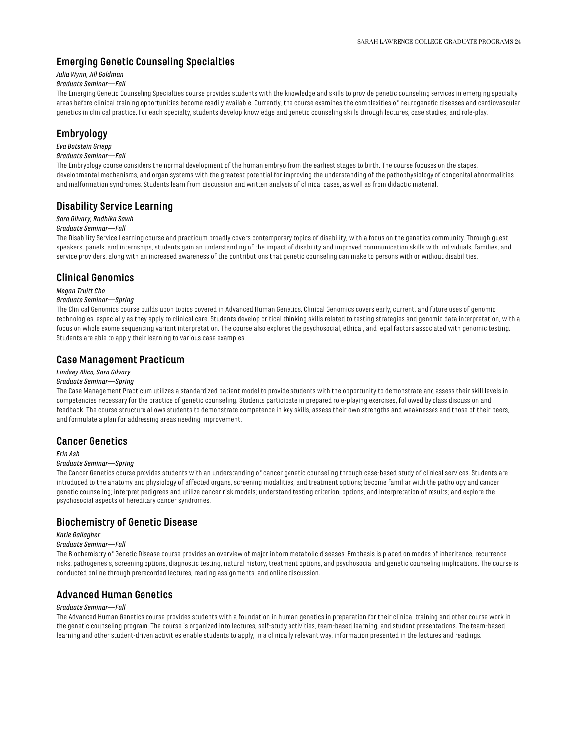## Emerging Genetic Counseling Specialties

*Julia Wynn, Jill Goldman*

*Graduate Seminar—Fall*

The Emerging Genetic Counseling Specialties course provides students with the knowledge and skills to provide genetic counseling services in emerging specialty areas before clinical training opportunities become readily available. Currently, the course examines the complexities of neurogenetic diseases and cardiovascular genetics in clinical practice. For each specialty, students develop knowledge and genetic counseling skills through lectures, case studies, and role-play.

## Embryology

*Eva Botstein Griepp*

*Graduate Seminar—Fall*

The Embryology course considers the normal development of the human embryo from the earliest stages to birth. The course focuses on the stages, developmental mechanisms, and organ systems with the greatest potential for improving the understanding of the pathophysiology of congenital abnormalities and malformation syndromes. Students learn from discussion and written analysis of clinical cases, as well as from didactic material.

## Disability Service Learning

*Sara Gilvary, Radhika Sawh*

*Graduate Seminar—Fall*

The Disability Service Learning course and practicum broadly covers contemporary topics of disability, with a focus on the genetics community. Through guest speakers, panels, and internships, students gain an understanding of the impact of disability and improved communication skills with individuals, families, and service providers, along with an increased awareness of the contributions that genetic counseling can make to persons with or without disabilities.

## Clinical Genomics

*Megan Truitt Cho*

*Graduate Seminar—Spring*

The Clinical Genomics course builds upon topics covered in Advanced Human Genetics. Clinical Genomics covers early, current, and future uses of genomic technologies, especially as they apply to clinical care. Students develop critical thinking skills related to testing strategies and genomic data interpretation, with a focus on whole exome sequencing variant interpretation. The course also explores the psychosocial, ethical, and legal factors associated with genomic testing. Students are able to apply their learning to various case examples.

## Case Management Practicum

*Lindsey Alico, Sara Gilvary*

*Graduate Seminar—Spring*

The Case Management Practicum utilizes a standardized patient model to provide students with the opportunity to demonstrate and assess their skill levels in competencies necessary for the practice of genetic counseling. Students participate in prepared role-playing exercises, followed by class discussion and feedback. The course structure allows students to demonstrate competence in key skills, assess their own strengths and weaknesses and those of their peers, and formulate a plan for addressing areas needing improvement.

## Cancer Genetics

*Erin Ash*

*Graduate Seminar—Spring*

The Cancer Genetics course provides students with an understanding of cancer genetic counseling through case-based study of clinical services. Students are introduced to the anatomy and physiology of affected organs, screening modalities, and treatment options; become familiar with the pathology and cancer genetic counseling; interpret pedigrees and utilize cancer risk models; understand testing criterion, options, and interpretation of results; and explore the psychosocial aspects of hereditary cancer syndromes.

## Biochemistry of Genetic Disease

*Katie Gallagher*

*Graduate Seminar—Fall*

The Biochemistry of Genetic Disease course provides an overview of major inborn metabolic diseases. Emphasis is placed on modes of inheritance, recurrence risks, pathogenesis, screening options, diagnostic testing, natural history, treatment options, and psychosocial and genetic counseling implications. The course is conducted online through prerecorded lectures, reading assignments, and online discussion.

## Advanced Human Genetics

*Graduate Seminar—Fall*

The Advanced Human Genetics course provides students with a foundation in human genetics in preparation for their clinical training and other course work in the genetic counseling program. The course is organized into lectures, self-study activities, team-based learning, and student presentations. The team-based learning and other student-driven activities enable students to apply, in a clinically relevant way, information presented in the lectures and readings.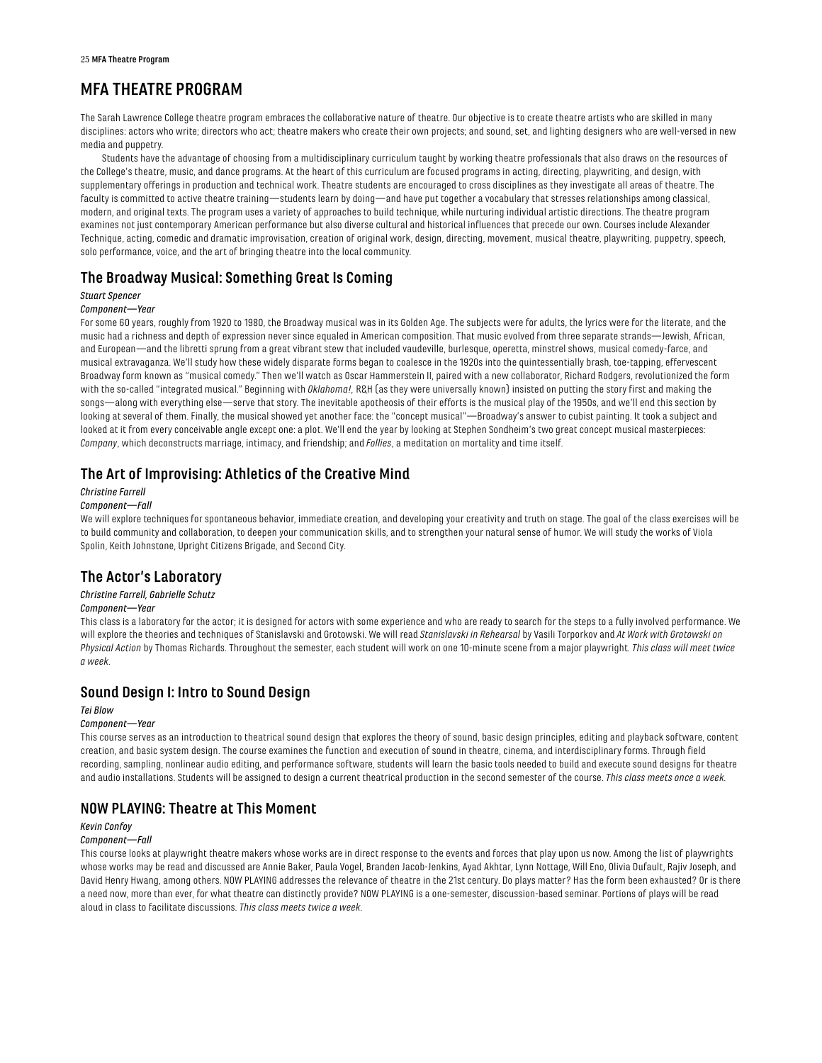# MFA THEATRE PROGRAM

The Sarah Lawrence College theatre program embraces the collaborative nature of theatre. Our objective is to create theatre artists who are skilled in many disciplines: actors who write; directors who act; theatre makers who create their own projects; and sound, set, and lighting designers who are well-versed in new media and puppetry.

Students have the advantage of choosing from a multidisciplinary curriculum taught by working theatre professionals that also draws on the resources of the College's theatre, music, and dance programs. At the heart of this curriculum are focused programs in acting, directing, playwriting, and design, with supplementary offerings in production and technical work. Theatre students are encouraged to cross disciplines as they investigate all areas of theatre. The faculty is committed to active theatre training—students learn by doing—and have put together a vocabulary that stresses relationships among classical, modern, and original texts. The program uses a variety of approaches to build technique, while nurturing individual artistic directions. The theatre program examines not just contemporary American performance but also diverse cultural and historical influences that precede our own. Courses include Alexander Technique, acting, comedic and dramatic improvisation, creation of original work, design, directing, movement, musical theatre, playwriting, puppetry, speech, solo performance, voice, and the art of bringing theatre into the local community.

## The Broadway Musical: Something Great Is Coming

*Stuart Spencer*

*Component—Year*

For some 60 years, roughly from 1920 to 1980, the Broadway musical was in its Golden Age. The subjects were for adults, the lyrics were for the literate, and the music had a richness and depth of expression never since equaled in American composition. That music evolved from three separate strands—Jewish, African, and European—and the libretti sprung from a great vibrant stew that included vaudeville, burlesque, operetta, minstrel shows, musical comedy-farce, and musical extravaganza. We'll study how these widely disparate forms began to coalesce in the 1920s into the quintessentially brash, toe-tapping, effervescent Broadway form known as "musical comedy." Then we'll watch as Oscar Hammerstein II, paired with a new collaborator, Richard Rodgers, revolutionized the form with the so-called "integrated musical." Beginning with *Oklahoma!*, R&H (as they were universally known) insisted on putting the story first and making the songs—along with everything else—serve that story. The inevitable apotheosis of their efforts is the musical play of the 1950s, and we'll end this section by looking at several of them. Finally, the musical showed yet another face: the "concept musical"—Broadway's answer to cubist painting. It took a subject and looked at it from every conceivable angle except one: a plot. We'll end the year by looking at Stephen Sondheim's two great concept musical masterpieces: *Company*, which deconstructs marriage, intimacy, and friendship; and *Follies*, a meditation on mortality and time itself.

## The Art of Improvising: Athletics of the Creative Mind

*Christine Farrell*

*Component—Fall*

We will explore techniques for spontaneous behavior, immediate creation, and developing your creativity and truth on stage. The goal of the class exercises will be to build community and collaboration, to deepen your communication skills, and to strengthen your natural sense of humor. We will study the works of Viola Spolin, Keith Johnstone, Upright Citizens Brigade, and Second City.

## The Actor's Laboratory

*Christine Farrell, Gabrielle Schutz*

*Component—Year*

This class is a laboratory for the actor; it is designed for actors with some experience and who are ready to search for the steps to a fully involved performance. We will explore the theories and techniques of Stanislavski and Grotowski. We will read *Stanislavski in Rehearsal* by Vasili Torporkov and *At Work with Grotowski on Physical Action* by Thomas Richards. Throughout the semester, each student will work on one 10-minute scene from a major playwright. *This class will meet twice a week.*

## Sound Design I: Intro to Sound Design

*Tei Blow*

*Component—Year*

This course serves as an introduction to theatrical sound design that explores the theory of sound, basic design principles, editing and playback software, content creation, and basic system design. The course examines the function and execution of sound in theatre, cinema, and interdisciplinary forms. Through field recording, sampling, nonlinear audio editing, and performance software, students will learn the basic tools needed to build and execute sound designs for theatre and audio installations. Students will be assigned to design a current theatrical production in the second semester of the course. *This class meets once a week.*

## NOW PLAYING: Theatre at This Moment

*Kevin Confoy*

*Component—Fall*

This course looks at playwright theatre makers whose works are in direct response to the events and forces that play upon us now. Among the list of playwrights whose works may be read and discussed are Annie Baker, Paula Vogel, Branden Jacob-Jenkins, Ayad Akhtar, Lynn Nottage, Will Eno, Olivia Dufault, Rajiv Joseph, and David Henry Hwang, among others. NOW PLAYING addresses the relevance of theatre in the 21st century. Do plays matter? Has the form been exhausted? Or is there a need now, more than ever, for what theatre can distinctly provide? NOW PLAYING is a one-semester, discussion-based seminar. Portions of plays will be read aloud in class to facilitate discussions. *This class meets twice a week.*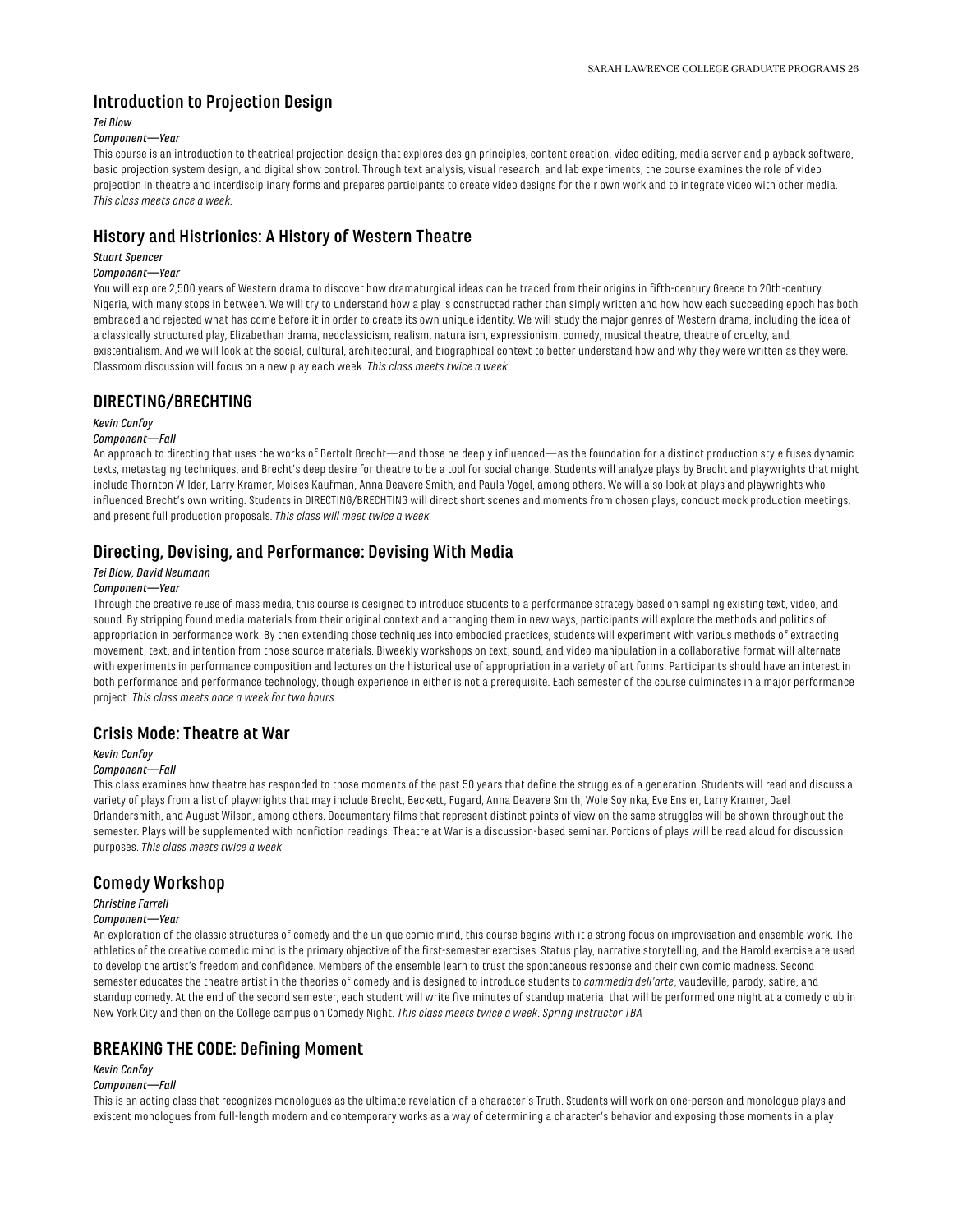## Introduction to Projection Design

*Tei Blow*

*Component—Year*

This course is an introduction to theatrical projection design that explores design principles, content creation, video editing, media server and playback software, basic projection system design, and digital show control. Through text analysis, visual research, and lab experiments, the course examines the role of video projection in theatre and interdisciplinary forms and prepares participants to create video designs for their own work and to integrate video with other media. *This class meets once a week.*

## History and Histrionics: A History of Western Theatre

*Stuart Spencer*

*Component—Year*

You will explore 2,500 years of Western drama to discover how dramaturgical ideas can be traced from their origins in fifth-century Greece to 20th-century Nigeria, with many stops in between. We will try to understand how a play is constructed rather than simply written and how how each succeeding epoch has both embraced and rejected what has come before it in order to create its own unique identity. We will study the major genres of Western drama, including the idea of a classically structured play, Elizabethan drama, neoclassicism, realism, naturalism, expressionism, comedy, musical theatre, theatre of cruelty, and existentialism. And we will look at the social, cultural, architectural, and biographical context to better understand how and why they were written as they were. Classroom discussion will focus on a new play each week. *This class meets twice a week.*

## DIRECTING/BRECHTING

*Kevin Confoy*

*Component—Fall*

An approach to directing that uses the works of Bertolt Brecht—and those he deeply influenced—as the foundation for a distinct production style fuses dynamic texts, metastaging techniques, and Brecht's deep desire for theatre to be a tool for social change. Students will analyze plays by Brecht and playwrights that might include Thornton Wilder, Larry Kramer, Moises Kaufman, Anna Deavere Smith, and Paula Vogel, among others. We will also look at plays and playwrights who influenced Brecht's own writing. Students in DIRECTING/BRECHTING will direct short scenes and moments from chosen plays, conduct mock production meetings, and present full production proposals. *This class will meet twice a week.*

## Directing, Devising, and Performance: Devising With Media

*Tei Blow, David Neumann*

*Component—Year*

Through the creative reuse of mass media, this course is designed to introduce students to a performance strategy based on sampling existing text, video, and sound. By stripping found media materials from their original context and arranging them in new ways, participants will explore the methods and politics of appropriation in performance work. By then extending those techniques into embodied practices, students will experiment with various methods of extracting movement, text, and intention from those source materials. Biweekly workshops on text, sound, and video manipulation in a collaborative format will alternate with experiments in performance composition and lectures on the historical use of appropriation in a variety of art forms. Participants should have an interest in both performance and performance technology, though experience in either is not a prerequisite. Each semester of the course culminates in a major performance project. *This class meets once a week for two hours.*

## Crisis Mode: Theatre at War

*Kevin Confoy*

*Component—Fall*

This class examines how theatre has responded to those moments of the past 50 years that define the struggles of a generation. Students will read and discuss a variety of plays from a list of playwrights that may include Brecht, Beckett, Fugard, Anna Deavere Smith, Wole Soyinka, Eve Ensler, Larry Kramer, Dael Orlandersmith, and August Wilson, among others. Documentary films that represent distinct points of view on the same struggles will be shown throughout the semester. Plays will be supplemented with nonfiction readings. Theatre at War is a discussion-based seminar. Portions of plays will be read aloud for discussion purposes. *This class meets twice a week*

## Comedy Workshop

*Christine Farrell*

*Component—Year*

An exploration of the classic structures of comedy and the unique comic mind, this course begins with it a strong focus on improvisation and ensemble work. The athletics of the creative comedic mind is the primary objective of the first-semester exercises. Status play, narrative storytelling, and the Harold exercise are used to develop the artist's freedom and confidence. Members of the ensemble learn to trust the spontaneous response and their own comic madness. Second semester educates the theatre artist in the theories of comedy and is designed to introduce students to *commedia dell'arte*, vaudeville, parody, satire, and standup comedy. At the end of the second semester, each student will write five minutes of standup material that will be performed one night at a comedy club in New York City and then on the College campus on Comedy Night. *This class meets twice a week. Spring instructor TBA*

## BREAKING THE CODE: Defining Moment

*Kevin Confoy*

*Component—Fall*

This is an acting class that recognizes monologues as the ultimate revelation of a character's Truth. Students will work on one-person and monologue plays and existent monologues from full-length modern and contemporary works as a way of determining a character's behavior and exposing those moments in a play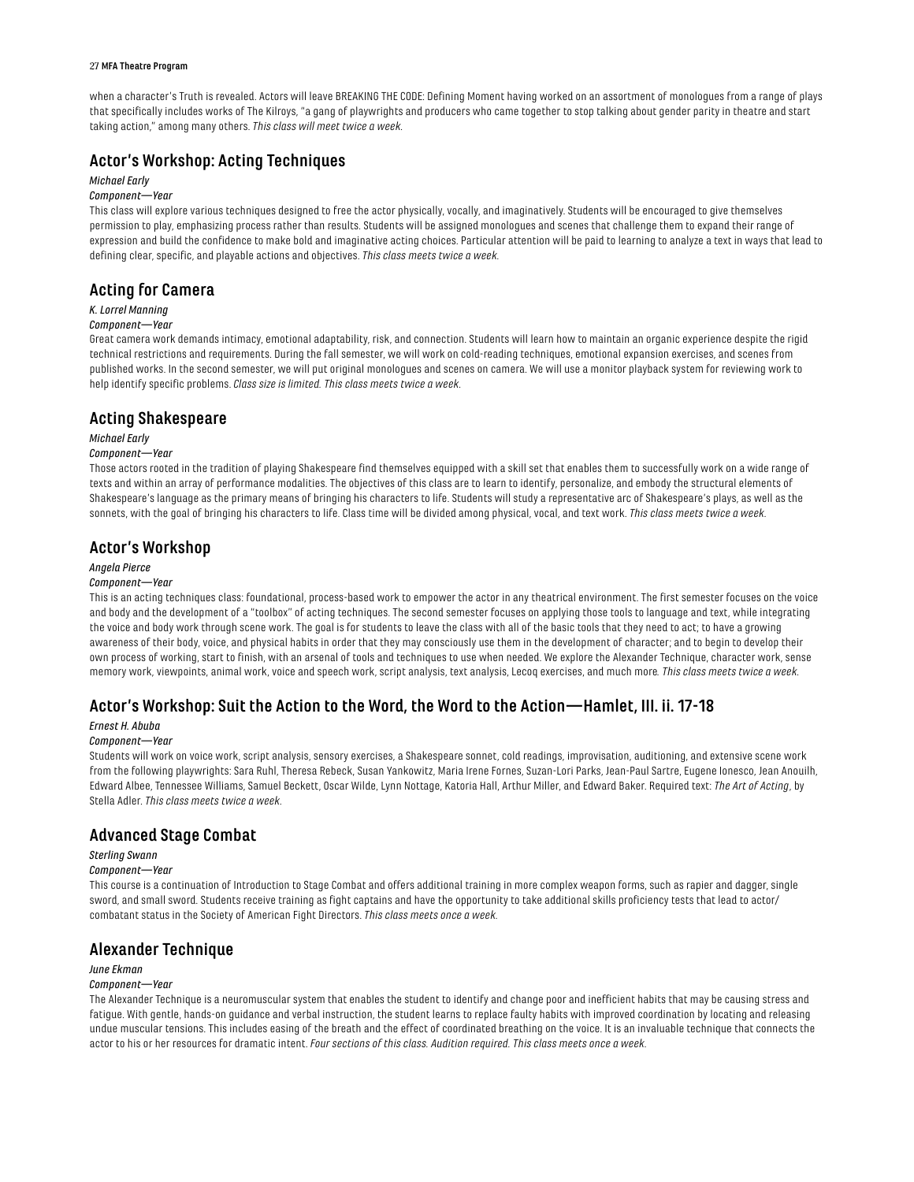when a character's Truth is revealed. Actors will leave BREAKING THE CODE: Defining Moment having worked on an assortment of monologues from a range of plays that specifically includes works of The Kilroys, "a gang of playwrights and producers who came together to stop talking about gender parity in theatre and start taking action," among many others. *This class will meet twice a week.*

## Actor's Workshop: Acting Techniques

*Michael Early*

*Component—Year*

This class will explore various techniques designed to free the actor physically, vocally, and imaginatively. Students will be encouraged to give themselves permission to play, emphasizing process rather than results. Students will be assigned monologues and scenes that challenge them to expand their range of expression and build the confidence to make bold and imaginative acting choices. Particular attention will be paid to learning to analyze a text in ways that lead to defining clear, specific, and playable actions and objectives. *This class meets twice a week.*

## Acting for Camera

*K. Lorrel Manning*

*Component—Year*

Great camera work demands intimacy, emotional adaptability, risk, and connection. Students will learn how to maintain an organic experience despite the rigid technical restrictions and requirements. During the fall semester, we will work on cold-reading techniques, emotional expansion exercises, and scenes from published works. In the second semester, we will put original monologues and scenes on camera. We will use a monitor playback system for reviewing work to help identify specific problems. *Class size is limited. This class meets twice a week.*

## Acting Shakespeare

*Michael Early*

*Component—Year*

Those actors rooted in the tradition of playing Shakespeare find themselves equipped with a skill set that enables them to successfully work on a wide range of texts and within an array of performance modalities. The objectives of this class are to learn to identify, personalize, and embody the structural elements of Shakespeare's language as the primary means of bringing his characters to life. Students will study a representative arc of Shakespeare's plays, as well as the sonnets, with the goal of bringing his characters to life. Class time will be divided among physical, vocal, and text work. *This class meets twice a week.*

## Actor's Workshop

*Angela Pierce*

*Component—Year*

This is an acting techniques class: foundational, process-based work to empower the actor in any theatrical environment. The first semester focuses on the voice and body and the development of a "toolbox" of acting techniques. The second semester focuses on applying those tools to language and text, while integrating the voice and body work through scene work. The goal is for students to leave the class with all of the basic tools that they need to act; to have a growing awareness of their body, voice, and physical habits in order that they may consciously use them in the development of character; and to begin to develop their own process of working, start to finish, with an arsenal of tools and techniques to use when needed. We explore the Alexander Technique, character work, sense memory work, viewpoints, animal work, voice and speech work, script analysis, text analysis, Lecoq exercises, and much more. *This class meets twice a week.*

## Actor's Workshop: Suit the Action to the Word, the Word to the Action—Hamlet, III. ii. 17-18

*Ernest H. Abuba*

*Component—Year*

Students will work on voice work, script analysis, sensory exercises, a Shakespeare sonnet, cold readings, improvisation, auditioning, and extensive scene work from the following playwrights: Sara Ruhl, Theresa Rebeck, Susan Yankowitz, Maria Irene Fornes, Suzan-Lori Parks, Jean-Paul Sartre, Eugene Ionesco, Jean Anouilh, Edward Albee, Tennessee Williams, Samuel Beckett, Oscar Wilde, Lynn Nottage, Katoria Hall, Arthur Miller, and Edward Baker. Required text: *The Art of Acting*, by Stella Adler. *This class meets twice a week.*

## Advanced Stage Combat

*Sterling Swann*

*Component—Year*

This course is a continuation of Introduction to Stage Combat and offers additional training in more complex weapon forms, such as rapier and dagger, single sword, and small sword. Students receive training as fight captains and have the opportunity to take additional skills proficiency tests that lead to actor/combatant status in the Society of American Fight Directors. *This class meets once a week.*

## Alexander Technique

*June Ekman*

*Component—Year*

The Alexander Technique is a neuromuscular system that enables the student to identify and change poor and inefficient habits that may be causing stress and fatigue. With gentle, hands-on guidance and verbal instruction, the student learns to replace faulty habits with improved coordination by locating and releasing undue muscular tensions. This includes easing of the breath and the effect of coordinated breathing on the voice. It is an invaluable technique that connects the actor to his or her resources for dramatic intent. *Four sections of this class. Audition required. This class meets once a week.*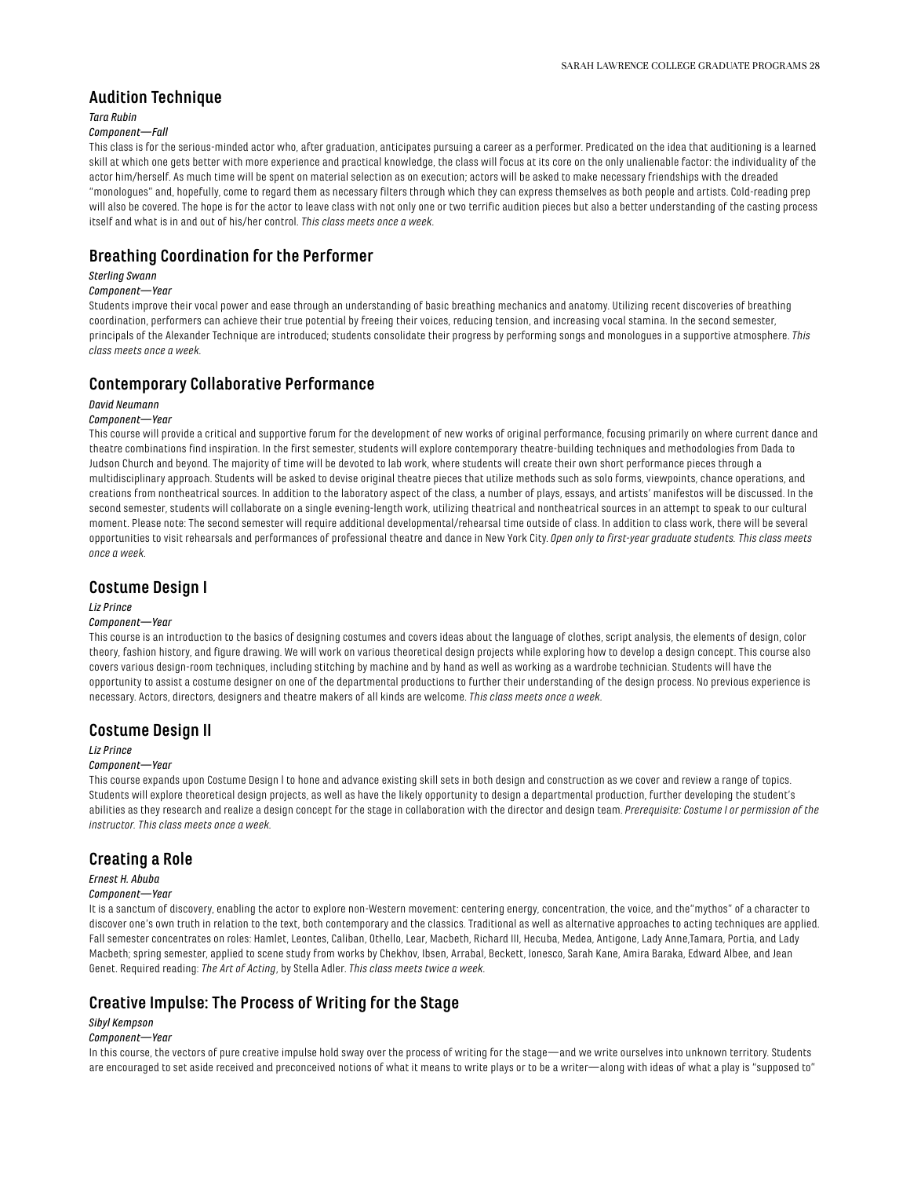## Audition Technique

*Tara Rubin*

*Component—Fall*

This class is for the serious-minded actor who, after graduation, anticipates pursuing a career as a performer. Predicated on the idea that auditioning is a learned skill at which one gets better with more experience and practical knowledge, the class will focus at its core on the only unalienable factor: the individuality of the actor him/herself. As much time will be spent on material selection as on execution; actors will be asked to make necessary friendships with the dreaded "monologues" and, hopefully, come to regard them as necessary filters through which they can express themselves as both people and artists. Cold-reading prep will also be covered. The hope is for the actor to leave class with not only one or two terrific audition pieces but also a better understanding of the casting process itself and what is in and out of his/her control. *This class meets once a week.*

## Breathing Coordination for the Performer

*Sterling Swann*

*Component—Year*

Students improve their vocal power and ease through an understanding of basic breathing mechanics and anatomy. Utilizing recent discoveries of breathing coordination, performers can achieve their true potential by freeing their voices, reducing tension, and increasing vocal stamina. In the second semester, principals of the Alexander Technique are introduced; students consolidate their progress by performing songs and monologues in a supportive atmosphere. *This class meets once a week.*

## Contemporary Collaborative Performance

*David Neumann*

*Component—Year*

This course will provide a critical and supportive forum for the development of new works of original performance, focusing primarily on where current dance and theatre combinations find inspiration. In the first semester, students will explore contemporary theatre-building techniques and methodologies from Dada to Judson Church and beyond. The majority of time will be devoted to lab work, where students will create their own short performance pieces through a multidisciplinary approach. Students will be asked to devise original theatre pieces that utilize methods such as solo forms, viewpoints, chance operations, and creations from nontheatrical sources. In addition to the laboratory aspect of the class, a number of plays, essays, and artists' manifestos will be discussed. In the second semester, students will collaborate on a single evening-length work, utilizing theatrical and nontheatrical sources in an attempt to speak to our cultural moment. Please note: The second semester will require additional developmental/rehearsal time outside of class. In addition to class work, there will be several opportunities to visit rehearsals and performances of professional theatre and dance in New York City. *Open only to first-year graduate students. This class meets once a week.*

## Costume Design I

*Liz Prince*

*Component—Year*

This course is an introduction to the basics of designing costumes and covers ideas about the language of clothes, script analysis, the elements of design, color theory, fashion history, and figure drawing. We will work on various theoretical design projects while exploring how to develop a design concept. This course also covers various design-room techniques, including stitching by machine and by hand as well as working as a wardrobe technician. Students will have the opportunity to assist a costume designer on one of the departmental productions to further their understanding of the design process. No previous experience is necessary. Actors, directors, designers and theatre makers of all kinds are welcome. *This class meets once a week.*

## Costume Design II

*Liz Prince*

*Component—Year*

This course expands upon Costume Design I to hone and advance existing skill sets in both design and construction as we cover and review a range of topics. Students will explore theoretical design projects, as well as have the likely opportunity to design a departmental production, further developing the student's abilities as they research and realize a design concept for the stage in collaboration with the director and design team. *Prerequisite: Costume I or permission of the instructor. This class meets once a week.*

## Creating a Role

*Ernest H. Abuba*

*Component—Year*

It is a sanctum of discovery, enabling the actor to explore non-Western movement: centering energy, concentration, the voice, and the"mythos" of a character to discover one's own truth in relation to the text, both contemporary and the classics. Traditional as well as alternative approaches to acting techniques are applied. Fall semester concentrates on roles: Hamlet, Leontes, Caliban, Othello, Lear, Macbeth, Richard III, Hecuba, Medea, Antigone, Lady Anne,Tamara, Portia, and Lady Macbeth; spring semester, applied to scene study from works by Chekhov, Ibsen, Arrabal, Beckett, Ionesco, Sarah Kane, Amira Baraka, Edward Albee, and Jean Genet. Required reading: *The Art of Acting*, by Stella Adler. *This class meets twice a week.*

## Creative Impulse: The Process of Writing for the Stage

*Sibyl Kempson*

*Component—Year*

In this course, the vectors of pure creative impulse hold sway over the process of writing for the stage—and we write ourselves into unknown territory. Students are encouraged to set aside received and preconceived notions of what it means to write plays or to be a writer—along with ideas of what a play is "supposed to"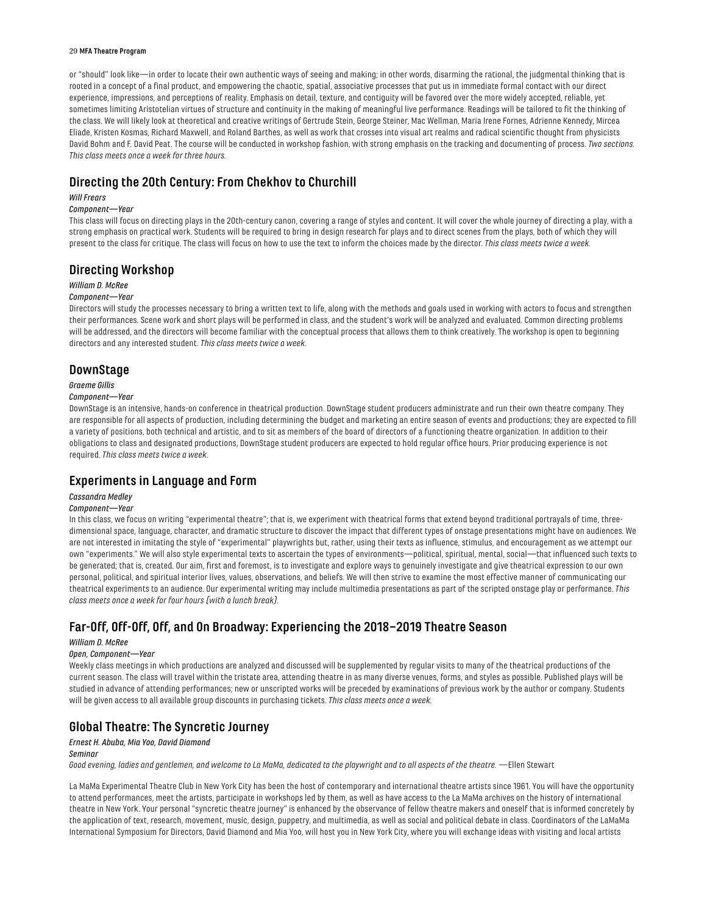or "should" look like—in order to locate their own authentic ways of seeing and making; in other words, disarming the rational, the judgmental thinking that is rooted in a concept of a final product, and empowering the chaotic, spatial, associative processes that put us in immediate formal contact with our direct experience, impressions, and perceptions of reality. Emphasis on detail, texture, and contiguity will be favored over the more widely accepted, reliable, yet sometimes limiting Aristotelian virtues of structure and continuity in the making of meaningful live performance. Readings will be tailored to fit the thinking of the class. We will likely look at theoretical and creative writings of Gertrude Stein, George Steiner, Mac Wellman, Maria Irene Fornes, Adrienne Kennedy, Mircea Eliade, Kristen Kosmas, Richard Maxwell, and Roland Barthes, as well as work that crosses into visual art realms and radical scientific thought from physicists David Bohm and F. David Peat. The course will be conducted in workshop fashion, with strong emphasis on the tracking and documenting of process. *Two sections. This class meets once a week for three hours.*

## Directing the 20th Century: From Chekhov to Churchill

*Will Frears*

*Component—Year*

This class will focus on directing plays in the 20th-century canon, covering a range of styles and content. It will cover the whole journey of directing a play, with a strong emphasis on practical work. Students will be required to bring in design research for plays and to direct scenes from the plays, both of which they will present to the class for critique. The class will focus on how to use the text to inform the choices made by the director. *This class meets twice a week.*

## Directing Workshop

*William D. McRee*

*Component—Year*

Directors will study the processes necessary to bring a written text to life, along with the methods and goals used in working with actors to focus and strengthen their performances. Scene work and short plays will be performed in class, and the student's work will be analyzed and evaluated. Common directing problems will be addressed, and the directors will become familiar with the conceptual process that allows them to think creatively. The workshop is open to beginning directors and any interested student. *This class meets twice a week.*

## DownStage

*Graeme Gillis*

*Component—Year*

DownStage is an intensive, hands-on conference in theatrical production. DownStage student producers administrate and run their own theatre company. They are responsible for all aspects of production, including determining the budget and marketing an entire season of events and productions; they are expected to fill a variety of positions, both technical and artistic, and to sit as members of the board of directors of a functioning theatre organization. In addition to their obligations to class and designated productions, DownStage student producers are expected to hold regular office hours. Prior producing experience is not required. *This class meets twice a week.*

## Experiments in Language and Form

*Cassandra Medley*

*Component—Year*

In this class, we focus on writing "experimental theatre"; that is, we experiment with theatrical forms that extend beyond traditional portrayals of time, three-dimensional space, language, character, and dramatic structure to discover the impact that different types of onstage presentations might have on audiences. We are not interested in imitating the style of "experimental" playwrights but, rather, using their texts as influence, stimulus, and encouragement as we attempt our own "experiments." We will also style experimental texts to ascertain the types of environments—political, spiritual, mental, social—that influenced such texts to be generated; that is, created. Our aim, first and foremost, is to investigate and explore ways to genuinely investigate and give theatrical expression to our own personal, political, and spiritual interior lives, values, observations, and beliefs. We will then strive to examine the most effective manner of communicating our theatrical experiments to an audience. Our experimental writing may include multimedia presentations as part of the scripted onstage play or performance. *This class meets once a week for four hours (with a lunch break).*

## Far-Off, Off-Off, Off, and On Broadway: Experiencing the 2018–2019 Theatre Season

*William D. McRee*

*Open, Component—Year*

Weekly class meetings in which productions are analyzed and discussed will be supplemented by regular visits to many of the theatrical productions of the current season. The class will travel within the tristate area, attending theatre in as many diverse venues, forms, and styles as possible. Published plays will be studied in advance of attending performances; new or unscripted works will be preceded by examinations of previous work by the author or company. Students will be given access to all available group discounts in purchasing tickets. *This class meets once a week.*

## Global Theatre: The Syncretic Journey

*Ernest H. Abuba, Mia Yoo, David Diamond*

*Seminar*

*Good evening, ladies and gentlemen, and welcome to La MaMa, dedicated to the playwright and to all aspects of the theatre.* —Ellen Stewart

La MaMa Experimental Theatre Club in New York City has been the host of contemporary and international theatre artists since 1961. You will have the opportunity to attend performances, meet the artists, participate in workshops led by them, as well as have access to the La MaMa archives on the history of international theatre in New York. Your personal "syncretic theatre journey" is enhanced by the observance of fellow theatre makers and oneself that is informed concretely by the application of text, research, movement, music, design, puppetry, and multimedia, as well as social and political debate in class. Coordinators of the LaMaMa International Symposium for Directors, David Diamond and Mia Yoo, will host you in New York City, where you will exchange ideas with visiting and local artists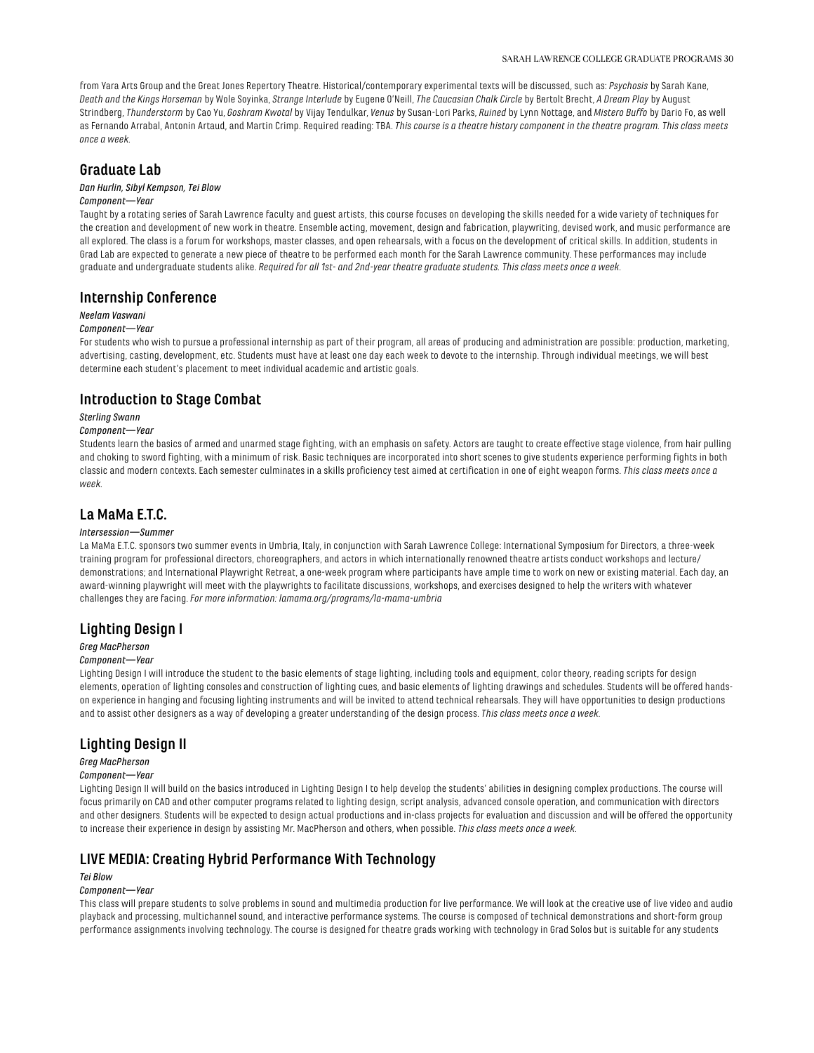from Yara Arts Group and the Great Jones Repertory Theatre. Historical/contemporary experimental texts will be discussed, such as: *Psychosis* by Sarah Kane, *Death and the Kings Horseman* by Wole Soyinka, *Strange Interlude* by Eugene O'Neill, *The Caucasian Chalk Circle* by Bertolt Brecht, *A Dream Play* by August Strindberg, *Thunderstorm* by Cao Yu, *Goshram Kwotal* by Vijay Tendulkar, *Venus* by Susan-Lori Parks, *Ruined* by Lynn Nottage, and *Mistero Buffo* by Dario Fo, as well as Fernando Arrabal, Antonin Artaud, and Martin Crimp. Required reading: TBA. *This course is a theatre history component in the theatre program. This class meets once a week.*

## Graduate Lab

*Dan Hurlin, Sibyl Kempson, Tei Blow*

*Component—Year*

Taught by a rotating series of Sarah Lawrence faculty and guest artists, this course focuses on developing the skills needed for a wide variety of techniques for the creation and development of new work in theatre. Ensemble acting, movement, design and fabrication, playwriting, devised work, and music performance are all explored. The class is a forum for workshops, master classes, and open rehearsals, with a focus on the development of critical skills. In addition, students in Grad Lab are expected to generate a new piece of theatre to be performed each month for the Sarah Lawrence community. These performances may include graduate and undergraduate students alike. *Required for all 1st- and 2nd-year theatre graduate students. This class meets once a week.*

## Internship Conference

*Neelam Vaswani*

*Component—Year*

For students who wish to pursue a professional internship as part of their program, all areas of producing and administration are possible: production, marketing, advertising, casting, development, etc. Students must have at least one day each week to devote to the internship. Through individual meetings, we will best determine each student's placement to meet individual academic and artistic goals.

## Introduction to Stage Combat

*Sterling Swann*

*Component—Year*

Students learn the basics of armed and unarmed stage fighting, with an emphasis on safety. Actors are taught to create effective stage violence, from hair pulling and choking to sword fighting, with a minimum of risk. Basic techniques are incorporated into short scenes to give students experience performing fights in both classic and modern contexts. Each semester culminates in a skills proficiency test aimed at certification in one of eight weapon forms. *This class meets once a week.*

## La MaMa E.T.C.

*Intersession—Summer*

La MaMa E.T.C. sponsors two summer events in Umbria, Italy, in conjunction with Sarah Lawrence College: International Symposium for Directors, a three-week training program for professional directors, choreographers, and actors in which internationally renowned theatre artists conduct workshops and lecture/demonstrations; and International Playwright Retreat, a one-week program where participants have ample time to work on new or existing material. Each day, an award-winning playwright will meet with the playwrights to facilitate discussions, workshops, and exercises designed to help the writers with whatever challenges they are facing. *For more information: lamama.org/programs/la-mama-umbria*

## Lighting Design I

*Greg MacPherson*

*Component—Year*

Lighting Design I will introduce the student to the basic elements of stage lighting, including tools and equipment, color theory, reading scripts for design elements, operation of lighting consoles and construction of lighting cues, and basic elements of lighting drawings and schedules. Students will be offered hands-on experience in hanging and focusing lighting instruments and will be invited to attend technical rehearsals. They will have opportunities to design productions and to assist other designers as a way of developing a greater understanding of the design process. *This class meets once a week.*

## Lighting Design II

*Greg MacPherson*

*Component—Year*

Lighting Design II will build on the basics introduced in Lighting Design I to help develop the students' abilities in designing complex productions. The course will focus primarily on CAD and other computer programs related to lighting design, script analysis, advanced console operation, and communication with directors and other designers. Students will be expected to design actual productions and in-class projects for evaluation and discussion and will be offered the opportunity to increase their experience in design by assisting Mr. MacPherson and others, when possible. *This class meets once a week.*

## LIVE MEDIA: Creating Hybrid Performance With Technology

*Tei Blow*

*Component—Year*

This class will prepare students to solve problems in sound and multimedia production for live performance. We will look at the creative use of live video and audio playback and processing, multichannel sound, and interactive performance systems. The course is composed of technical demonstrations and short-form group performance assignments involving technology. The course is designed for theatre grads working with technology in Grad Solos but is suitable for any students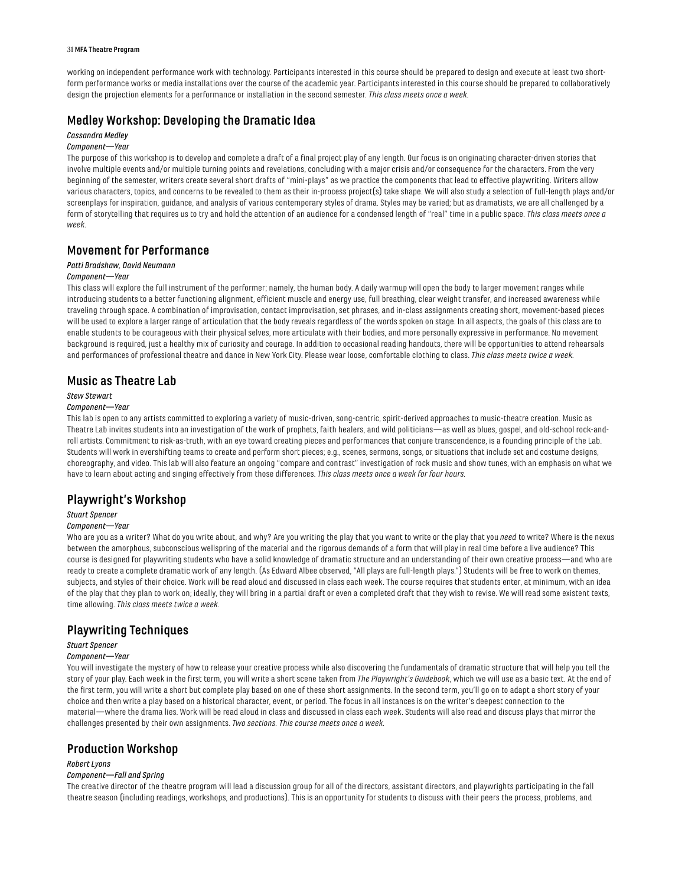working on independent performance work with technology. Participants interested in this course should be prepared to design and execute at least two short-form performance works or media installations over the course of the academic year. Participants interested in this course should be prepared to collaboratively design the projection elements for a performance or installation in the second semester. *This class meets once a week.*

## Medley Workshop: Developing the Dramatic Idea

*Cassandra Medley*

*Component—Year*

The purpose of this workshop is to develop and complete a draft of a final project play of any length. Our focus is on originating character-driven stories that involve multiple events and/or multiple turning points and revelations, concluding with a major crisis and/or consequence for the characters. From the very beginning of the semester, writers create several short drafts of "mini-plays" as we practice the components that lead to effective playwriting. Writers allow various characters, topics, and concerns to be revealed to them as their in-process project(s) take shape. We will also study a selection of full-length plays and/or screenplays for inspiration, guidance, and analysis of various contemporary styles of drama. Styles may be varied; but as dramatists, we are all challenged by a form of storytelling that requires us to try and hold the attention of an audience for a condensed length of "real" time in a public space. *This class meets once a week.*

## Movement for Performance

*Patti Bradshaw, David Neumann*

*Component—Year*

This class will explore the full instrument of the performer; namely, the human body. A daily warmup will open the body to larger movement ranges while introducing students to a better functioning alignment, efficient muscle and energy use, full breathing, clear weight transfer, and increased awareness while traveling through space. A combination of improvisation, contact improvisation, set phrases, and in-class assignments creating short, movement-based pieces will be used to explore a larger range of articulation that the body reveals regardless of the words spoken on stage. In all aspects, the goals of this class are to enable students to be courageous with their physical selves, more articulate with their bodies, and more personally expressive in performance. No movement background is required, just a healthy mix of curiosity and courage. In addition to occasional reading handouts, there will be opportunities to attend rehearsals and performances of professional theatre and dance in New York City. Please wear loose, comfortable clothing to class. *This class meets twice a week.*

## Music as Theatre Lab

*Stew Stewart*

*Component—Year*

This lab is open to any artists committed to exploring a variety of music-driven, song-centric, spirit-derived approaches to music-theatre creation. Music as Theatre Lab invites students into an investigation of the work of prophets, faith healers, and wild politicians—as well as blues, gospel, and old-school rock-and-roll artists. Commitment to risk-as-truth, with an eye toward creating pieces and performances that conjure transcendence, is a founding principle of the Lab. Students will work in evershifting teams to create and perform short pieces; e.g., scenes, sermons, songs, or situations that include set and costume designs, choreography, and video. This lab will also feature an ongoing "compare and contrast" investigation of rock music and show tunes, with an emphasis on what we have to learn about acting and singing effectively from those differences. *This class meets once a week for four hours.*

## Playwright's Workshop

*Stuart Spencer*

*Component—Year*

Who are you as a writer? What do you write about, and why? Are you writing the play that you want to write or the play that you *need* to write? Where is the nexus between the amorphous, subconscious wellspring of the material and the rigorous demands of a form that will play in real time before a live audience? This course is designed for playwriting students who have a solid knowledge of dramatic structure and an understanding of their own creative process—and who are ready to create a complete dramatic work of any length. (As Edward Albee observed, "All plays are full-length plays.") Students will be free to work on themes, subjects, and styles of their choice. Work will be read aloud and discussed in class each week. The course requires that students enter, at minimum, with an idea of the play that they plan to work on; ideally, they will bring in a partial draft or even a completed draft that they wish to revise. We will read some existent texts, time allowing. *This class meets twice a week.*

## Playwriting Techniques

*Stuart Spencer*

*Component—Year*

You will investigate the mystery of how to release your creative process while also discovering the fundamentals of dramatic structure that will help you tell the story of your play. Each week in the first term, you will write a short scene taken from *The Playwright's Guidebook*, which we will use as a basic text. At the end of the first term, you will write a short but complete play based on one of these short assignments. In the second term, you'll go on to adapt a short story of your choice and then write a play based on a historical character, event, or period. The focus in all instances is on the writer's deepest connection to the material—where the drama lies. Work will be read aloud in class and discussed in class each week. Students will also read and discuss plays that mirror the challenges presented by their own assignments. *Two sections. This course meets once a week.*

## Production Workshop

*Robert Lyons*

*Component—Fall and Spring*

The creative director of the theatre program will lead a discussion group for all of the directors, assistant directors, and playwrights participating in the fall theatre season (including readings, workshops, and productions). This is an opportunity for students to discuss with their peers the process, problems, and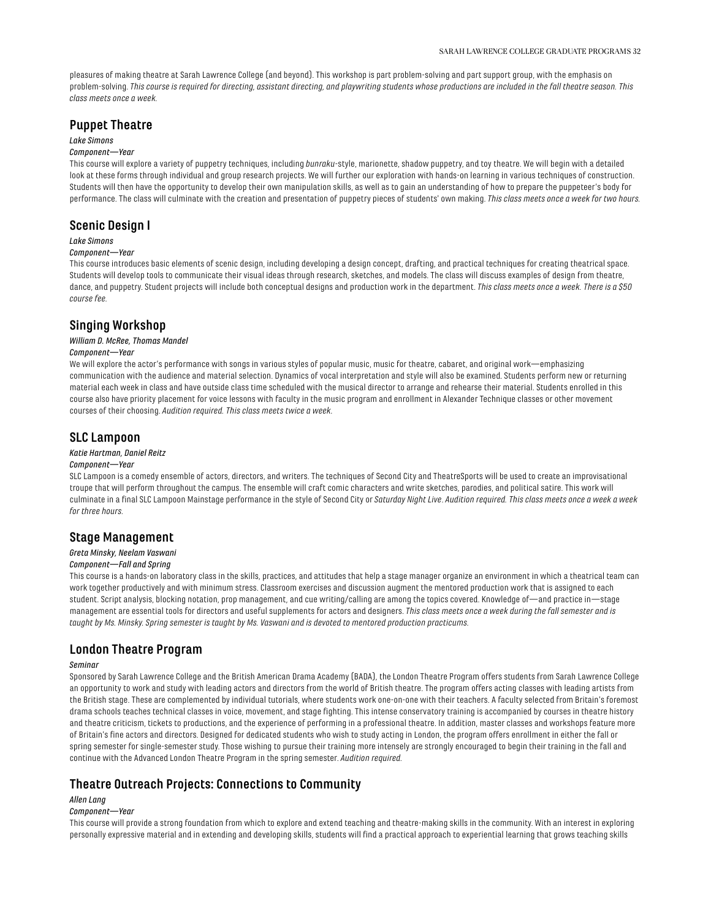pleasures of making theatre at Sarah Lawrence College (and beyond). This workshop is part problem-solving and part support group, with the emphasis on problem-solving. *This course is required for directing, assistant directing, and playwriting students whose productions are included in the fall theatre season. This class meets once a week.*

## Puppet Theatre

*Lake Simons*

*Component—Year*

This course will explore a variety of puppetry techniques, including *bunraku*-style, marionette, shadow puppetry, and toy theatre. We will begin with a detailed look at these forms through individual and group research projects. We will further our exploration with hands-on learning in various techniques of construction. Students will then have the opportunity to develop their own manipulation skills, as well as to gain an understanding of how to prepare the puppeteer's body for performance. The class will culminate with the creation and presentation of puppetry pieces of students' own making. *This class meets once a week for two hours.*

## Scenic Design I

*Lake Simons*

*Component—Year*

This course introduces basic elements of scenic design, including developing a design concept, drafting, and practical techniques for creating theatrical space. Students will develop tools to communicate their visual ideas through research, sketches, and models. The class will discuss examples of design from theatre, dance, and puppetry. Student projects will include both conceptual designs and production work in the department. *This class meets once a week. There is a $50 course fee.*

## Singing Workshop

*William D. McRee, Thomas Mandel*

*Component—Year*

We will explore the actor's performance with songs in various styles of popular music, music for theatre, cabaret, and original work—emphasizing communication with the audience and material selection. Dynamics of vocal interpretation and style will also be examined. Students perform new or returning material each week in class and have outside class time scheduled with the musical director to arrange and rehearse their material. Students enrolled in this course also have priority placement for voice lessons with faculty in the music program and enrollment in Alexander Technique classes or other movement courses of their choosing. *Audition required. This class meets twice a week.*

## SLC Lampoon

*Katie Hartman, Daniel Reitz*

*Component—Year*

SLC Lampoon is a comedy ensemble of actors, directors, and writers. The techniques of Second City and TheatreSports will be used to create an improvisational troupe that will perform throughout the campus. The ensemble will craft comic characters and write sketches, parodies, and political satire. This work will culminate in a final SLC Lampoon Mainstage performance in the style of Second City or *Saturday Night Live*. *Audition required. This class meets once a week a week for three hours.*

## Stage Management

*Greta Minsky, Neelam Vaswani*

*Component—Fall and Spring*

This course is a hands-on laboratory class in the skills, practices, and attitudes that help a stage manager organize an environment in which a theatrical team can work together productively and with minimum stress. Classroom exercises and discussion augment the mentored production work that is assigned to each student. Script analysis, blocking notation, prop management, and cue writing/calling are among the topics covered. Knowledge of—and practice in—stage management are essential tools for directors and useful supplements for actors and designers. *This class meets once a week during the fall semester and is taught by Ms. Minsky. Spring semester is taught by Ms. Vaswani and is devoted to mentored production practicums.*

## London Theatre Program

*Seminar*

Sponsored by Sarah Lawrence College and the British American Drama Academy (BADA), the London Theatre Program offers students from Sarah Lawrence College an opportunity to work and study with leading actors and directors from the world of British theatre. The program offers acting classes with leading artists from the British stage. These are complemented by individual tutorials, where students work one-on-one with their teachers. A faculty selected from Britain's foremost drama schools teaches technical classes in voice, movement, and stage fighting. This intense conservatory training is accompanied by courses in theatre history and theatre criticism, tickets to productions, and the experience of performing in a professional theatre. In addition, master classes and workshops feature more of Britain's fine actors and directors. Designed for dedicated students who wish to study acting in London, the program offers enrollment in either the fall or spring semester for single-semester study. Those wishing to pursue their training more intensely are strongly encouraged to begin their training in the fall and continue with the Advanced London Theatre Program in the spring semester. *Audition required.*

## Theatre Outreach Projects: Connections to Community

*Allen Lang*

*Component—Year*

This course will provide a strong foundation from which to explore and extend teaching and theatre-making skills in the community. With an interest in exploring personally expressive material and in extending and developing skills, students will find a practical approach to experiential learning that grows teaching skills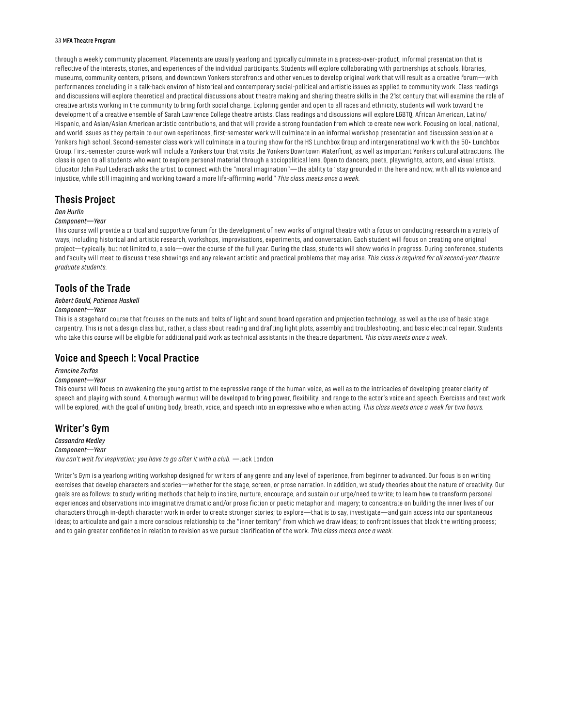through a weekly community placement. Placements are usually yearlong and typically culminate in a process-over-product, informal presentation that is reflective of the interests, stories, and experiences of the individual participants. Students will explore collaborating with partnerships at schools, libraries, museums, community centers, prisons, and downtown Yonkers storefronts and other venues to develop original work that will result as a creative forum—with performances concluding in a talk-back environ of historical and contemporary social-political and artistic issues as applied to community work. Class readings and discussions will explore theoretical and practical discussions about theatre making and sharing theatre skills in the 21st century that will examine the role of creative artists working in the community to bring forth social change. Exploring gender and open to all races and ethnicity, students will work toward the development of a creative ensemble of Sarah Lawrence College theatre artists. Class readings and discussions will explore LGBTQ, African American, Latino/Hispanic, and Asian/Asian American artistic contributions, and that will provide a strong foundation from which to create new work. Focusing on local, national, and world issues as they pertain to our own experiences, first-semester work will culminate in an informal workshop presentation and discussion session at a Yonkers high school. Second-semester class work will culminate in a touring show for the HS Lunchbox Group and intergenerational work with the 50+ Lunchbox Group. First-semester course work will include a Yonkers tour that visits the Yonkers Downtown Waterfront, as well as important Yonkers cultural attractions. The class is open to all students who want to explore personal material through a sociopolitical lens. Open to dancers, poets, playwrights, actors, and visual artists. Educator John Paul Lederach asks the artist to connect with the "moral imagination"—the ability to "stay grounded in the here and now, with all its violence and injustice, while still imagining and working toward a more life-affirming world." *This class meets once a week.*

## Thesis Project

*Dan Hurlin*

*Component—Year*

This course will provide a critical and supportive forum for the development of new works of original theatre with a focus on conducting research in a variety of ways, including historical and artistic research, workshops, improvisations, experiments, and conversation. Each student will focus on creating one original project—typically, but not limited to, a solo—over the course of the full year. During the class, students will show works in progress. During conference, students and faculty will meet to discuss these showings and any relevant artistic and practical problems that may arise. *This class is required for all second-year theatre graduate students.*

## Tools of the Trade

*Robert Gould, Patience Haskell*

*Component—Year*

This is a stagehand course that focuses on the nuts and bolts of light and sound board operation and projection technology, as well as the use of basic stage carpentry. This is not a design class but, rather, a class about reading and drafting light plots, assembly and troubleshooting, and basic electrical repair. Students who take this course will be eligible for additional paid work as technical assistants in the theatre department. *This class meets once a week.*

## Voice and Speech I: Vocal Practice

*Francine Zerfas*

*Component—Year*

This course will focus on awakening the young artist to the expressive range of the human voice, as well as to the intricacies of developing greater clarity of speech and playing with sound. A thorough warmup will be developed to bring power, flexibility, and range to the actor's voice and speech. Exercises and text work will be explored, with the goal of uniting body, breath, voice, and speech into an expressive whole when acting. *This class meets once a week for two hours.*

## Writer's Gym

*Cassandra Medley*

*Component—Year*

*You can't wait for inspiration; you have to go after it with a club.* —Jack London

Writer's Gym is a yearlong writing workshop designed for writers of any genre and any level of experience, from beginner to advanced. Our focus is on writing exercises that develop characters and stories—whether for the stage, screen, or prose narration. In addition, we study theories about the nature of creativity. Our goals are as follows: to study writing methods that help to inspire, nurture, encourage, and sustain our urge/need to write; to learn how to transform personal experiences and observations into imaginative dramatic and/or prose fiction or poetic metaphor and imagery; to concentrate on building the inner lives of our characters through in-depth character work in order to create stronger stories; to explore—that is to say, investigate—and gain access into our spontaneous ideas; to articulate and gain a more conscious relationship to the "inner territory" from which we draw ideas; to confront issues that block the writing process; and to gain greater confidence in relation to revision as we pursue clarification of the work. *This class meets once a week.*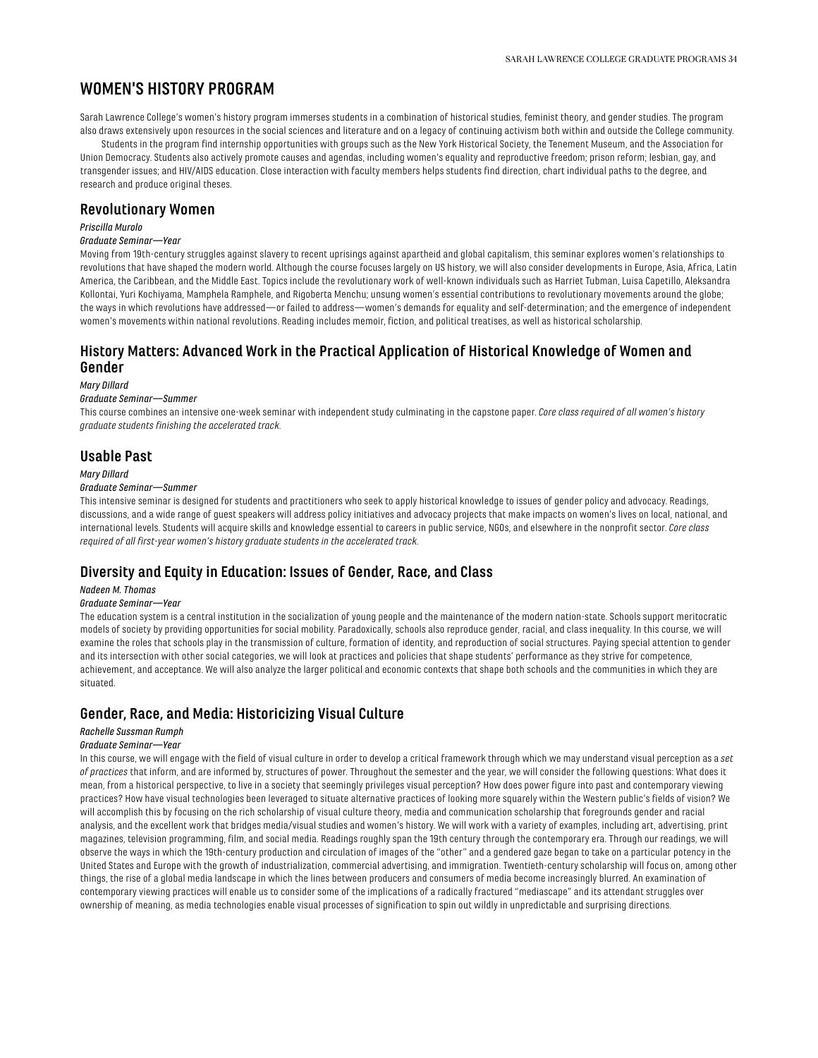# WOMEN'S HISTORY PROGRAM

Sarah Lawrence College's women's history program immerses students in a combination of historical studies, feminist theory, and gender studies. The program also draws extensively upon resources in the social sciences and literature and on a legacy of continuing activism both within and outside the College community.

Students in the program find internship opportunities with groups such as the New York Historical Society, the Tenement Museum, and the Association for Union Democracy. Students also actively promote causes and agendas, including women's equality and reproductive freedom; prison reform; lesbian, gay, and transgender issues; and HIV/AIDS education. Close interaction with faculty members helps students find direction, chart individual paths to the degree, and research and produce original theses.

## Revolutionary Women

*Priscilla Murolo*

*Graduate Seminar—Year*

Moving from 19th-century struggles against slavery to recent uprisings against apartheid and global capitalism, this seminar explores women's relationships to revolutions that have shaped the modern world. Although the course focuses largely on US history, we will also consider developments in Europe, Asia, Africa, Latin America, the Caribbean, and the Middle East. Topics include the revolutionary work of well-known individuals such as Harriet Tubman, Luisa Capetillo, Aleksandra Kollontai, Yuri Kochiyama, Mamphela Ramphele, and Rigoberta Menchu; unsung women's essential contributions to revolutionary movements around the globe; the ways in which revolutions have addressed—or failed to address—women's demands for equality and self-determination; and the emergence of independent women's movements within national revolutions. Reading includes memoir, fiction, and political treatises, as well as historical scholarship.

## History Matters: Advanced Work in the Practical Application of Historical Knowledge of Women and Gender

*Mary Dillard*

*Graduate Seminar—Summer*

This course combines an intensive one-week seminar with independent study culminating in the capstone paper. *Core class required of all women's history graduate students finishing the accelerated track.*

## Usable Past

*Mary Dillard*

*Graduate Seminar—Summer*

This intensive seminar is designed for students and practitioners who seek to apply historical knowledge to issues of gender policy and advocacy. Readings, discussions, and a wide range of guest speakers will address policy initiatives and advocacy projects that make impacts on women's lives on local, national, and international levels. Students will acquire skills and knowledge essential to careers in public service, NGOs, and elsewhere in the nonprofit sector. *Core class required of all first-year women's history graduate students in the accelerated track.*

## Diversity and Equity in Education: Issues of Gender, Race, and Class

*Nadeen M. Thomas*

*Graduate Seminar—Year*

The education system is a central institution in the socialization of young people and the maintenance of the modern nation-state. Schools support meritocratic models of society by providing opportunities for social mobility. Paradoxically, schools also reproduce gender, racial, and class inequality. In this course, we will examine the roles that schools play in the transmission of culture, formation of identity, and reproduction of social structures. Paying special attention to gender and its intersection with other social categories, we will look at practices and policies that shape students' performance as they strive for competence, achievement, and acceptance. We will also analyze the larger political and economic contexts that shape both schools and the communities in which they are situated.

## Gender, Race, and Media: Historicizing Visual Culture

*Rachelle Sussman Rumph*

*Graduate Seminar—Year*

In this course, we will engage with the field of visual culture in order to develop a critical framework through which we may understand visual perception as a *set of practices* that inform, and are informed by, structures of power. Throughout the semester and the year, we will consider the following questions: What does it mean, from a historical perspective, to live in a society that seemingly privileges visual perception? How does power figure into past and contemporary viewing practices? How have visual technologies been leveraged to situate alternative practices of looking more squarely within the Western public's fields of vision? We will accomplish this by focusing on the rich scholarship of visual culture theory, media and communication scholarship that foregrounds gender and racial analysis, and the excellent work that bridges media/visual studies and women's history. We will work with a variety of examples, including art, advertising, print magazines, television programming, film, and social media. Readings roughly span the 19th century through the contemporary era. Through our readings, we will observe the ways in which the 19th-century production and circulation of images of the "other" and a gendered gaze began to take on a particular potency in the United States and Europe with the growth of industrialization, commercial advertising, and immigration. Twentieth-century scholarship will focus on, among other things, the rise of a global media landscape in which the lines between producers and consumers of media become increasingly blurred. An examination of contemporary viewing practices will enable us to consider some of the implications of a radically fractured "mediascape" and its attendant struggles over ownership of meaning, as media technologies enable visual processes of signification to spin out wildly in unpredictable and surprising directions.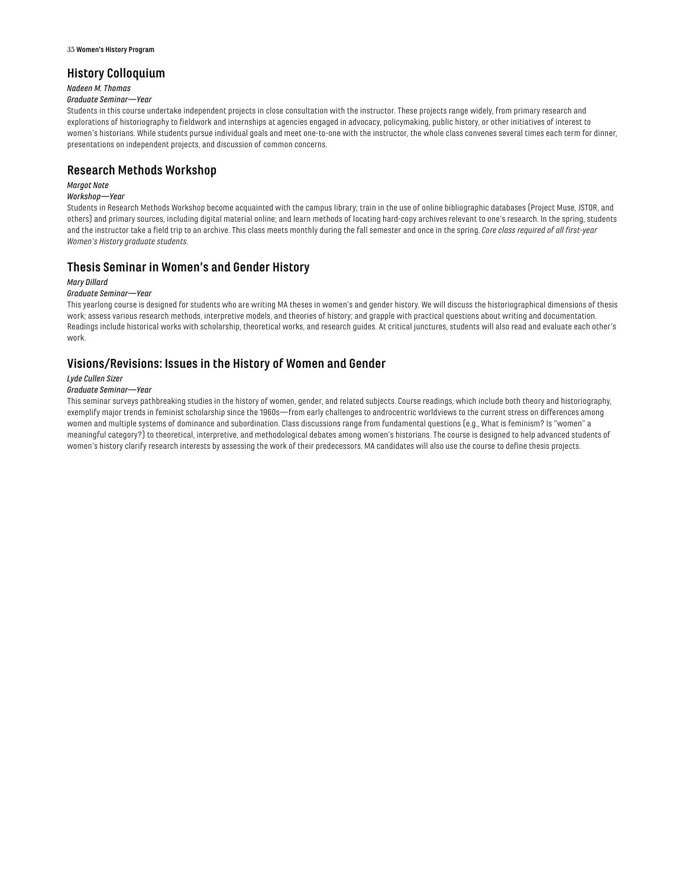## History Colloquium

*Nadeen M. Thomas*

*Graduate Seminar—Year*

Students in this course undertake independent projects in close consultation with the instructor. These projects range widely, from primary research and explorations of historiography to fieldwork and internships at agencies engaged in advocacy, policymaking, public history, or other initiatives of interest to women's historians. While students pursue individual goals and meet one-to-one with the instructor, the whole class convenes several times each term for dinner, presentations on independent projects, and discussion of common concerns.

## Research Methods Workshop

*Margot Note*

*Workshop—Year*

Students in Research Methods Workshop become acquainted with the campus library; train in the use of online bibliographic databases (Project Muse, JSTOR, and others) and primary sources, including digital material online; and learn methods of locating hard-copy archives relevant to one's research. In the spring, students and the instructor take a field trip to an archive. This class meets monthly during the fall semester and once in the spring. *Core class required of all first-year Women's History graduate students.*

## Thesis Seminar in Women's and Gender History

*Mary Dillard*

*Graduate Seminar—Year*

This yearlong course is designed for students who are writing MA theses in women's and gender history. We will discuss the historiographical dimensions of thesis work; assess various research methods, interpretive models, and theories of history; and grapple with practical questions about writing and documentation. Readings include historical works with scholarship, theoretical works, and research guides. At critical junctures, students will also read and evaluate each other's work.

## Visions/Revisions: Issues in the History of Women and Gender

*Lyde Cullen Sizer*

*Graduate Seminar—Year*

This seminar surveys pathbreaking studies in the history of women, gender, and related subjects. Course readings, which include both theory and historiography, exemplify major trends in feminist scholarship since the 1960s—from early challenges to androcentric worldviews to the current stress on differences among women and multiple systems of dominance and subordination. Class discussions range from fundamental questions (e.g., What is feminism? Is "women" a meaningful category?) to theoretical, interpretive, and methodological debates among women's historians. The course is designed to help advanced students of women's history clarify research interests by assessing the work of their predecessors. MA candidates will also use the course to define thesis projects.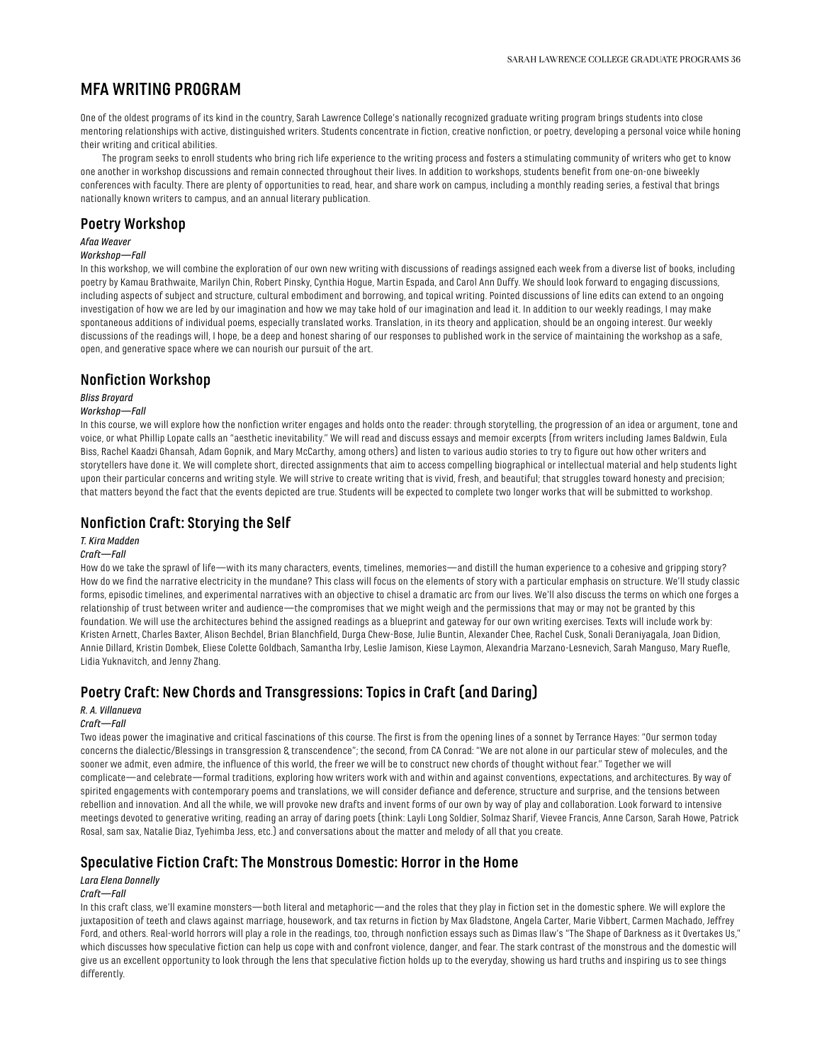# MFA WRITING PROGRAM

One of the oldest programs of its kind in the country, Sarah Lawrence College's nationally recognized graduate writing program brings students into close mentoring relationships with active, distinguished writers. Students concentrate in fiction, creative nonfiction, or poetry, developing a personal voice while honing their writing and critical abilities.

The program seeks to enroll students who bring rich life experience to the writing process and fosters a stimulating community of writers who get to know one another in workshop discussions and remain connected throughout their lives. In addition to workshops, students benefit from one-on-one biweekly conferences with faculty. There are plenty of opportunities to read, hear, and share work on campus, including a monthly reading series, a festival that brings nationally known writers to campus, and an annual literary publication.

## Poetry Workshop

*Afaa Weaver*

*Workshop—Fall*

In this workshop, we will combine the exploration of our own new writing with discussions of readings assigned each week from a diverse list of books, including poetry by Kamau Brathwaite, Marilyn Chin, Robert Pinsky, Cynthia Hogue, Martin Espada, and Carol Ann Duffy. We should look forward to engaging discussions, including aspects of subject and structure, cultural embodiment and borrowing, and topical writing. Pointed discussions of line edits can extend to an ongoing investigation of how we are led by our imagination and how we may take hold of our imagination and lead it. In addition to our weekly readings, I may make spontaneous additions of individual poems, especially translated works. Translation, in its theory and application, should be an ongoing interest. Our weekly discussions of the readings will, I hope, be a deep and honest sharing of our responses to published work in the service of maintaining the workshop as a safe, open, and generative space where we can nourish our pursuit of the art.

## Nonfiction Workshop

*Bliss Broyard*

*Workshop—Fall*

In this course, we will explore how the nonfiction writer engages and holds onto the reader: through storytelling, the progression of an idea or argument, tone and voice, or what Phillip Lopate calls an "aesthetic inevitability." We will read and discuss essays and memoir excerpts (from writers including James Baldwin, Eula Biss, Rachel Kaadzi Ghansah, Adam Gopnik, and Mary McCarthy, among others) and listen to various audio stories to try to figure out how other writers and storytellers have done it. We will complete short, directed assignments that aim to access compelling biographical or intellectual material and help students light upon their particular concerns and writing style. We will strive to create writing that is vivid, fresh, and beautiful; that struggles toward honesty and precision; that matters beyond the fact that the events depicted are true. Students will be expected to complete two longer works that will be submitted to workshop.

## Nonfiction Craft: Storying the Self

*T. Kira Madden*

*Craft—Fall*

How do we take the sprawl of life—with its many characters, events, timelines, memories—and distill the human experience to a cohesive and gripping story? How do we find the narrative electricity in the mundane? This class will focus on the elements of story with a particular emphasis on structure. We'll study classic forms, episodic timelines, and experimental narratives with an objective to chisel a dramatic arc from our lives. We'll also discuss the terms on which one forges a relationship of trust between writer and audience—the compromises that we might weigh and the permissions that may or may not be granted by this foundation. We will use the architectures behind the assigned readings as a blueprint and gateway for our own writing exercises. Texts will include work by: Kristen Arnett, Charles Baxter, Alison Bechdel, Brian Blanchfield, Durga Chew-Bose, Julie Buntin, Alexander Chee, Rachel Cusk, Sonali Deraniyagala, Joan Didion, Annie Dillard, Kristin Dombek, Eliese Colette Goldbach, Samantha Irby, Leslie Jamison, Kiese Laymon, Alexandria Marzano-Lesnevich, Sarah Manguso, Mary Ruefle, Lidia Yuknavitch, and Jenny Zhang.

## Poetry Craft: New Chords and Transgressions: Topics in Craft (and Daring)

*R. A. Villanueva*

*Craft—Fall*

Two ideas power the imaginative and critical fascinations of this course. The first is from the opening lines of a sonnet by Terrance Hayes: "Our sermon today concerns the dialectic/Blessings in transgression & transcendence"; the second, from CA Conrad: "We are not alone in our particular stew of molecules, and the sooner we admit, even admire, the influence of this world, the freer we will be to construct new chords of thought without fear." Together we will complicate—and celebrate—formal traditions, exploring how writers work with and within and against conventions, expectations, and architectures. By way of spirited engagements with contemporary poems and translations, we will consider defiance and deference, structure and surprise, and the tensions between rebellion and innovation. And all the while, we will provoke new drafts and invent forms of our own by way of play and collaboration. Look forward to intensive meetings devoted to generative writing, reading an array of daring poets (think: Layli Long Soldier, Solmaz Sharif, Vievee Francis, Anne Carson, Sarah Howe, Patrick Rosal, sam sax, Natalie Diaz, Tyehimba Jess, etc.) and conversations about the matter and melody of all that you create.

## Speculative Fiction Craft: The Monstrous Domestic: Horror in the Home

*Lara Elena Donnelly*

*Craft—Fall*

In this craft class, we'll examine monsters—both literal and metaphoric—and the roles that they play in fiction set in the domestic sphere. We will explore the juxtaposition of teeth and claws against marriage, housework, and tax returns in fiction by Max Gladstone, Angela Carter, Marie Vibbert, Carmen Machado, Jeffrey Ford, and others. Real-world horrors will play a role in the readings, too, through nonfiction essays such as Dimas Ilaw's "The Shape of Darkness as it Overtakes Us," which discusses how speculative fiction can help us cope with and confront violence, danger, and fear. The stark contrast of the monstrous and the domestic will give us an excellent opportunity to look through the lens that speculative fiction holds up to the everyday, showing us hard truths and inspiring us to see things differently.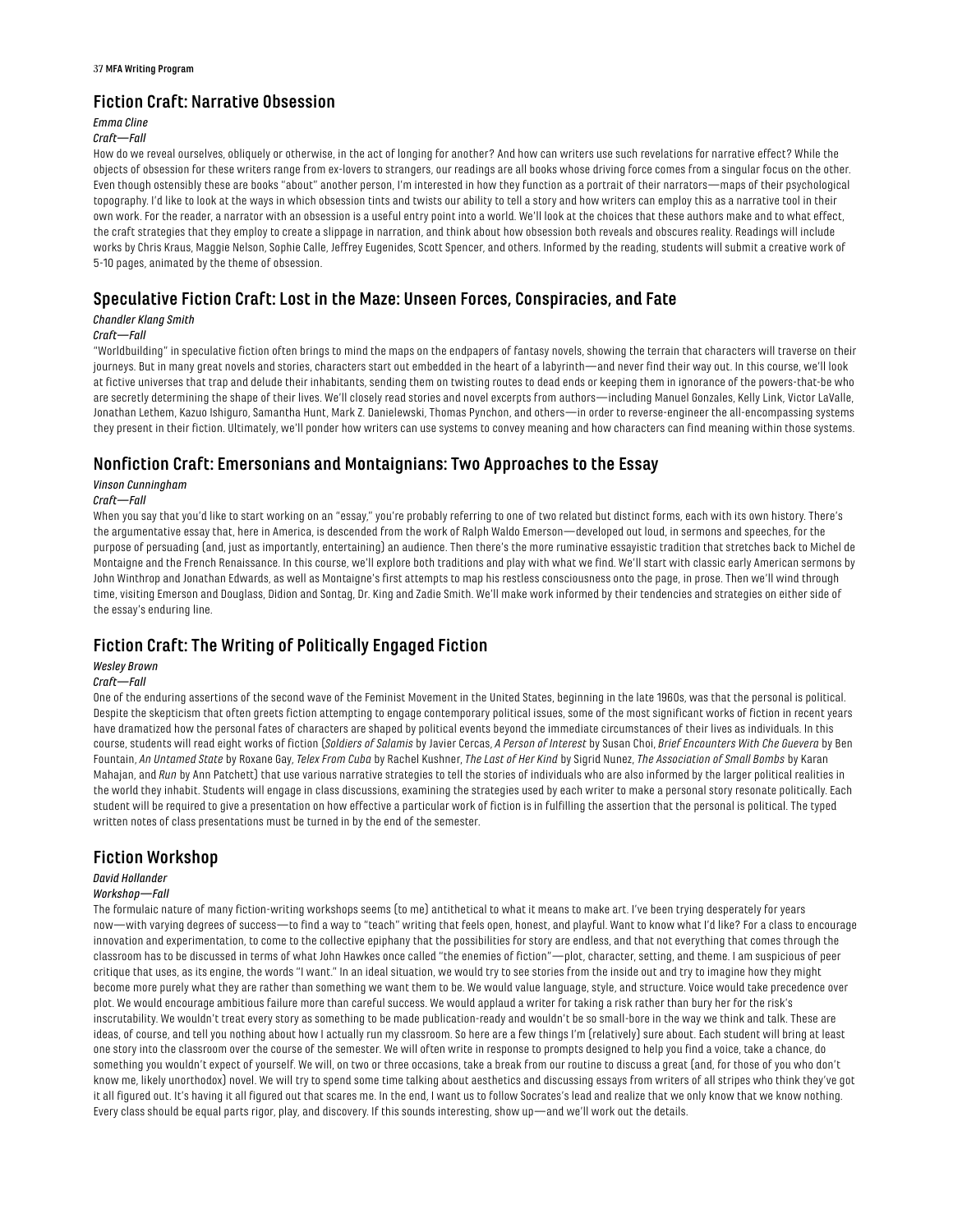## Fiction Craft: Narrative Obsession

*Emma Cline*

*Craft—Fall*

How do we reveal ourselves, obliquely or otherwise, in the act of longing for another? And how can writers use such revelations for narrative effect? While the objects of obsession for these writers range from ex-lovers to strangers, our readings are all books whose driving force comes from a singular focus on the other. Even though ostensibly these are books "about" another person, I'm interested in how they function as a portrait of their narrators—maps of their psychological topography. I'd like to look at the ways in which obsession tints and twists our ability to tell a story and how writers can employ this as a narrative tool in their own work. For the reader, a narrator with an obsession is a useful entry point into a world. We'll look at the choices that these authors make and to what effect, the craft strategies that they employ to create a slippage in narration, and think about how obsession both reveals and obscures reality. Readings will include works by Chris Kraus, Maggie Nelson, Sophie Calle, Jeffrey Eugenides, Scott Spencer, and others. Informed by the reading, students will submit a creative work of 5-10 pages, animated by the theme of obsession.

## Speculative Fiction Craft: Lost in the Maze: Unseen Forces, Conspiracies, and Fate

*Chandler Klang Smith*

*Craft—Fall*

"Worldbuilding" in speculative fiction often brings to mind the maps on the endpapers of fantasy novels, showing the terrain that characters will traverse on their journeys. But in many great novels and stories, characters start out embedded in the heart of a labyrinth—and never find their way out. In this course, we'll look at fictive universes that trap and delude their inhabitants, sending them on twisting routes to dead ends or keeping them in ignorance of the powers-that-be who are secretly determining the shape of their lives. We'll closely read stories and novel excerpts from authors—including Manuel Gonzales, Kelly Link, Victor LaValle, Jonathan Lethem, Kazuo Ishiguro, Samantha Hunt, Mark Z. Danielewski, Thomas Pynchon, and others—in order to reverse-engineer the all-encompassing systems they present in their fiction. Ultimately, we'll ponder how writers can use systems to convey meaning and how characters can find meaning within those systems.

## Nonfiction Craft: Emersonians and Montaignians: Two Approaches to the Essay

*Vinson Cunningham*

*Craft—Fall*

When you say that you'd like to start working on an "essay," you're probably referring to one of two related but distinct forms, each with its own history. There's the argumentative essay that, here in America, is descended from the work of Ralph Waldo Emerson—developed out loud, in sermons and speeches, for the purpose of persuading (and, just as importantly, entertaining) an audience. Then there's the more ruminative essayistic tradition that stretches back to Michel de Montaigne and the French Renaissance. In this course, we'll explore both traditions and play with what we find. We'll start with classic early American sermons by John Winthrop and Jonathan Edwards, as well as Montaigne's first attempts to map his restless consciousness onto the page, in prose. Then we'll wind through time, visiting Emerson and Douglass, Didion and Sontag, Dr. King and Zadie Smith. We'll make work informed by their tendencies and strategies on either side of the essay's enduring line.

## Fiction Craft: The Writing of Politically Engaged Fiction

*Wesley Brown*

*Craft—Fall*

One of the enduring assertions of the second wave of the Feminist Movement in the United States, beginning in the late 1960s, was that the personal is political. Despite the skepticism that often greets fiction attempting to engage contemporary political issues, some of the most significant works of fiction in recent years have dramatized how the personal fates of characters are shaped by political events beyond the immediate circumstances of their lives as individuals. In this course, students will read eight works of fiction (*Soldiers of Salamis* by Javier Cercas, *A Person of Interest* by Susan Choi, *Brief Encounters With Che Guevera* by Ben Fountain, *An Untamed State* by Roxane Gay, *Telex From Cuba* by Rachel Kushner, *The Last of Her Kind* by Sigrid Nunez, *The Association of Small Bombs* by Karan Mahajan, and *Run* by Ann Patchett) that use various narrative strategies to tell the stories of individuals who are also informed by the larger political realities in the world they inhabit. Students will engage in class discussions, examining the strategies used by each writer to make a personal story resonate politically. Each student will be required to give a presentation on how effective a particular work of fiction is in fulfilling the assertion that the personal is political. The typed written notes of class presentations must be turned in by the end of the semester.

## Fiction Workshop

*David Hollander*

*Workshop—Fall*

The formulaic nature of many fiction-writing workshops seems (to me) antithetical to what it means to make art. I've been trying desperately for years now—with varying degrees of success—to find a way to "teach" writing that feels open, honest, and playful. Want to know what I'd like? For a class to encourage innovation and experimentation, to come to the collective epiphany that the possibilities for story are endless, and that not everything that comes through the classroom has to be discussed in terms of what John Hawkes once called "the enemies of fiction"—plot, character, setting, and theme. I am suspicious of peer critique that uses, as its engine, the words "I want." In an ideal situation, we would try to see stories from the inside out and try to imagine how they might become more purely what they are rather than something we want them to be. We would value language, style, and structure. Voice would take precedence over plot. We would encourage ambitious failure more than careful success. We would applaud a writer for taking a risk rather than bury her for the risk's inscrutability. We wouldn't treat every story as something to be made publication-ready and wouldn't be so small-bore in the way we think and talk. These are ideas, of course, and tell you nothing about how I actually run my classroom. So here are a few things I'm (relatively) sure about. Each student will bring at least one story into the classroom over the course of the semester. We will often write in response to prompts designed to help you find a voice, take a chance, do something you wouldn't expect of yourself. We will, on two or three occasions, take a break from our routine to discuss a great (and, for those of you who don't know me, likely unorthodox) novel. We will try to spend some time talking about aesthetics and discussing essays from writers of all stripes who think they've got it all figured out. It's having it all figured out that scares me. In the end, I want us to follow Socrates's lead and realize that we only know that we know nothing. Every class should be equal parts rigor, play, and discovery. If this sounds interesting, show up—and we'll work out the details.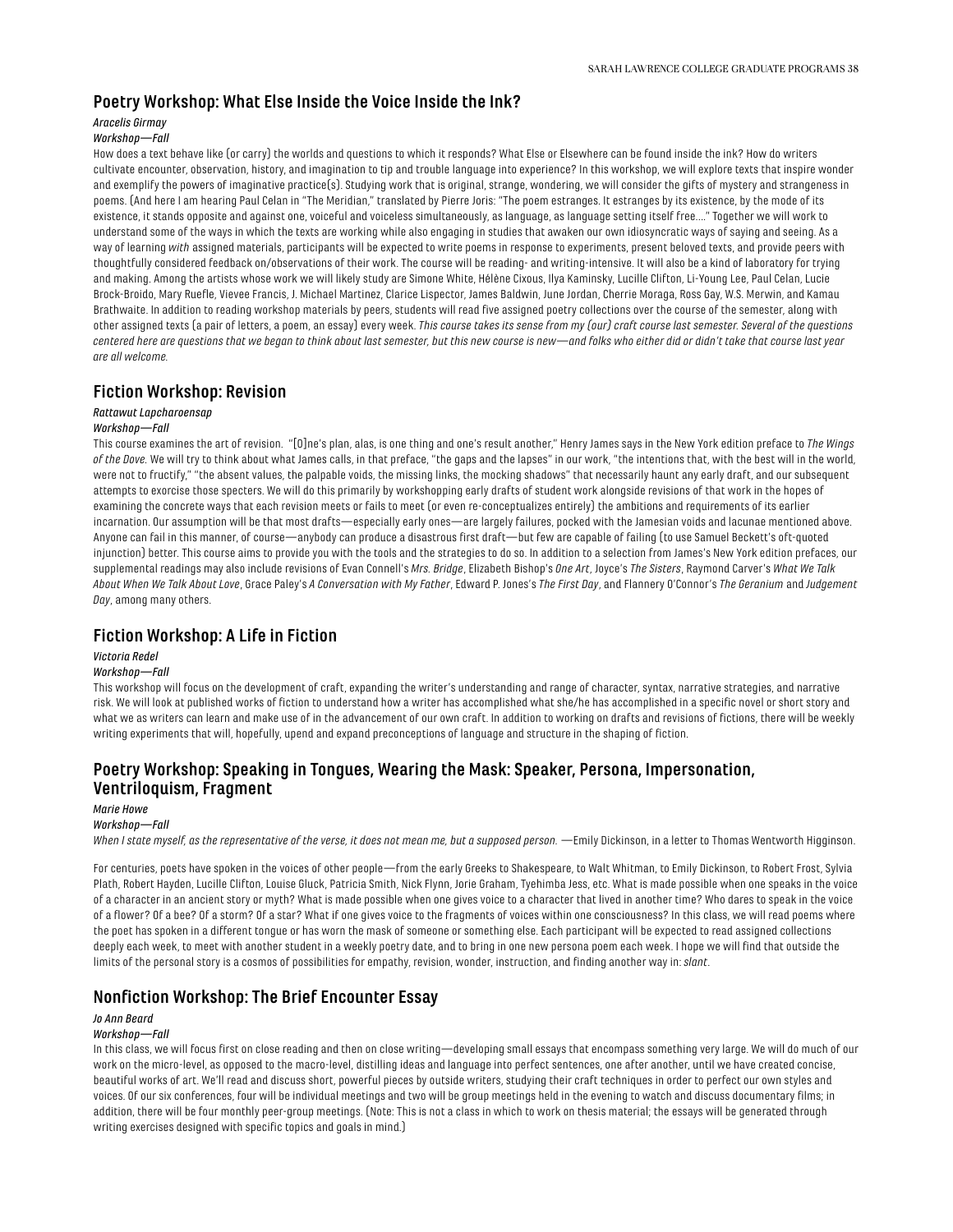## Poetry Workshop: What Else Inside the Voice Inside the Ink?

*Aracelis Girmay*

*Workshop—Fall*

How does a text behave like (or carry) the worlds and questions to which it responds? What Else or Elsewhere can be found inside the ink? How do writers cultivate encounter, observation, history, and imagination to tip and trouble language into experience? In this workshop, we will explore texts that inspire wonder and exemplify the powers of imaginative practice(s). Studying work that is original, strange, wondering, we will consider the gifts of mystery and strangeness in poems. (And here I am hearing Paul Celan in "The Meridian," translated by Pierre Joris: "The poem estranges. It estranges by its existence, by the mode of its existence, it stands opposite and against one, voiceful and voiceless simultaneously, as language, as language setting itself free…." Together we will work to understand some of the ways in which the texts are working while also engaging in studies that awaken our own idiosyncratic ways of saying and seeing. As a way of learning *with* assigned materials, participants will be expected to write poems in response to experiments, present beloved texts, and provide peers with thoughtfully considered feedback on/observations of their work. The course will be reading- and writing-intensive. It will also be a kind of laboratory for trying and making. Among the artists whose work we will likely study are Simone White, Hélène Cixous, Ilya Kaminsky, Lucille Clifton, Li-Young Lee, Paul Celan, Lucie Brock-Broido, Mary Ruefle, Vievee Francis, J. Michael Martinez, Clarice Lispector, James Baldwin, June Jordan, Cherrie Moraga, Ross Gay, W.S. Merwin, and Kamau Brathwaite. In addition to reading workshop materials by peers, students will read five assigned poetry collections over the course of the semester, along with other assigned texts (a pair of letters, a poem, an essay) every week. *This course takes its sense from my (our) craft course last semester. Several of the questions centered here are questions that we began to think about last semester, but this new course is new—and folks who either did or didn't take that course last year are all welcome.*

## Fiction Workshop: Revision

*Rattawut Lapcharoensap*

*Workshop—Fall*

This course examines the art of revision. "[O]ne's plan, alas, is one thing and one's result another," Henry James says in the New York edition preface to *The Wings of the Dove.* We will try to think about what James calls, in that preface, "the gaps and the lapses" in our work, "the intentions that, with the best will in the world, were not to fructify," "the absent values, the palpable voids, the missing links, the mocking shadows" that necessarily haunt any early draft, and our subsequent attempts to exorcise those specters. We will do this primarily by workshopping early drafts of student work alongside revisions of that work in the hopes of examining the concrete ways that each revision meets or fails to meet (or even re-conceptualizes entirely) the ambitions and requirements of its earlier incarnation. Our assumption will be that most drafts—especially early ones—are largely failures, pocked with the Jamesian voids and lacunae mentioned above. Anyone can fail in this manner, of course—anybody can produce a disastrous first draft—but few are capable of failing (to use Samuel Beckett's oft-quoted injunction) better. This course aims to provide you with the tools and the strategies to do so. In addition to a selection from James's New York edition prefaces, our supplemental readings may also include revisions of Evan Connell's *Mrs. Bridge*, Elizabeth Bishop's *One Art*, Joyce's *The Sisters*, Raymond Carver's *What We Talk About When We Talk About Love*, Grace Paley's *A Conversation with My Father*, Edward P. Jones's *The First Day*, and Flannery O'Connor's *The Geranium* and *Judgement Day*, among many others.

## Fiction Workshop: A Life in Fiction

*Victoria Redel*

*Workshop—Fall*

This workshop will focus on the development of craft, expanding the writer's understanding and range of character, syntax, narrative strategies, and narrative risk. We will look at published works of fiction to understand how a writer has accomplished what she/he has accomplished in a specific novel or short story and what we as writers can learn and make use of in the advancement of our own craft. In addition to working on drafts and revisions of fictions, there will be weekly writing experiments that will, hopefully, upend and expand preconceptions of language and structure in the shaping of fiction.

## Poetry Workshop: Speaking in Tongues, Wearing the Mask: Speaker, Persona, Impersonation, Ventriloquism, Fragment

*Marie Howe*

*Workshop—Fall*

*When I state myself, as the representative of the verse, it does not mean me, but a supposed person.* —Emily Dickinson, in a letter to Thomas Wentworth Higginson.

For centuries, poets have spoken in the voices of other people—from the early Greeks to Shakespeare, to Walt Whitman, to Emily Dickinson, to Robert Frost, Sylvia Plath, Robert Hayden, Lucille Clifton, Louise Gluck, Patricia Smith, Nick Flynn, Jorie Graham, Tyehimba Jess, etc. What is made possible when one speaks in the voice of a character in an ancient story or myth? What is made possible when one gives voice to a character that lived in another time? Who dares to speak in the voice of a flower? Of a bee? Of a storm? Of a star? What if one gives voice to the fragments of voices within one consciousness? In this class, we will read poems where the poet has spoken in a different tongue or has worn the mask of someone or something else. Each participant will be expected to read assigned collections deeply each week, to meet with another student in a weekly poetry date, and to bring in one new persona poem each week. I hope we will find that outside the limits of the personal story is a cosmos of possibilities for empathy, revision, wonder, instruction, and finding another way in: *slant*.

## Nonfiction Workshop: The Brief Encounter Essay

*Jo Ann Beard*

*Workshop—Fall*

In this class, we will focus first on close reading and then on close writing—developing small essays that encompass something very large. We will do much of our work on the micro-level, as opposed to the macro-level, distilling ideas and language into perfect sentences, one after another, until we have created concise, beautiful works of art. We'll read and discuss short, powerful pieces by outside writers, studying their craft techniques in order to perfect our own styles and voices. Of our six conferences, four will be individual meetings and two will be group meetings held in the evening to watch and discuss documentary films; in addition, there will be four monthly peer-group meetings. (Note: This is not a class in which to work on thesis material; the essays will be generated through writing exercises designed with specific topics and goals in mind.)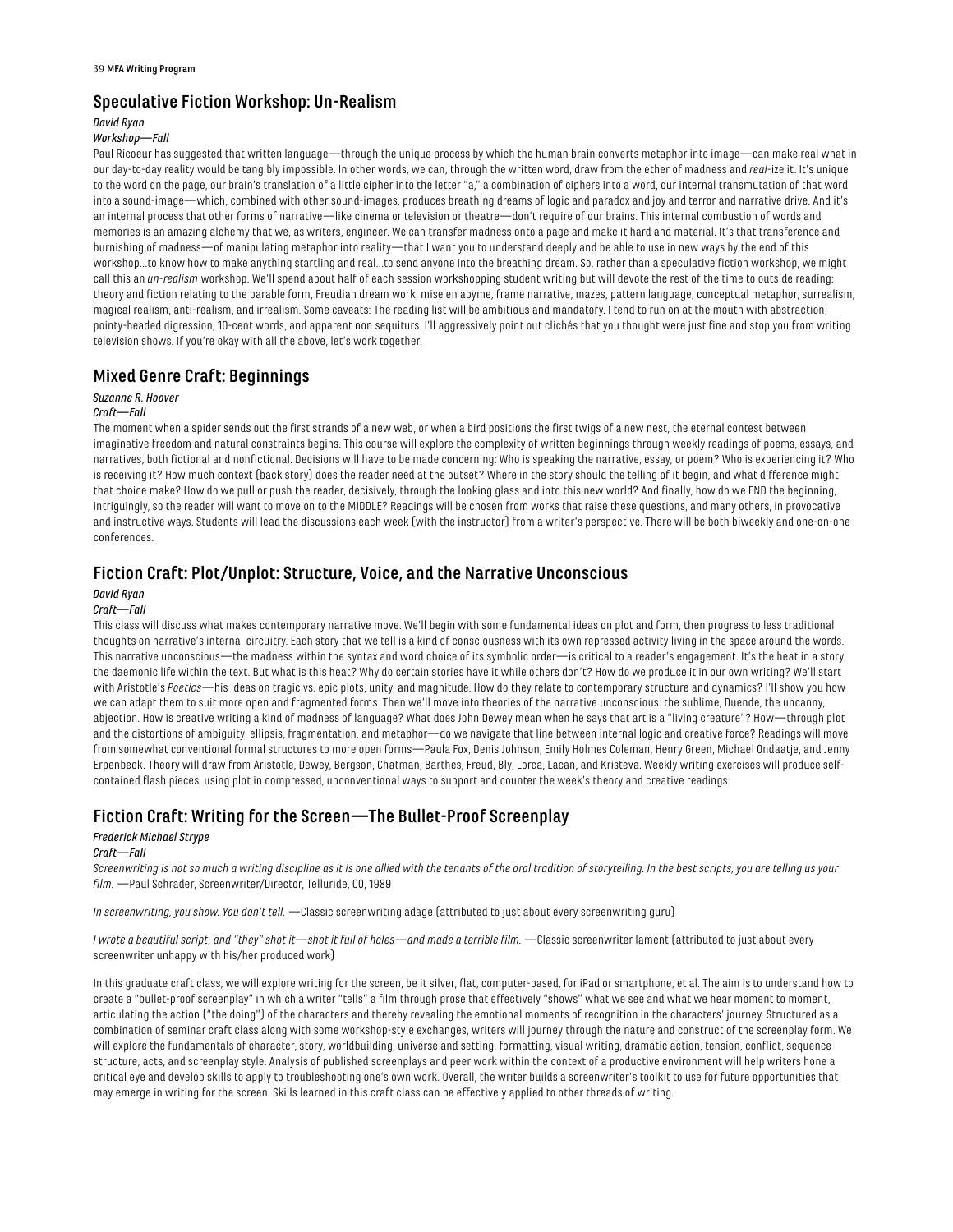## Speculative Fiction Workshop: Un-Realism

*David Ryan*

*Workshop—Fall*

Paul Ricoeur has suggested that written language—through the unique process by which the human brain converts metaphor into image—can make real what in our day-to-day reality would be tangibly impossible. In other words, we can, through the written word, draw from the ether of madness and *real*-ize it. It's unique to the word on the page, our brain's translation of a little cipher into the letter "a," a combination of ciphers into a word, our internal transmutation of that word into a sound-image—which, combined with other sound-images, produces breathing dreams of logic and paradox and joy and terror and narrative drive. And it's an internal process that other forms of narrative—like cinema or television or theatre—don't require of our brains. This internal combustion of words and memories is an amazing alchemy that we, as writers, engineer. We can transfer madness onto a page and make it hard and material. It's that transference and burnishing of madness—of manipulating metaphor into reality—that I want you to understand deeply and be able to use in new ways by the end of this workshop...to know how to make anything startling and real...to send anyone into the breathing dream. So, rather than a speculative fiction workshop, we might call this an *un-realism* workshop. We'll spend about half of each session workshopping student writing but will devote the rest of the time to outside reading: theory and fiction relating to the parable form, Freudian dream work, mise en abyme, frame narrative, mazes, pattern language, conceptual metaphor, surrealism, magical realism, anti-realism, and irrealism. Some caveats: The reading list will be ambitious and mandatory. I tend to run on at the mouth with abstraction, pointy-headed digression, 10-cent words, and apparent non sequiturs. I'll aggressively point out clichés that you thought were just fine and stop you from writing television shows. If you're okay with all the above, let's work together.

## Mixed Genre Craft: Beginnings

*Suzanne R. Hoover*

*Craft—Fall*

The moment when a spider sends out the first strands of a new web, or when a bird positions the first twigs of a new nest, the eternal contest between imaginative freedom and natural constraints begins. This course will explore the complexity of written beginnings through weekly readings of poems, essays, and narratives, both fictional and nonfictional. Decisions will have to be made concerning: Who is speaking the narrative, essay, or poem? Who is experiencing it? Who is receiving it? How much context (back story) does the reader need at the outset? Where in the story should the telling of it begin, and what difference might that choice make? How do we pull or push the reader, decisively, through the looking glass and into this new world? And finally, how do we END the beginning, intriguingly, so the reader will want to move on to the MIDDLE? Readings will be chosen from works that raise these questions, and many others, in provocative and instructive ways. Students will lead the discussions each week (with the instructor) from a writer's perspective. There will be both biweekly and one-on-one conferences.

## Fiction Craft: Plot/Unplot: Structure, Voice, and the Narrative Unconscious

*David Ryan*

*Craft—Fall*

This class will discuss what makes contemporary narrative move. We'll begin with some fundamental ideas on plot and form, then progress to less traditional thoughts on narrative's internal circuitry. Each story that we tell is a kind of consciousness with its own repressed activity living in the space around the words. This narrative unconscious—the madness within the syntax and word choice of its symbolic order—is critical to a reader's engagement. It's the heat in a story, the daemonic life within the text. But what is this heat? Why do certain stories have it while others don't? How do we produce it in our own writing? We'll start with Aristotle's *Poetics*—his ideas on tragic vs. epic plots, unity, and magnitude. How do they relate to contemporary structure and dynamics? I'll show you how we can adapt them to suit more open and fragmented forms. Then we'll move into theories of the narrative unconscious: the sublime, Duende, the uncanny, abjection. How is creative writing a kind of madness of language? What does John Dewey mean when he says that art is a "living creature"? How—through plot and the distortions of ambiguity, ellipsis, fragmentation, and metaphor—do we navigate that line between internal logic and creative force? Readings will move from somewhat conventional formal structures to more open forms—Paula Fox, Denis Johnson, Emily Holmes Coleman, Henry Green, Michael Ondaatje, and Jenny Erpenbeck. Theory will draw from Aristotle, Dewey, Bergson, Chatman, Barthes, Freud, Bly, Lorca, Lacan, and Kristeva. Weekly writing exercises will produce self-contained flash pieces, using plot in compressed, unconventional ways to support and counter the week's theory and creative readings.

## Fiction Craft: Writing for the Screen—The Bullet-Proof Screenplay

*Frederick Michael Strype*

*Craft—Fall*

*Screenwriting is not so much a writing discipline as it is one allied with the tenants of the oral tradition of storytelling. In the best scripts, you are telling us your film.* —Paul Schrader, Screenwriter/Director, Telluride, CO, 1989

*In screenwriting, you show. You don't tell.* —Classic screenwriting adage (attributed to just about every screenwriting guru)

*I wrote a beautiful script, and "they" shot it—shot it full of holes—and made a terrible film.* —Classic screenwriter lament (attributed to just about every screenwriter unhappy with his/her produced work)

In this graduate craft class, we will explore writing for the screen, be it silver, flat, computer-based, for iPad or smartphone, et al. The aim is to understand how to create a "bullet-proof screenplay" in which a writer "tells" a film through prose that effectively "shows" what we see and what we hear moment to moment, articulating the action ("the doing") of the characters and thereby revealing the emotional moments of recognition in the characters' journey. Structured as a combination of seminar craft class along with some workshop-style exchanges, writers will journey through the nature and construct of the screenplay form. We will explore the fundamentals of character, story, worldbuilding, universe and setting, formatting, visual writing, dramatic action, tension, conflict, sequence structure, acts, and screenplay style. Analysis of published screenplays and peer work within the context of a productive environment will help writers hone a critical eye and develop skills to apply to troubleshooting one's own work. Overall, the writer builds a screenwriter's toolkit to use for future opportunities that may emerge in writing for the screen. Skills learned in this craft class can be effectively applied to other threads of writing.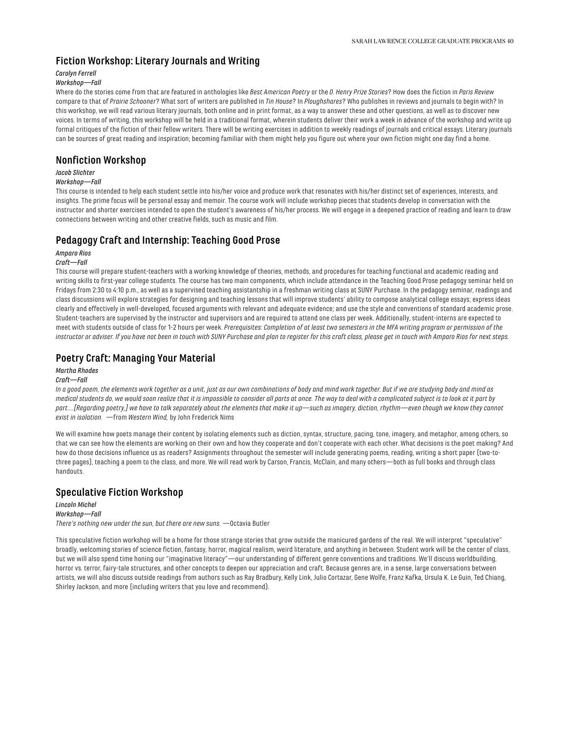## Fiction Workshop: Literary Journals and Writing

*Carolyn Ferrell*

*Workshop—Fall*

Where do the stories come from that are featured in anthologies like *Best American Poetry* or the *O. Henry Prize Stories*? How does the fiction in *Paris Review* compare to that of *Prairie Schooner*? What sort of writers are published in *Tin House*? In *Ploughshares*? Who publishes in reviews and journals to begin with? In this workshop, we will read various literary journals, both online and in print format, as a way to answer these and other questions, as well as to discover new voices. In terms of writing, this workshop will be held in a traditional format, wherein students deliver their work a week in advance of the workshop and write up formal critiques of the fiction of their fellow writers. There will be writing exercises in addition to weekly readings of journals and critical essays. Literary journals can be sources of great reading and inspiration; becoming familiar with them might help you figure out where your own fiction might one day find a home.

## Nonfiction Workshop

*Jacob Slichter*

*Workshop—Fall*

This course is intended to help each student settle into his/her voice and produce work that resonates with his/her distinct set of experiences, interests, and insights. The prime focus will be personal essay and memoir. The course work will include workshop pieces that students develop in conversation with the instructor and shorter exercises intended to open the student's awareness of his/her process. We will engage in a deepened practice of reading and learn to draw connections between writing and other creative fields, such as music and film.

## Pedagogy Craft and Internship: Teaching Good Prose

*Amparo Rios*

*Craft—Fall*

This course will prepare student-teachers with a working knowledge of theories, methods, and procedures for teaching functional and academic reading and writing skills to first-year college students. The course has two main components, which include attendance in the Teaching Good Prose pedagogy seminar held on Fridays from 2:30 to 4:10 p.m., as well as a supervised teaching assistantship in a freshman writing class at SUNY Purchase. In the pedagogy seminar, readings and class discussions will explore strategies for designing and teaching lessons that will improve students' ability to compose analytical college essays; express ideas clearly and effectively in well-developed, focused arguments with relevant and adequate evidence; and use the style and conventions of standard academic prose. Student-teachers are supervised by the instructor and supervisors and are required to attend one class per week. Additionally, student-interns are expected to meet with students outside of class for 1-2 hours per week. *Prerequisites: Completion of at least two semesters in the MFA writing program or permission of the instructor or adviser. If you have not been in touch with SUNY Purchase and plan to register for this craft class, please get in touch with Amparo Rios for next steps.*

## Poetry Craft: Managing Your Material

*Martha Rhodes*

*Craft—Fall*

*In a good poem, the elements work together as a unit, just as our own combinations of body and mind work together. But if we are studying body and mind as medical students do, we would soon realize that it is impossible to consider all parts at once. The way to deal with a complicated subject is to look at it part by part….[Regarding poetry,] we have to talk separately about the elements that make it up—such as imagery, diction, rhythm—even though we know they cannot exist in isolation.* —from *Western Wind,* by John Frederick Nims

We will examine how poets manage their content by isolating elements such as diction, syntax, structure, pacing, tone, imagery, and metaphor, among others, so that we can see how the elements are working on their own and how they cooperate and don't cooperate with each other. What decisions is the poet making? And how do those decisions influence us as readers? Assignments throughout the semester will include generating poems, reading, writing a short paper (two-to-three pages), teaching a poem to the class, and more. We will read work by Carson, Francis, McClain, and many others—both as full books and through class handouts.

## Speculative Fiction Workshop

*Lincoln Michel*

*Workshop—Fall*

*There's nothing new under the sun, but there are new suns.* —Octavia Butler

This speculative fiction workshop will be a home for those strange stories that grow outside the manicured gardens of the real. We will interpret "speculative" broadly, welcoming stories of science fiction, fantasy, horror, magical realism, weird literature, and anything in between. Student work will be the center of class, but we will also spend time honing our "imaginative literacy"—our understanding of different genre conventions and traditions. We'll discuss worldbuilding, horror vs. terror, fairy-tale structures, and other concepts to deepen our appreciation and craft. Because genres are, in a sense, large conversations between artists, we will also discuss outside readings from authors such as Ray Bradbury, Kelly Link, Julio Cortazar, Gene Wolfe, Franz Kafka, Ursula K. Le Guin, Ted Chiang, Shirley Jackson, and more (including writers that you love and recommend).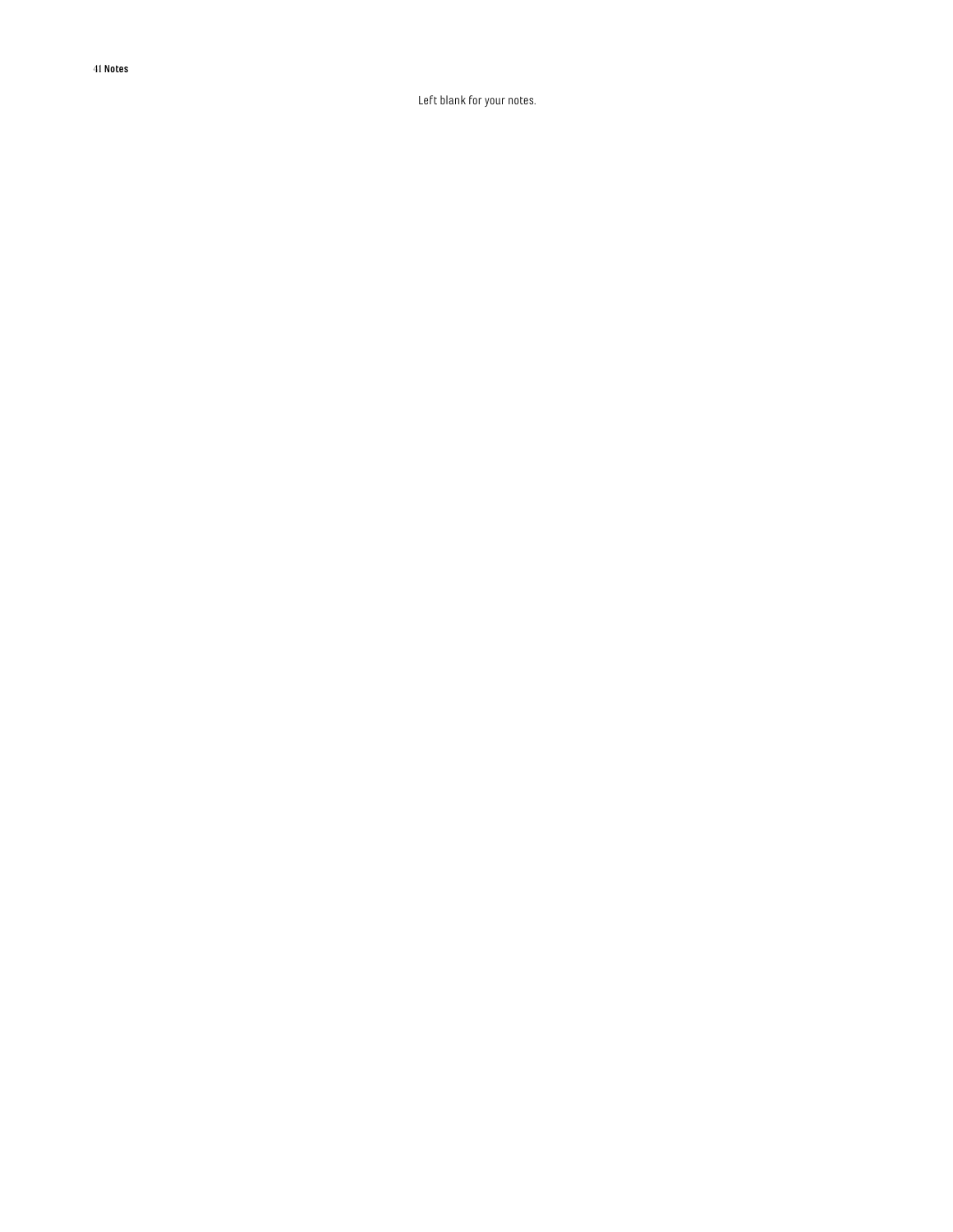## Notes

Left blank for your notes.